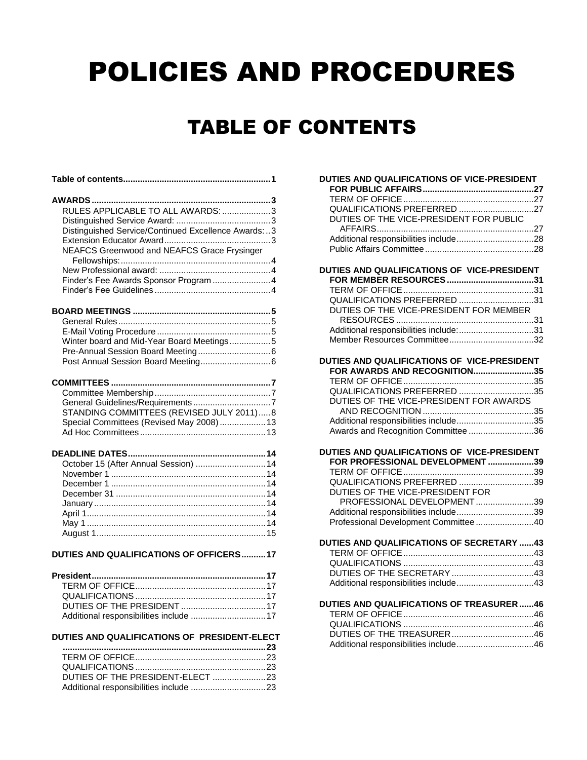# POLICIES AND PROCEDURES

## TABLE OF CONTENTS

**Table of contents....1**

**AWARDS....3**
- RULES APPLICABLE TO ALL AWARDS:....3
- Distinguished Service Award:....3
- Distinguished Service/Continued Excellence Awards:..3
- Extension Educator Award....3
- NEAFCS Greenwood and NEAFCS Grace Frysinger Fellowships:....4
- New Professional award:....4
- Finder's Fee Awards Sponsor Program....4
- Finder's Fee Guidelines....4

**BOARD MEETINGS....5**
- General Rules....5
- E-Mail Voting Procedure....5
- Winter board and Mid-Year Board Meetings....5
- Pre-Annual Session Board Meeting....6
- Post Annual Session Board Meeting....6

**COMMITTEES....7**
- Committee Membership....7
- General Guidelines/Requirements....7
- STANDING COMMITTEES (REVISED JULY 2011)....8
- Special Committees (Revised May 2008)....13
- Ad Hoc Committees....13

**DEADLINE DATES....14**
- October 15 (After Annual Session)....14
- November 1....14
- December 1....14
- December 31....14
- January....14
- April 1....14
- May 1....14
- August 1....15

**DUTIES AND QUALIFICATIONS OF OFFICERS....17**

**President....17**
- TERM OF OFFICE....17
- QUALIFICATIONS....17
- DUTIES OF THE PRESIDENT....17
- Additional responsibilities include....17

**DUTIES AND QUALIFICATIONS OF PRESIDENT-ELECT....23**
- TERM OF OFFICE....23
- QUALIFICATIONS....23
- DUTIES OF THE PRESIDENT-ELECT....23
- Additional responsibilities include....23

**DUTIES AND QUALIFICATIONS OF VICE-PRESIDENT FOR PUBLIC AFFAIRS....27**
- TERM OF OFFICE....27
- QUALIFICATIONS PREFERRED....27
- DUTIES OF THE VICE-PRESIDENT FOR PUBLIC AFFAIRS....27
- Additional responsibilities include....28
- Public Affairs Committee....28

**DUTIES AND QUALIFICATIONS OF VICE-PRESIDENT FOR MEMBER RESOURCES....31**
- TERM OF OFFICE....31
- QUALIFICATIONS PREFERRED....31
- DUTIES OF THE VICE-PRESIDENT FOR MEMBER RESOURCES....31
- Additional responsibilities include:....31
- Member Resources Committee....32

**DUTIES AND QUALIFICATIONS OF VICE-PRESIDENT FOR AWARDS AND RECOGNITION....35**
- TERM OF OFFICE....35
- QUALIFICATIONS PREFERRED....35
- DUTIES OF THE VICE-PRESIDENT FOR AWARDS AND RECOGNITION....35
- Additional responsibilities include....35
- Awards and Recognition Committee....36

**DUTIES AND QUALIFICATIONS OF VICE-PRESIDENT FOR PROFESSIONAL DEVELOPMENT....39**
- TERM OF OFFICE....39
- QUALIFICATIONS PREFERRED....39
- DUTIES OF THE VICE-PRESIDENT FOR PROFESSIONAL DEVELOPMENT....39
- Additional responsibilities include....39
- Professional Development Committee....40

**DUTIES AND QUALIFICATIONS OF SECRETARY....43**
- TERM OF OFFICE....43
- QUALIFICATIONS....43
- DUTIES OF THE SECRETARY....43
- Additional responsibilities include....43

**DUTIES AND QUALIFICATIONS OF TREASURER....46**
- TERM OF OFFICE....46
- QUALIFICATIONS....46
- DUTIES OF THE TREASURER....46
- Additional responsibilities include....46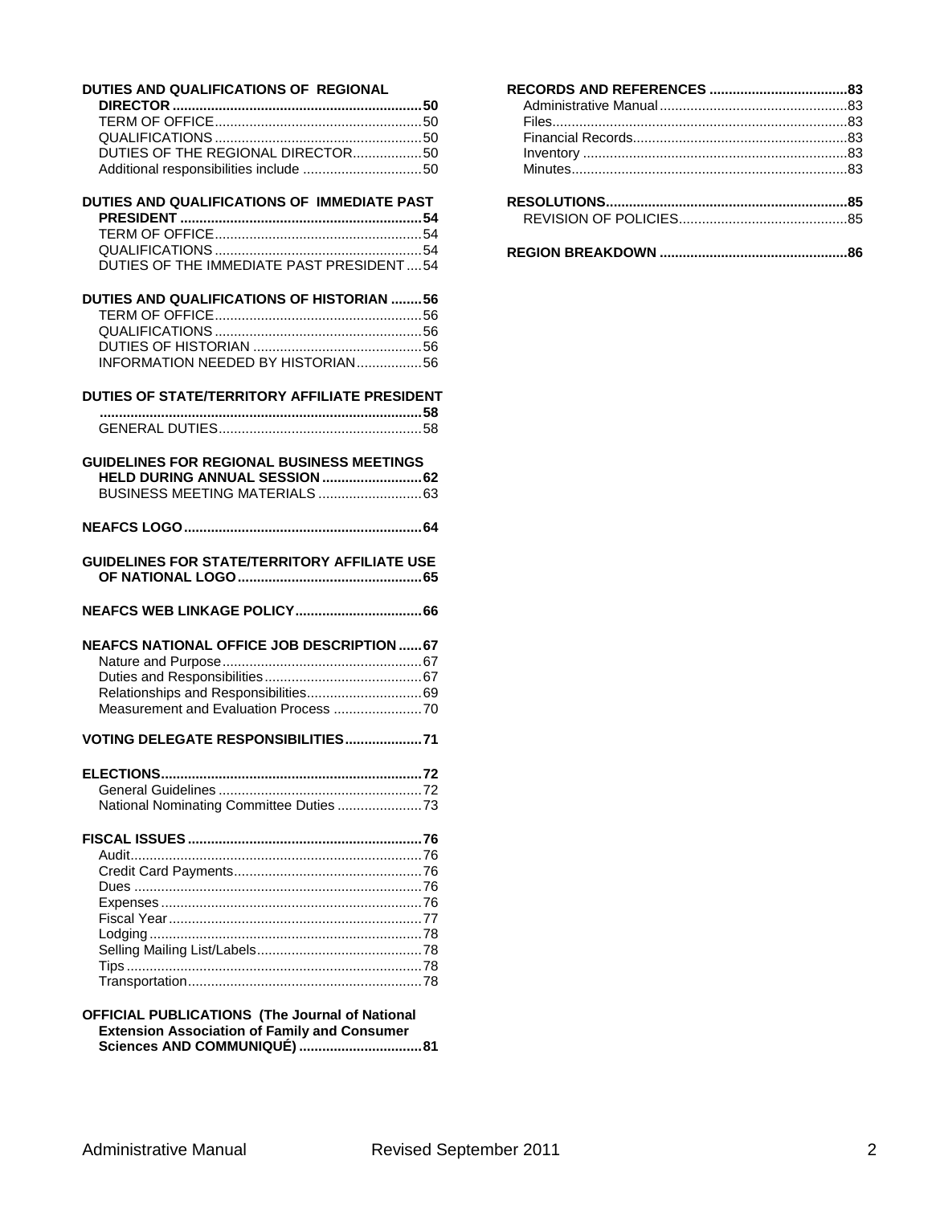**DUTIES AND QUALIFICATIONS OF REGIONAL DIRECTOR** ........ 50
- TERM OF OFFICE ........ 50
- QUALIFICATIONS ........ 50
- DUTIES OF THE REGIONAL DIRECTOR ........ 50
- Additional responsibilities include ........ 50

**DUTIES AND QUALIFICATIONS OF IMMEDIATE PAST PRESIDENT** ........ 54
- TERM OF OFFICE ........ 54
- QUALIFICATIONS ........ 54
- DUTIES OF THE IMMEDIATE PAST PRESIDENT ........ 54

**DUTIES AND QUALIFICATIONS OF HISTORIAN** ........ 56
- TERM OF OFFICE ........ 56
- QUALIFICATIONS ........ 56
- DUTIES OF HISTORIAN ........ 56
- INFORMATION NEEDED BY HISTORIAN ........ 56

**DUTIES OF STATE/TERRITORY AFFILIATE PRESIDENT** ........ 58
- GENERAL DUTIES ........ 58

**GUIDELINES FOR REGIONAL BUSINESS MEETINGS HELD DURING ANNUAL SESSION** ........ 62
- BUSINESS MEETING MATERIALS ........ 63

**NEAFCS LOGO** ........ 64

**GUIDELINES FOR STATE/TERRITORY AFFILIATE USE OF NATIONAL LOGO** ........ 65

**NEAFCS WEB LINKAGE POLICY** ........ 66

**NEAFCS NATIONAL OFFICE JOB DESCRIPTION** ........ 67
- Nature and Purpose ........ 67
- Duties and Responsibilities ........ 67
- Relationships and Responsibilities ........ 69
- Measurement and Evaluation Process ........ 70

**VOTING DELEGATE RESPONSIBILITIES** ........ 71

**ELECTIONS** ........ 72
- General Guidelines ........ 72
- National Nominating Committee Duties ........ 73

**FISCAL ISSUES** ........ 76
- Audit ........ 76
- Credit Card Payments ........ 76
- Dues ........ 76
- Expenses ........ 76
- Fiscal Year ........ 77
- Lodging ........ 78
- Selling Mailing List/Labels ........ 78
- Tips ........ 78
- Transportation ........ 78

**OFFICIAL PUBLICATIONS (The Journal of National Extension Association of Family and Consumer Sciences AND COMMUNIQUÉ)** ........ 81

**RECORDS AND REFERENCES** ........ 83
- Administrative Manual ........ 83
- Files ........ 83
- Financial Records ........ 83
- Inventory ........ 83
- Minutes ........ 83

**RESOLUTIONS** ........ 85
- REVISION OF POLICIES ........ 85

**REGION BREAKDOWN** ........ 86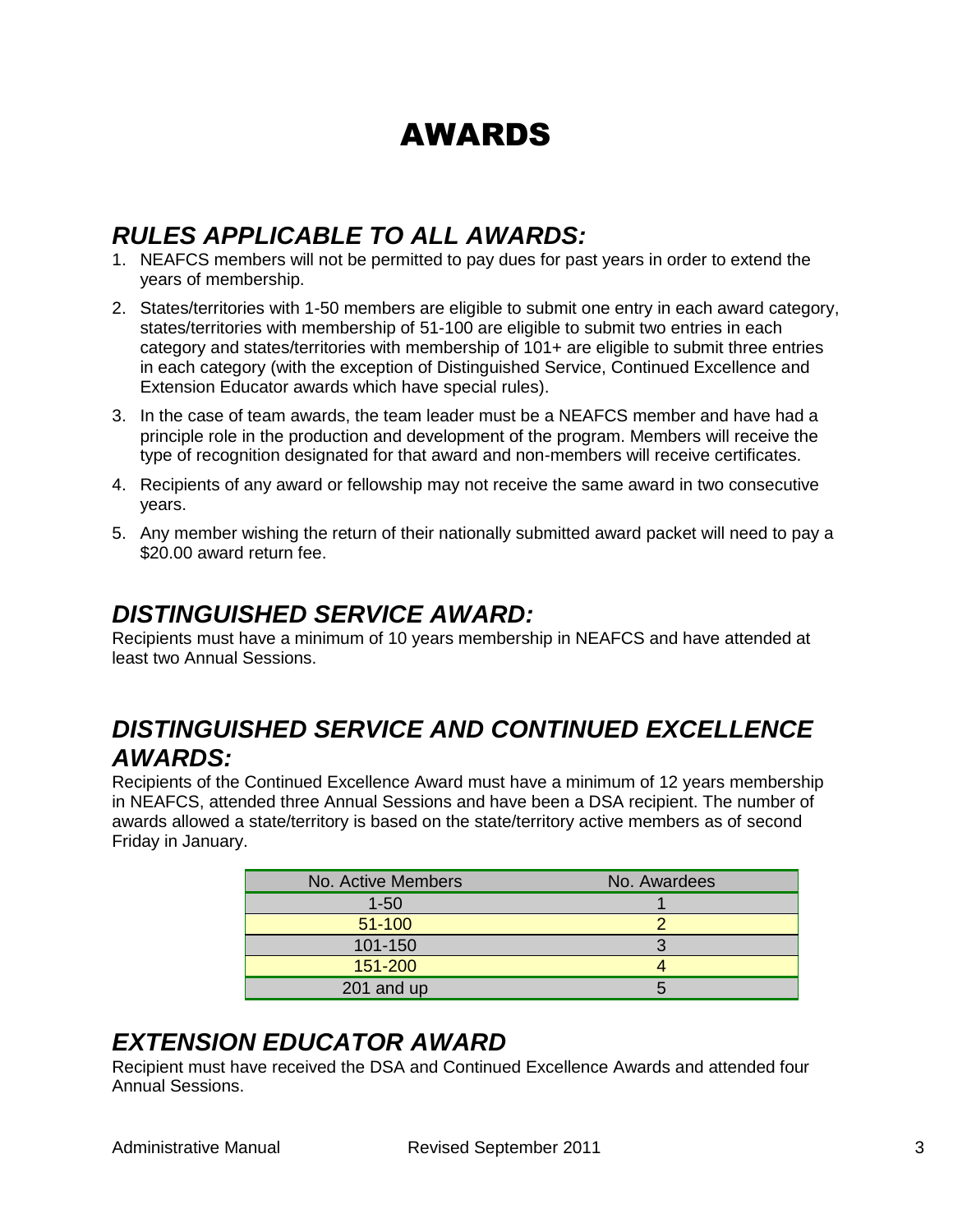# AWARDS

## *RULES APPLICABLE TO ALL AWARDS:*

1. NEAFCS members will not be permitted to pay dues for past years in order to extend the years of membership.
2. States/territories with 1-50 members are eligible to submit one entry in each award category, states/territories with membership of 51-100 are eligible to submit two entries in each category and states/territories with membership of 101+ are eligible to submit three entries in each category (with the exception of Distinguished Service, Continued Excellence and Extension Educator awards which have special rules).
3. In the case of team awards, the team leader must be a NEAFCS member and have had a principle role in the production and development of the program. Members will receive the type of recognition designated for that award and non-members will receive certificates.
4. Recipients of any award or fellowship may not receive the same award in two consecutive years.
5. Any member wishing the return of their nationally submitted award packet will need to pay a $20.00 award return fee.

## *DISTINGUISHED SERVICE AWARD:*

Recipients must have a minimum of 10 years membership in NEAFCS and have attended at least two Annual Sessions.

## *DISTINGUISHED SERVICE AND CONTINUED EXCELLENCE AWARDS:*

Recipients of the Continued Excellence Award must have a minimum of 12 years membership in NEAFCS, attended three Annual Sessions and have been a DSA recipient. The number of awards allowed a state/territory is based on the state/territory active members as of second Friday in January.

| No. Active Members | No. Awardees |
|---|---|
| 1-50 | 1 |
| 51-100 | 2 |
| 101-150 | 3 |
| 151-200 | 4 |
| 201 and up | 5 |

## *EXTENSION EDUCATOR AWARD*

Recipient must have received the DSA and Continued Excellence Awards and attended four Annual Sessions.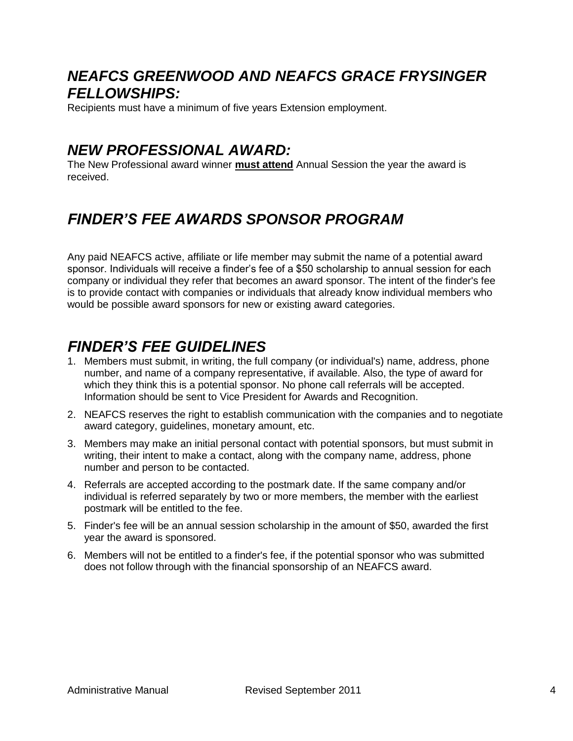## *NEAFCS GREENWOOD AND NEAFCS GRACE FRYSINGER FELLOWSHIPS:*

Recipients must have a minimum of five years Extension employment.

## *NEW PROFESSIONAL AWARD:*

The New Professional award winner **must attend** Annual Session the year the award is received.

## *FINDER'S FEE AWARDS SPONSOR PROGRAM*

Any paid NEAFCS active, affiliate or life member may submit the name of a potential award sponsor. Individuals will receive a finder's fee of a $50 scholarship to annual session for each company or individual they refer that becomes an award sponsor. The intent of the finder's fee is to provide contact with companies or individuals that already know individual members who would be possible award sponsors for new or existing award categories.

## *FINDER'S FEE GUIDELINES*

1. Members must submit, in writing, the full company (or individual's) name, address, phone number, and name of a company representative, if available. Also, the type of award for which they think this is a potential sponsor. No phone call referrals will be accepted. Information should be sent to Vice President for Awards and Recognition.
2. NEAFCS reserves the right to establish communication with the companies and to negotiate award category, guidelines, monetary amount, etc.
3. Members may make an initial personal contact with potential sponsors, but must submit in writing, their intent to make a contact, along with the company name, address, phone number and person to be contacted.
4. Referrals are accepted according to the postmark date. If the same company and/or individual is referred separately by two or more members, the member with the earliest postmark will be entitled to the fee.
5. Finder's fee will be an annual session scholarship in the amount of $50, awarded the first year the award is sponsored.
6. Members will not be entitled to a finder's fee, if the potential sponsor who was submitted does not follow through with the financial sponsorship of an NEAFCS award.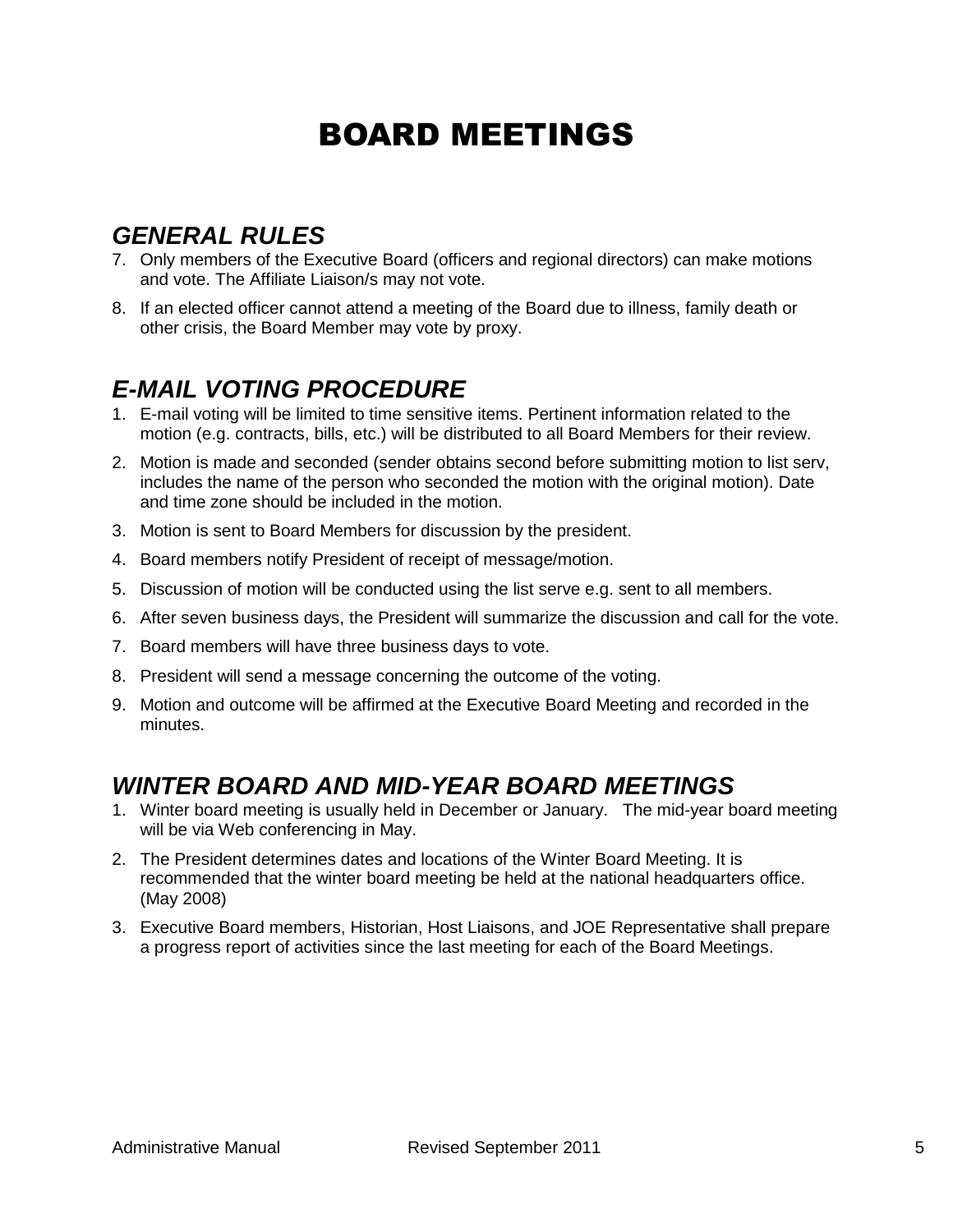# BOARD MEETINGS

## *GENERAL RULES*

7. Only members of the Executive Board (officers and regional directors) can make motions and vote. The Affiliate Liaison/s may not vote.
8. If an elected officer cannot attend a meeting of the Board due to illness, family death or other crisis, the Board Member may vote by proxy.

## *E-MAIL VOTING PROCEDURE*

1. E-mail voting will be limited to time sensitive items. Pertinent information related to the motion (e.g. contracts, bills, etc.) will be distributed to all Board Members for their review.
2. Motion is made and seconded (sender obtains second before submitting motion to list serv, includes the name of the person who seconded the motion with the original motion). Date and time zone should be included in the motion.
3. Motion is sent to Board Members for discussion by the president.
4. Board members notify President of receipt of message/motion.
5. Discussion of motion will be conducted using the list serve e.g. sent to all members.
6. After seven business days, the President will summarize the discussion and call for the vote.
7. Board members will have three business days to vote.
8. President will send a message concerning the outcome of the voting.
9. Motion and outcome will be affirmed at the Executive Board Meeting and recorded in the minutes.

## *WINTER BOARD AND MID-YEAR BOARD MEETINGS*

1. Winter board meeting is usually held in December or January. The mid-year board meeting will be via Web conferencing in May.
2. The President determines dates and locations of the Winter Board Meeting. It is recommended that the winter board meeting be held at the national headquarters office. (May 2008)
3. Executive Board members, Historian, Host Liaisons, and JOE Representative shall prepare a progress report of activities since the last meeting for each of the Board Meetings.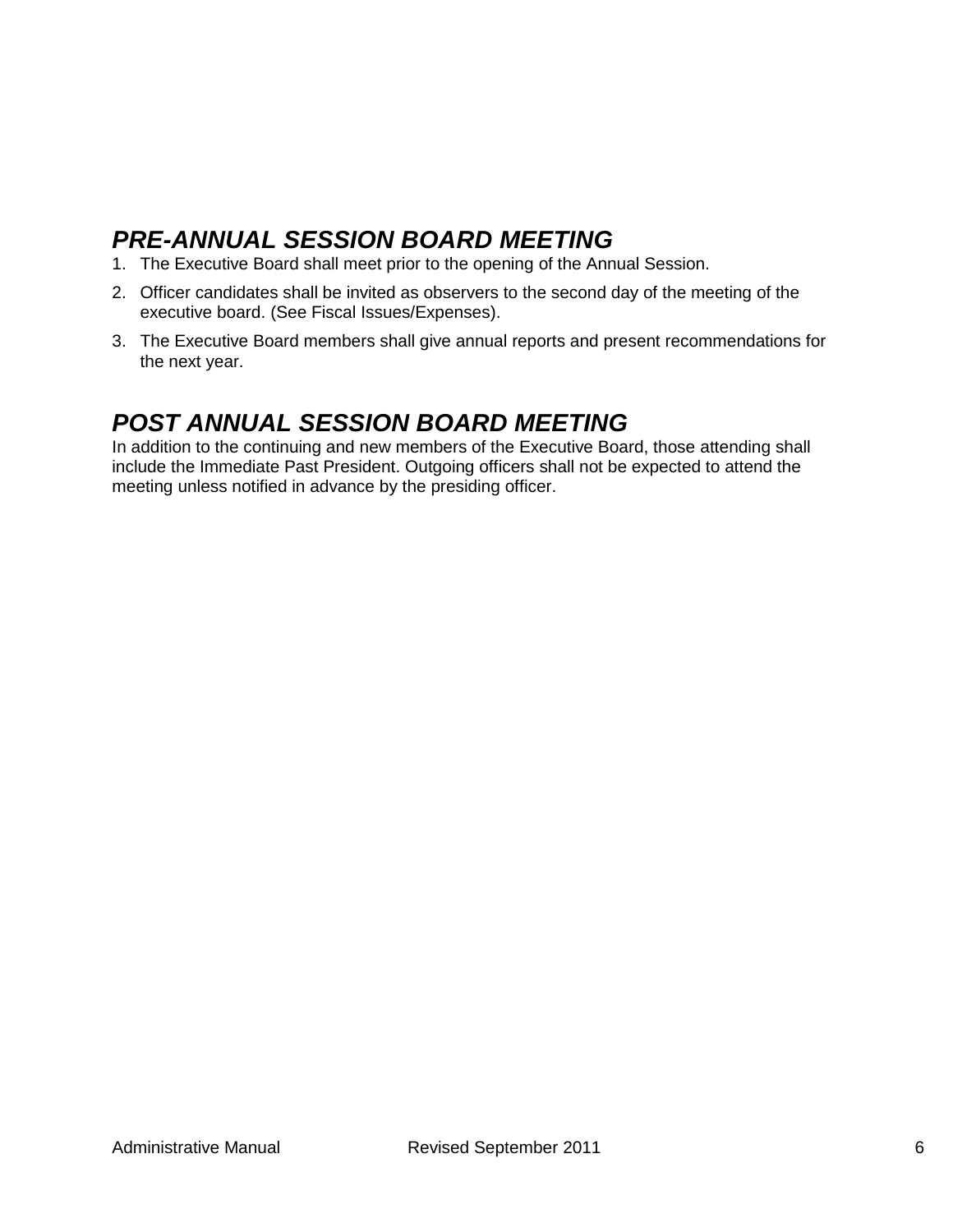## *PRE-ANNUAL SESSION BOARD MEETING*

1. The Executive Board shall meet prior to the opening of the Annual Session.
2. Officer candidates shall be invited as observers to the second day of the meeting of the executive board. (See Fiscal Issues/Expenses).
3. The Executive Board members shall give annual reports and present recommendations for the next year.

## *POST ANNUAL SESSION BOARD MEETING*

In addition to the continuing and new members of the Executive Board, those attending shall include the Immediate Past President. Outgoing officers shall not be expected to attend the meeting unless notified in advance by the presiding officer.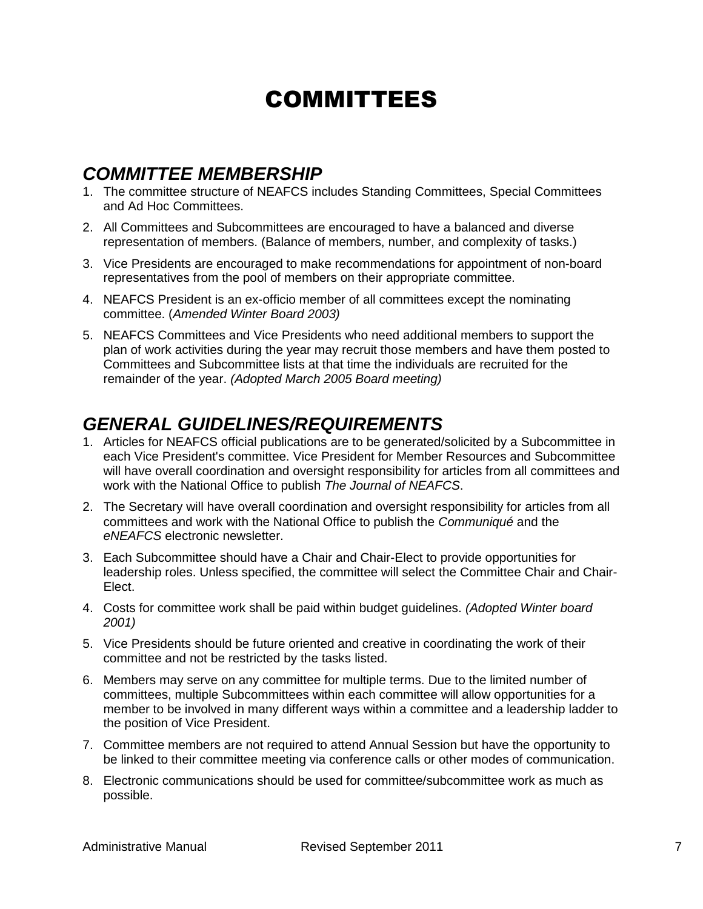# COMMITTEES

## *COMMITTEE MEMBERSHIP*

1. The committee structure of NEAFCS includes Standing Committees, Special Committees and Ad Hoc Committees.
2. All Committees and Subcommittees are encouraged to have a balanced and diverse representation of members. (Balance of members, number, and complexity of tasks.)
3. Vice Presidents are encouraged to make recommendations for appointment of non-board representatives from the pool of members on their appropriate committee.
4. NEAFCS President is an ex-officio member of all committees except the nominating committee. (*Amended Winter Board 2003)*
5. NEAFCS Committees and Vice Presidents who need additional members to support the plan of work activities during the year may recruit those members and have them posted to Committees and Subcommittee lists at that time the individuals are recruited for the remainder of the year. *(Adopted March 2005 Board meeting)*

## *GENERAL GUIDELINES/REQUIREMENTS*

1. Articles for NEAFCS official publications are to be generated/solicited by a Subcommittee in each Vice President's committee. Vice President for Member Resources and Subcommittee will have overall coordination and oversight responsibility for articles from all committees and work with the National Office to publish *The Journal of NEAFCS*.
2. The Secretary will have overall coordination and oversight responsibility for articles from all committees and work with the National Office to publish the *Communiqué* and the *eNEAFCS* electronic newsletter.
3. Each Subcommittee should have a Chair and Chair-Elect to provide opportunities for leadership roles. Unless specified, the committee will select the Committee Chair and Chair-Elect.
4. Costs for committee work shall be paid within budget guidelines. *(Adopted Winter board 2001)*
5. Vice Presidents should be future oriented and creative in coordinating the work of their committee and not be restricted by the tasks listed.
6. Members may serve on any committee for multiple terms. Due to the limited number of committees, multiple Subcommittees within each committee will allow opportunities for a member to be involved in many different ways within a committee and a leadership ladder to the position of Vice President.
7. Committee members are not required to attend Annual Session but have the opportunity to be linked to their committee meeting via conference calls or other modes of communication.
8. Electronic communications should be used for committee/subcommittee work as much as possible.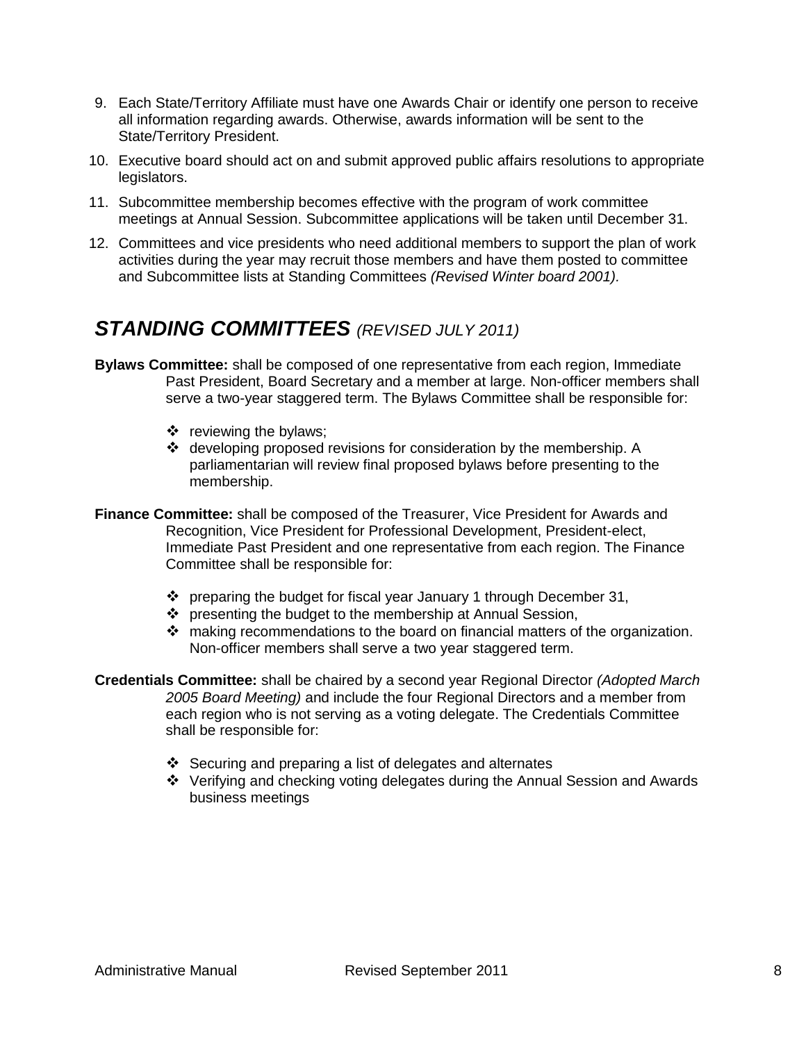9. Each State/Territory Affiliate must have one Awards Chair or identify one person to receive all information regarding awards. Otherwise, awards information will be sent to the State/Territory President.
10. Executive board should act on and submit approved public affairs resolutions to appropriate legislators.
11. Subcommittee membership becomes effective with the program of work committee meetings at Annual Session. Subcommittee applications will be taken until December 31.
12. Committees and vice presidents who need additional members to support the plan of work activities during the year may recruit those members and have them posted to committee and Subcommittee lists at Standing Committees *(Revised Winter board 2001).*

## ***STANDING COMMITTEES*** *(REVISED JULY 2011)*

**Bylaws Committee:** shall be composed of one representative from each region, Immediate Past President, Board Secretary and a member at large. Non-officer members shall serve a two-year staggered term. The Bylaws Committee shall be responsible for:

- reviewing the bylaws;
- developing proposed revisions for consideration by the membership. A parliamentarian will review final proposed bylaws before presenting to the membership.

**Finance Committee:** shall be composed of the Treasurer, Vice President for Awards and Recognition, Vice President for Professional Development, President-elect, Immediate Past President and one representative from each region. The Finance Committee shall be responsible for:

- preparing the budget for fiscal year January 1 through December 31,
- presenting the budget to the membership at Annual Session,
- making recommendations to the board on financial matters of the organization. Non-officer members shall serve a two year staggered term.

**Credentials Committee:** shall be chaired by a second year Regional Director *(Adopted March 2005 Board Meeting)* and include the four Regional Directors and a member from each region who is not serving as a voting delegate. The Credentials Committee shall be responsible for:

- Securing and preparing a list of delegates and alternates
- Verifying and checking voting delegates during the Annual Session and Awards business meetings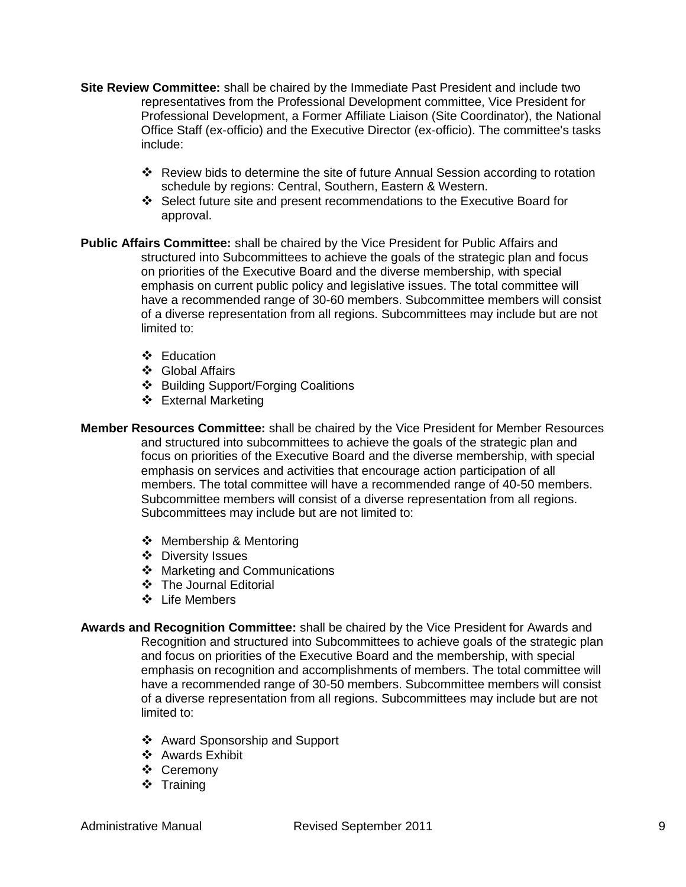**Site Review Committee:** shall be chaired by the Immediate Past President and include two representatives from the Professional Development committee, Vice President for Professional Development, a Former Affiliate Liaison (Site Coordinator), the National Office Staff (ex-officio) and the Executive Director (ex-officio). The committee's tasks include:

- Review bids to determine the site of future Annual Session according to rotation schedule by regions: Central, Southern, Eastern & Western.
- Select future site and present recommendations to the Executive Board for approval.

**Public Affairs Committee:** shall be chaired by the Vice President for Public Affairs and structured into Subcommittees to achieve the goals of the strategic plan and focus on priorities of the Executive Board and the diverse membership, with special emphasis on current public policy and legislative issues. The total committee will have a recommended range of 30-60 members. Subcommittee members will consist of a diverse representation from all regions. Subcommittees may include but are not limited to:

- Education
- Global Affairs
- Building Support/Forging Coalitions
- External Marketing

**Member Resources Committee:** shall be chaired by the Vice President for Member Resources and structured into subcommittees to achieve the goals of the strategic plan and focus on priorities of the Executive Board and the diverse membership, with special emphasis on services and activities that encourage action participation of all members. The total committee will have a recommended range of 40-50 members. Subcommittee members will consist of a diverse representation from all regions. Subcommittees may include but are not limited to:

- Membership & Mentoring
- Diversity Issues
- Marketing and Communications
- The Journal Editorial
- Life Members

**Awards and Recognition Committee:** shall be chaired by the Vice President for Awards and Recognition and structured into Subcommittees to achieve goals of the strategic plan and focus on priorities of the Executive Board and the membership, with special emphasis on recognition and accomplishments of members. The total committee will have a recommended range of 30-50 members. Subcommittee members will consist of a diverse representation from all regions. Subcommittees may include but are not limited to:

- Award Sponsorship and Support
- Awards Exhibit
- Ceremony
- Training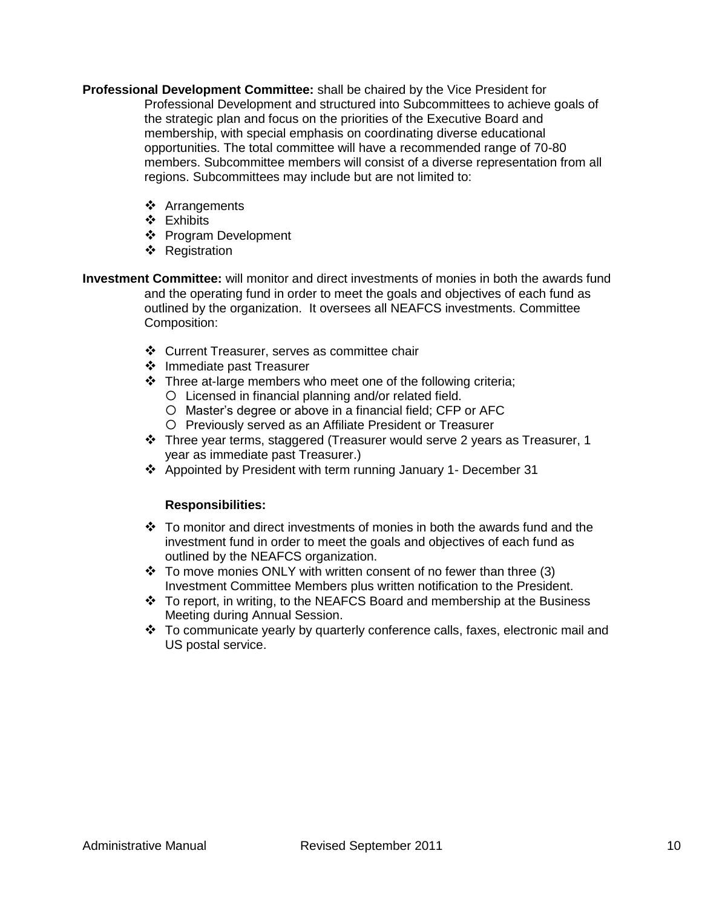**Professional Development Committee:** shall be chaired by the Vice President for Professional Development and structured into Subcommittees to achieve goals of the strategic plan and focus on the priorities of the Executive Board and membership, with special emphasis on coordinating diverse educational opportunities. The total committee will have a recommended range of 70-80 members. Subcommittee members will consist of a diverse representation from all regions. Subcommittees may include but are not limited to:

- Arrangements
- Exhibits
- Program Development
- Registration

**Investment Committee:** will monitor and direct investments of monies in both the awards fund and the operating fund in order to meet the goals and objectives of each fund as outlined by the organization. It oversees all NEAFCS investments. Committee Composition:

- Current Treasurer, serves as committee chair
- Immediate past Treasurer
- Three at-large members who meet one of the following criteria;
  - Licensed in financial planning and/or related field.
  - Master's degree or above in a financial field; CFP or AFC
  - Previously served as an Affiliate President or Treasurer
- Three year terms, staggered (Treasurer would serve 2 years as Treasurer, 1 year as immediate past Treasurer.)
- Appointed by President with term running January 1- December 31

**Responsibilities:**

- To monitor and direct investments of monies in both the awards fund and the investment fund in order to meet the goals and objectives of each fund as outlined by the NEAFCS organization.
- To move monies ONLY with written consent of no fewer than three (3) Investment Committee Members plus written notification to the President.
- To report, in writing, to the NEAFCS Board and membership at the Business Meeting during Annual Session.
- To communicate yearly by quarterly conference calls, faxes, electronic mail and US postal service.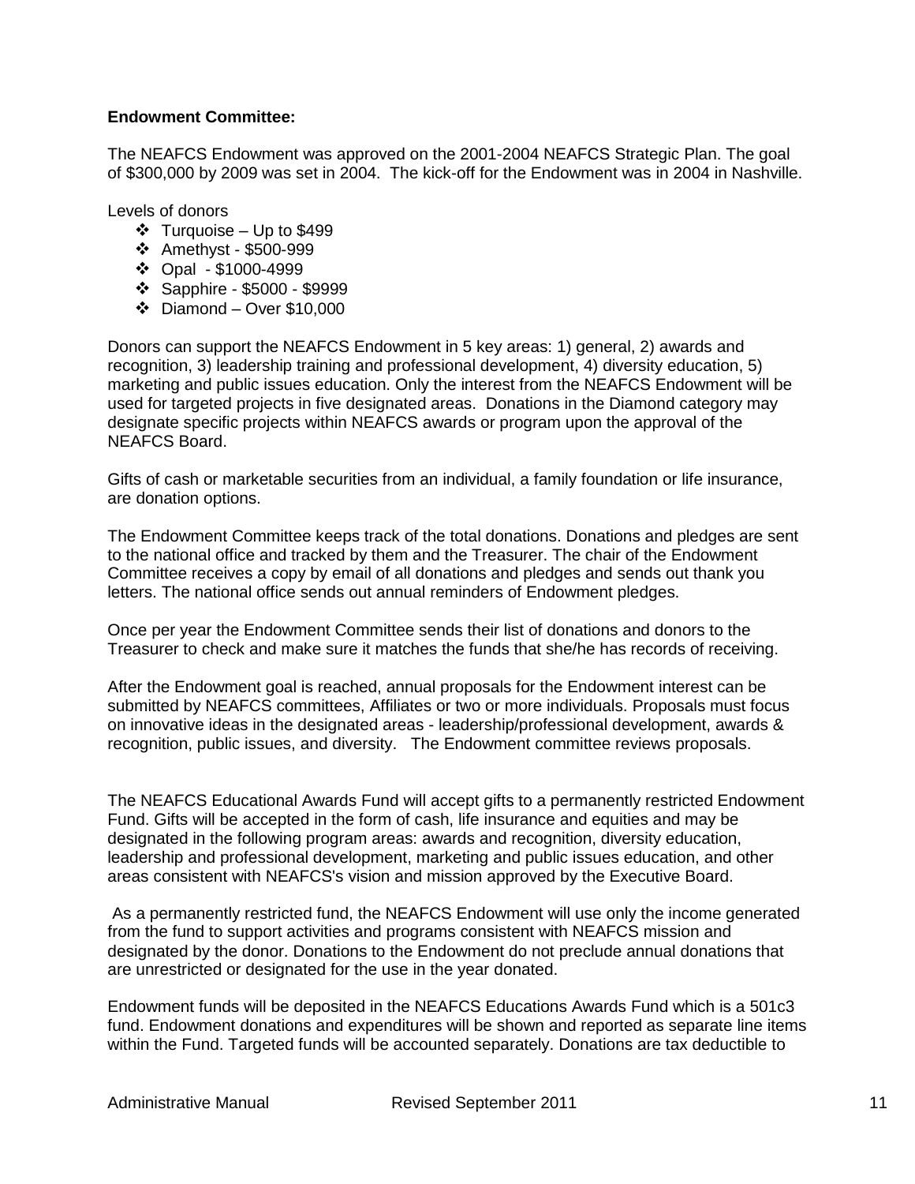**Endowment Committee:**

The NEAFCS Endowment was approved on the 2001-2004 NEAFCS Strategic Plan. The goal of $300,000 by 2009 was set in 2004. The kick-off for the Endowment was in 2004 in Nashville.

Levels of donors

- Turquoise – Up to $499
- Amethyst - $500-999
- Opal - $1000-4999
- Sapphire - $5000 - $9999
- Diamond – Over $10,000

Donors can support the NEAFCS Endowment in 5 key areas: 1) general, 2) awards and recognition, 3) leadership training and professional development, 4) diversity education, 5) marketing and public issues education. Only the interest from the NEAFCS Endowment will be used for targeted projects in five designated areas. Donations in the Diamond category may designate specific projects within NEAFCS awards or program upon the approval of the NEAFCS Board.

Gifts of cash or marketable securities from an individual, a family foundation or life insurance, are donation options.

The Endowment Committee keeps track of the total donations. Donations and pledges are sent to the national office and tracked by them and the Treasurer. The chair of the Endowment Committee receives a copy by email of all donations and pledges and sends out thank you letters. The national office sends out annual reminders of Endowment pledges.

Once per year the Endowment Committee sends their list of donations and donors to the Treasurer to check and make sure it matches the funds that she/he has records of receiving.

After the Endowment goal is reached, annual proposals for the Endowment interest can be submitted by NEAFCS committees, Affiliates or two or more individuals. Proposals must focus on innovative ideas in the designated areas - leadership/professional development, awards & recognition, public issues, and diversity. The Endowment committee reviews proposals.

The NEAFCS Educational Awards Fund will accept gifts to a permanently restricted Endowment Fund. Gifts will be accepted in the form of cash, life insurance and equities and may be designated in the following program areas: awards and recognition, diversity education, leadership and professional development, marketing and public issues education, and other areas consistent with NEAFCS's vision and mission approved by the Executive Board.

As a permanently restricted fund, the NEAFCS Endowment will use only the income generated from the fund to support activities and programs consistent with NEAFCS mission and designated by the donor. Donations to the Endowment do not preclude annual donations that are unrestricted or designated for the use in the year donated.

Endowment funds will be deposited in the NEAFCS Educations Awards Fund which is a 501c3 fund. Endowment donations and expenditures will be shown and reported as separate line items within the Fund. Targeted funds will be accounted separately. Donations are tax deductible to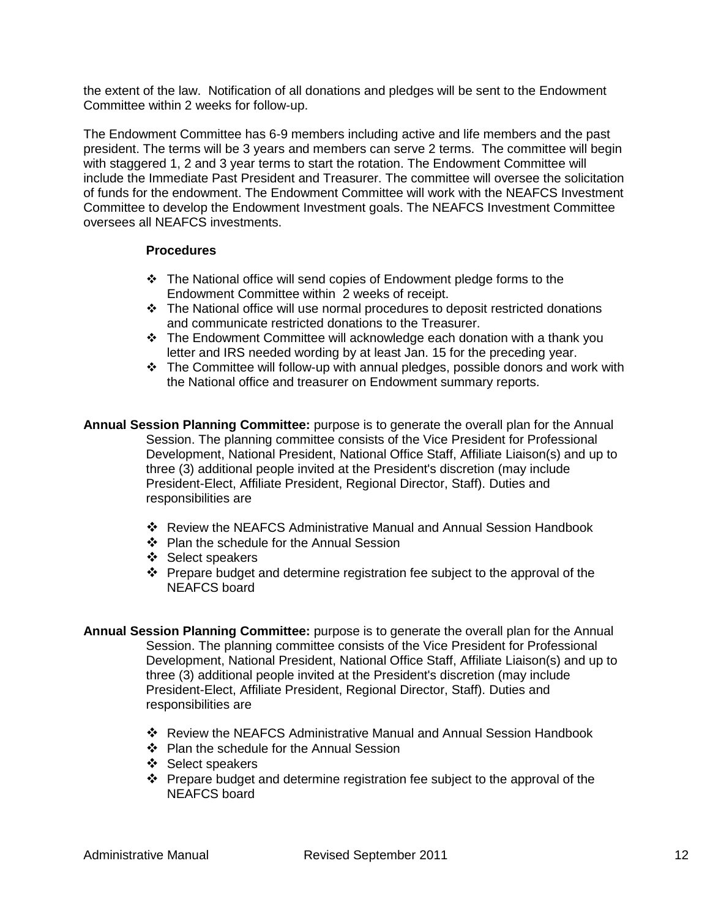the extent of the law. Notification of all donations and pledges will be sent to the Endowment Committee within 2 weeks for follow-up.

The Endowment Committee has 6-9 members including active and life members and the past president. The terms will be 3 years and members can serve 2 terms. The committee will begin with staggered 1, 2 and 3 year terms to start the rotation. The Endowment Committee will include the Immediate Past President and Treasurer. The committee will oversee the solicitation of funds for the endowment. The Endowment Committee will work with the NEAFCS Investment Committee to develop the Endowment Investment goals. The NEAFCS Investment Committee oversees all NEAFCS investments.

**Procedures**

- The National office will send copies of Endowment pledge forms to the Endowment Committee within 2 weeks of receipt.
- The National office will use normal procedures to deposit restricted donations and communicate restricted donations to the Treasurer.
- The Endowment Committee will acknowledge each donation with a thank you letter and IRS needed wording by at least Jan. 15 for the preceding year.
- The Committee will follow-up with annual pledges, possible donors and work with the National office and treasurer on Endowment summary reports.

**Annual Session Planning Committee:** purpose is to generate the overall plan for the Annual Session. The planning committee consists of the Vice President for Professional Development, National President, National Office Staff, Affiliate Liaison(s) and up to three (3) additional people invited at the President's discretion (may include President-Elect, Affiliate President, Regional Director, Staff). Duties and responsibilities are

- Review the NEAFCS Administrative Manual and Annual Session Handbook
- Plan the schedule for the Annual Session
- Select speakers
- Prepare budget and determine registration fee subject to the approval of the NEAFCS board

**Annual Session Planning Committee:** purpose is to generate the overall plan for the Annual Session. The planning committee consists of the Vice President for Professional Development, National President, National Office Staff, Affiliate Liaison(s) and up to three (3) additional people invited at the President's discretion (may include President-Elect, Affiliate President, Regional Director, Staff). Duties and responsibilities are

- Review the NEAFCS Administrative Manual and Annual Session Handbook
- Plan the schedule for the Annual Session
- Select speakers
- Prepare budget and determine registration fee subject to the approval of the NEAFCS board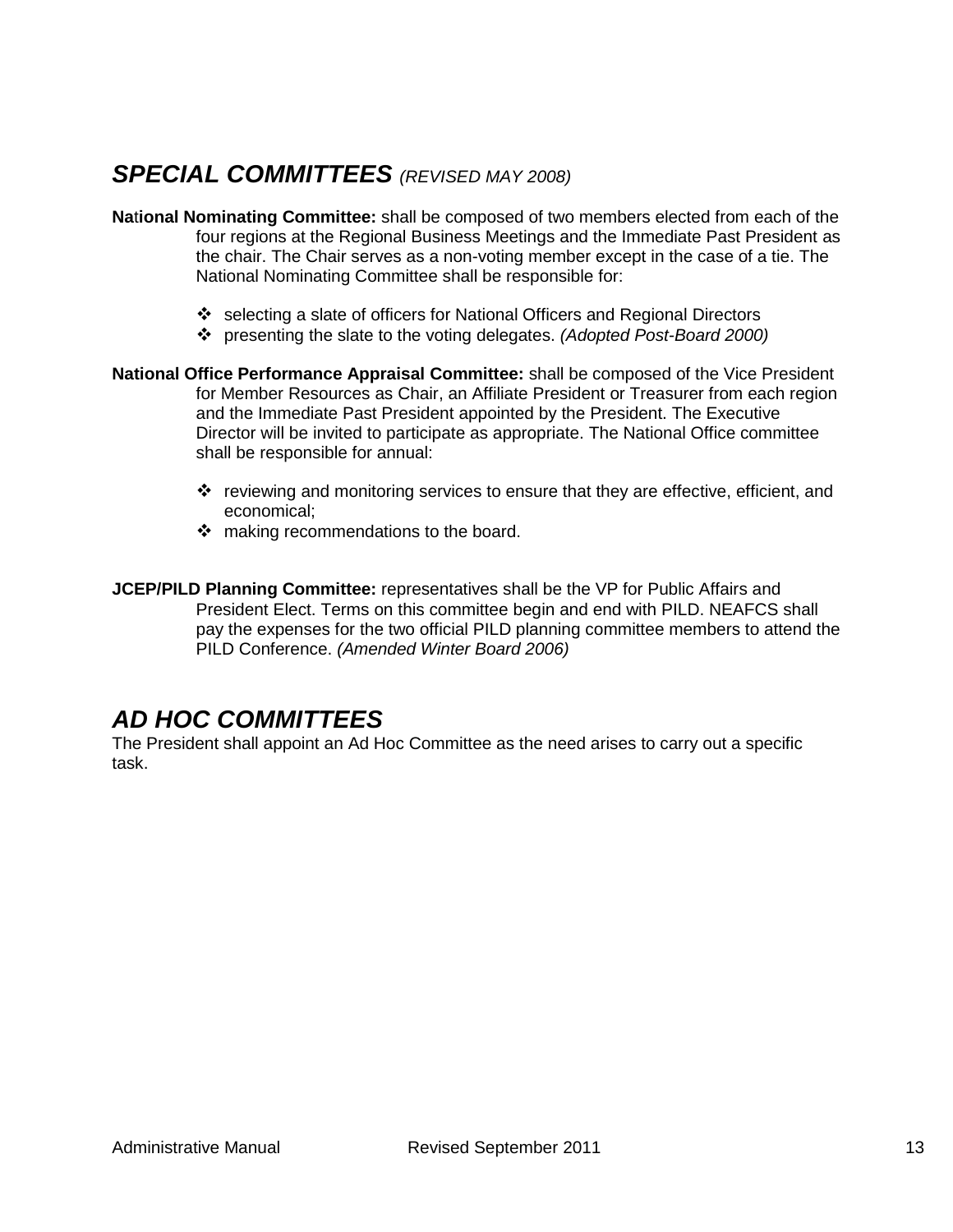## *SPECIAL COMMITTEES* *(REVISED MAY 2008)*

**National Nominating Committee:** shall be composed of two members elected from each of the four regions at the Regional Business Meetings and the Immediate Past President as the chair. The Chair serves as a non-voting member except in the case of a tie. The National Nominating Committee shall be responsible for:

- selecting a slate of officers for National Officers and Regional Directors
- presenting the slate to the voting delegates. *(Adopted Post-Board 2000)*

**National Office Performance Appraisal Committee:** shall be composed of the Vice President for Member Resources as Chair, an Affiliate President or Treasurer from each region and the Immediate Past President appointed by the President. The Executive Director will be invited to participate as appropriate. The National Office committee shall be responsible for annual:

- reviewing and monitoring services to ensure that they are effective, efficient, and economical;
- making recommendations to the board.

**JCEP/PILD Planning Committee:** representatives shall be the VP for Public Affairs and President Elect. Terms on this committee begin and end with PILD. NEAFCS shall pay the expenses for the two official PILD planning committee members to attend the PILD Conference. *(Amended Winter Board 2006)*

## *AD HOC COMMITTEES*

The President shall appoint an Ad Hoc Committee as the need arises to carry out a specific task.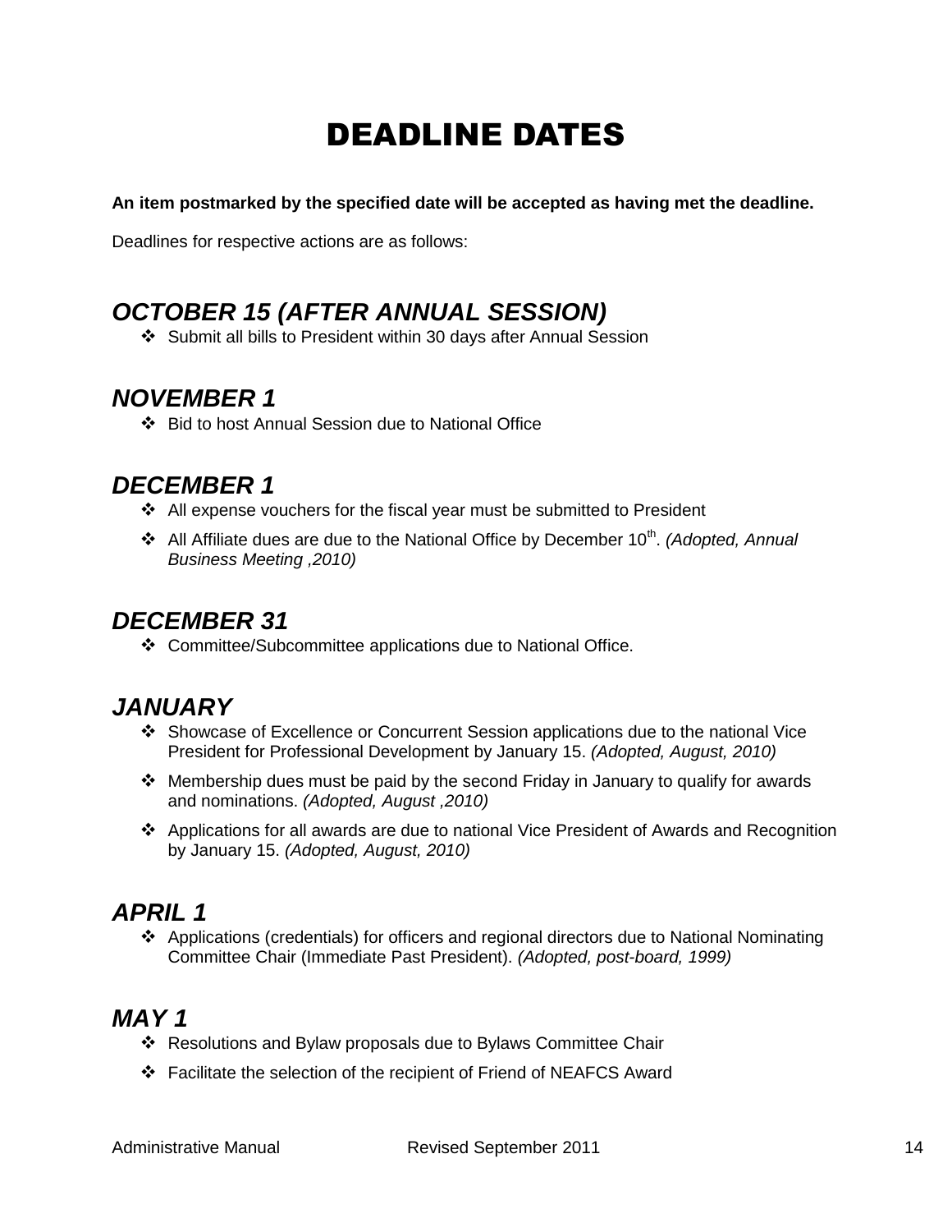# DEADLINE DATES

**An item postmarked by the specified date will be accepted as having met the deadline.**

Deadlines for respective actions are as follows:

## *OCTOBER 15 (AFTER ANNUAL SESSION)*

- Submit all bills to President within 30 days after Annual Session

## *NOVEMBER 1*

- Bid to host Annual Session due to National Office

## *DECEMBER 1*

- All expense vouchers for the fiscal year must be submitted to President
- All Affiliate dues are due to the National Office by December 10th. *(Adopted, Annual Business Meeting ,2010)*

## *DECEMBER 31*

- Committee/Subcommittee applications due to National Office.

## *JANUARY*

- Showcase of Excellence or Concurrent Session applications due to the national Vice President for Professional Development by January 15. *(Adopted, August, 2010)*
- Membership dues must be paid by the second Friday in January to qualify for awards and nominations. *(Adopted, August ,2010)*
- Applications for all awards are due to national Vice President of Awards and Recognition by January 15. *(Adopted, August, 2010)*

## *APRIL 1*

- Applications (credentials) for officers and regional directors due to National Nominating Committee Chair (Immediate Past President). *(Adopted, post-board, 1999)*

## *MAY 1*

- Resolutions and Bylaw proposals due to Bylaws Committee Chair
- Facilitate the selection of the recipient of Friend of NEAFCS Award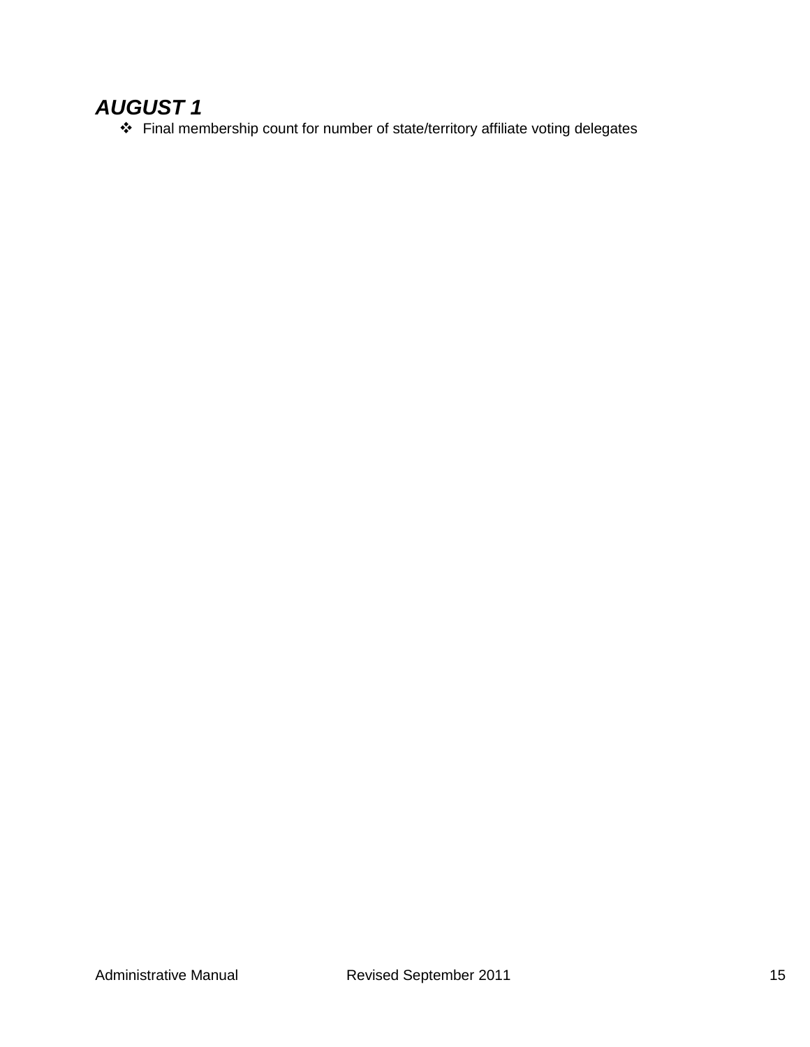### ***AUGUST 1***

- Final membership count for number of state/territory affiliate voting delegates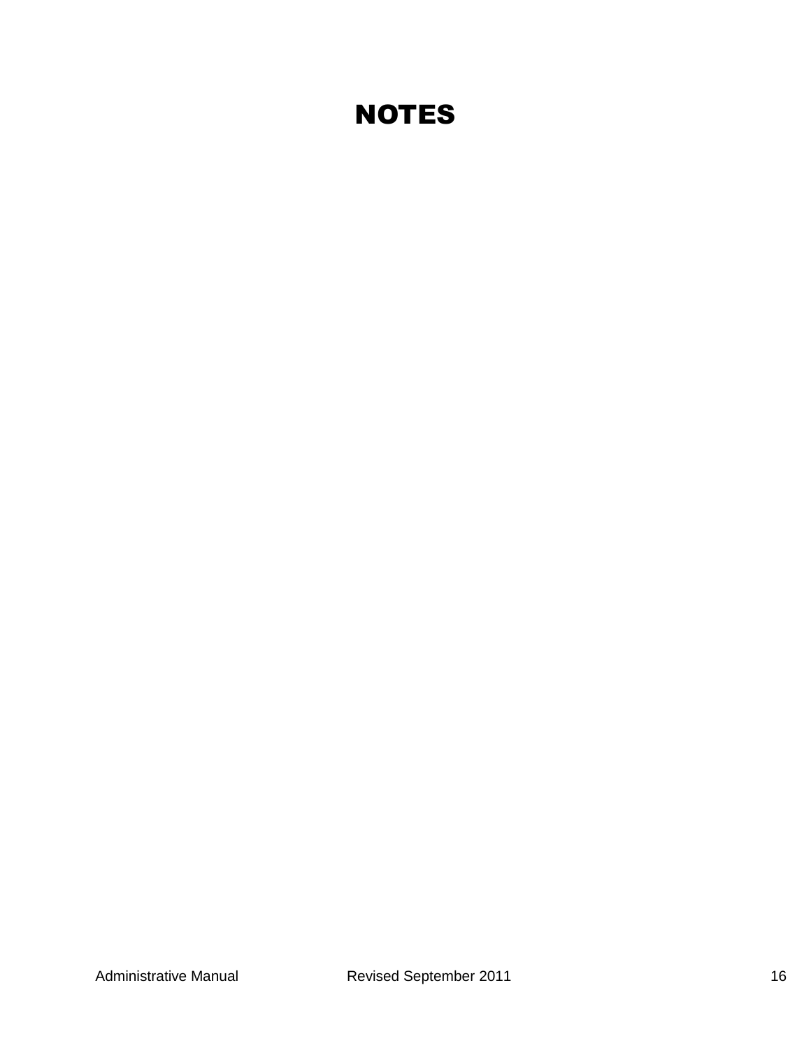# NOTES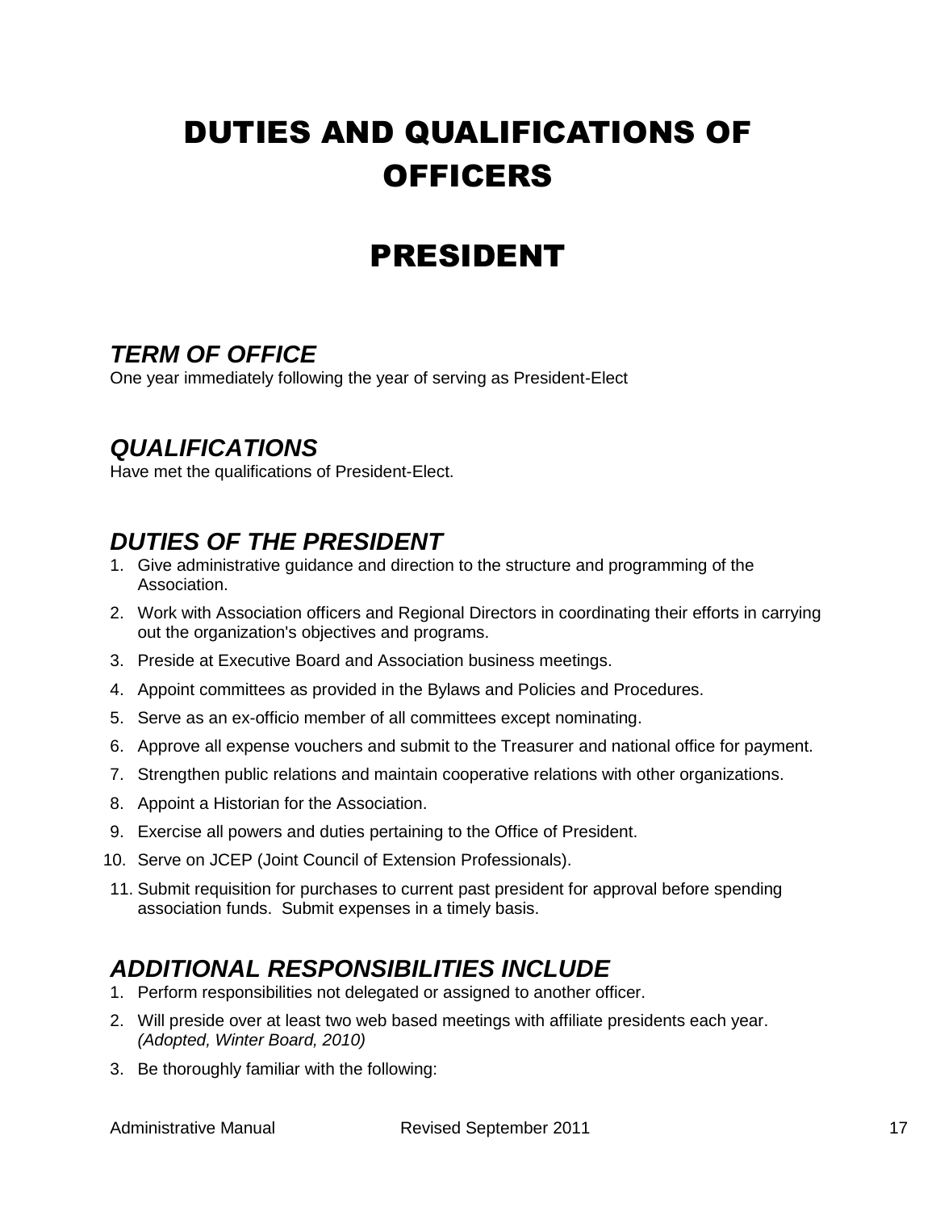# DUTIES AND QUALIFICATIONS OF OFFICERS

# PRESIDENT

### *TERM OF OFFICE*

One year immediately following the year of serving as President-Elect

### *QUALIFICATIONS*

Have met the qualifications of President-Elect.

### *DUTIES OF THE PRESIDENT*

1. Give administrative guidance and direction to the structure and programming of the Association.
2. Work with Association officers and Regional Directors in coordinating their efforts in carrying out the organization's objectives and programs.
3. Preside at Executive Board and Association business meetings.
4. Appoint committees as provided in the Bylaws and Policies and Procedures.
5. Serve as an ex-officio member of all committees except nominating.
6. Approve all expense vouchers and submit to the Treasurer and national office for payment.
7. Strengthen public relations and maintain cooperative relations with other organizations.
8. Appoint a Historian for the Association.
9. Exercise all powers and duties pertaining to the Office of President.
10. Serve on JCEP (Joint Council of Extension Professionals).
11. Submit requisition for purchases to current past president for approval before spending association funds. Submit expenses in a timely basis.

### *ADDITIONAL RESPONSIBILITIES INCLUDE*

1. Perform responsibilities not delegated or assigned to another officer.
2. Will preside over at least two web based meetings with affiliate presidents each year. *(Adopted, Winter Board, 2010)*
3. Be thoroughly familiar with the following: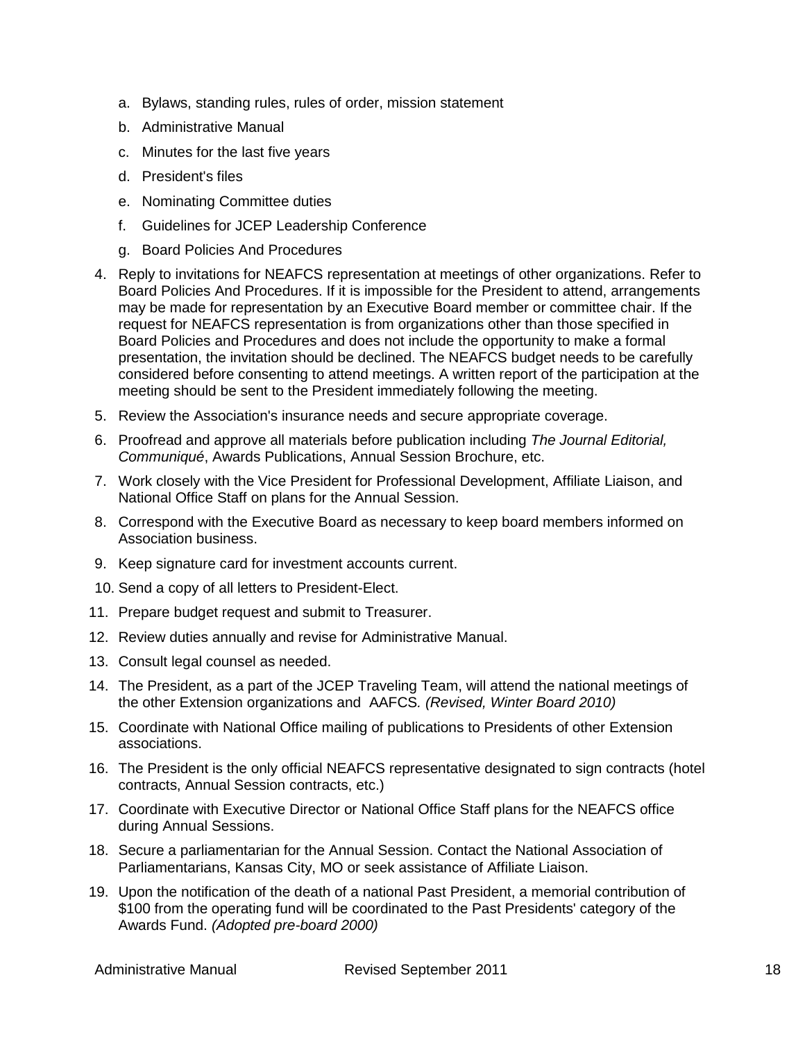a. Bylaws, standing rules, rules of order, mission statement
   b. Administrative Manual
   c. Minutes for the last five years
   d. President's files
   e. Nominating Committee duties
   f. Guidelines for JCEP Leadership Conference
   g. Board Policies And Procedures

4. Reply to invitations for NEAFCS representation at meetings of other organizations. Refer to Board Policies And Procedures. If it is impossible for the President to attend, arrangements may be made for representation by an Executive Board member or committee chair. If the request for NEAFCS representation is from organizations other than those specified in Board Policies and Procedures and does not include the opportunity to make a formal presentation, the invitation should be declined. The NEAFCS budget needs to be carefully considered before consenting to attend meetings. A written report of the participation at the meeting should be sent to the President immediately following the meeting.
5. Review the Association's insurance needs and secure appropriate coverage.
6. Proofread and approve all materials before publication including *The Journal Editorial, Communiqué*, Awards Publications, Annual Session Brochure, etc.
7. Work closely with the Vice President for Professional Development, Affiliate Liaison, and National Office Staff on plans for the Annual Session.
8. Correspond with the Executive Board as necessary to keep board members informed on Association business.
9. Keep signature card for investment accounts current.
10. Send a copy of all letters to President-Elect.
11. Prepare budget request and submit to Treasurer.
12. Review duties annually and revise for Administrative Manual.
13. Consult legal counsel as needed.
14. The President, as a part of the JCEP Traveling Team, will attend the national meetings of the other Extension organizations and AAFCS. *(Revised, Winter Board 2010)*
15. Coordinate with National Office mailing of publications to Presidents of other Extension associations.
16. The President is the only official NEAFCS representative designated to sign contracts (hotel contracts, Annual Session contracts, etc.)
17. Coordinate with Executive Director or National Office Staff plans for the NEAFCS office during Annual Sessions.
18. Secure a parliamentarian for the Annual Session. Contact the National Association of Parliamentarians, Kansas City, MO or seek assistance of Affiliate Liaison.
19. Upon the notification of the death of a national Past President, a memorial contribution of $100 from the operating fund will be coordinated to the Past Presidents' category of the Awards Fund. *(Adopted pre-board 2000)*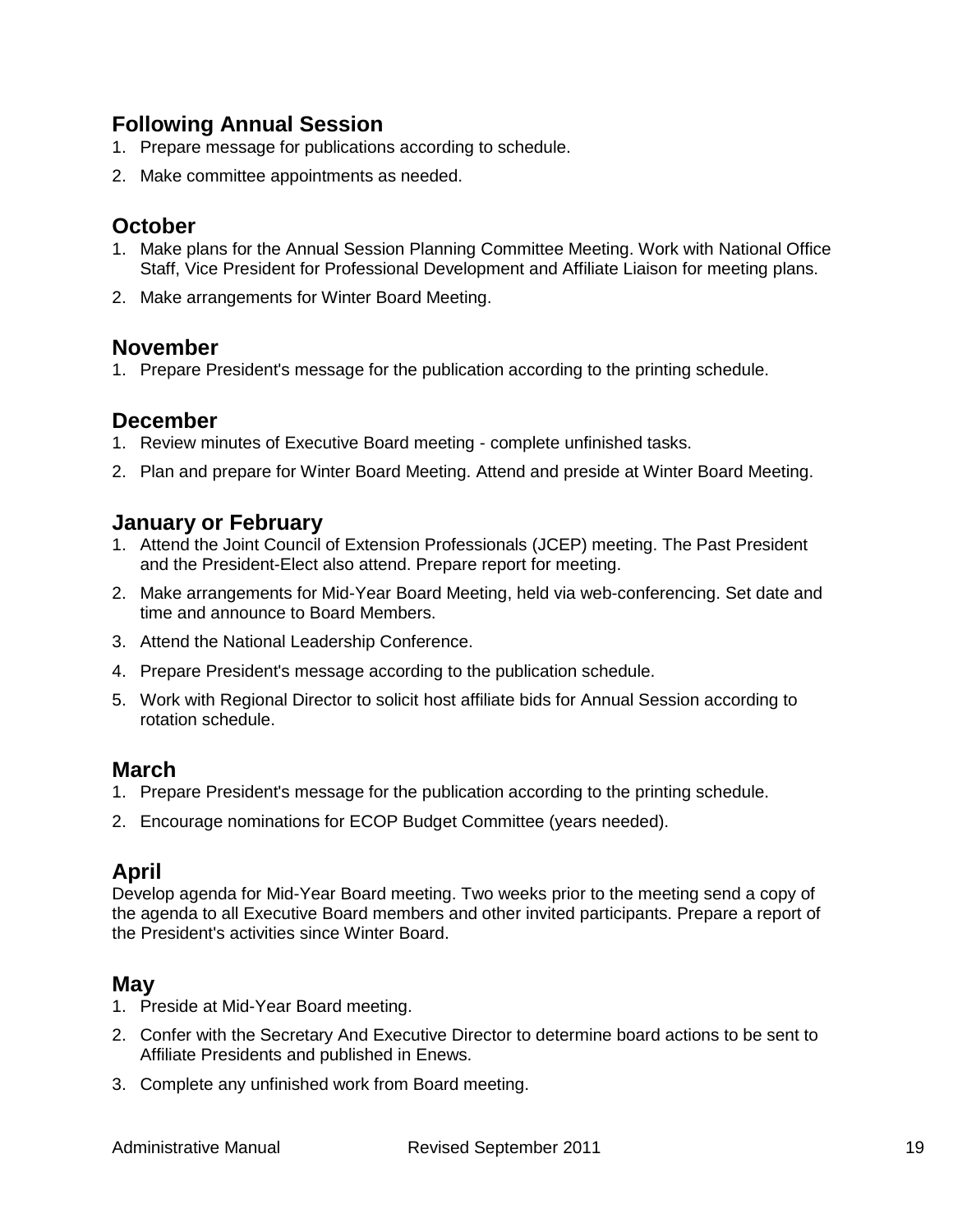## Following Annual Session

1. Prepare message for publications according to schedule.
2. Make committee appointments as needed.

## October

1. Make plans for the Annual Session Planning Committee Meeting. Work with National Office Staff, Vice President for Professional Development and Affiliate Liaison for meeting plans.
2. Make arrangements for Winter Board Meeting.

## November

1. Prepare President's message for the publication according to the printing schedule.

## December

1. Review minutes of Executive Board meeting - complete unfinished tasks.
2. Plan and prepare for Winter Board Meeting. Attend and preside at Winter Board Meeting.

## January or February

1. Attend the Joint Council of Extension Professionals (JCEP) meeting. The Past President and the President-Elect also attend. Prepare report for meeting.
2. Make arrangements for Mid-Year Board Meeting, held via web-conferencing. Set date and time and announce to Board Members.
3. Attend the National Leadership Conference.
4. Prepare President's message according to the publication schedule.
5. Work with Regional Director to solicit host affiliate bids for Annual Session according to rotation schedule.

## March

1. Prepare President's message for the publication according to the printing schedule.
2. Encourage nominations for ECOP Budget Committee (years needed).

## April

Develop agenda for Mid-Year Board meeting. Two weeks prior to the meeting send a copy of the agenda to all Executive Board members and other invited participants. Prepare a report of the President's activities since Winter Board.

## May

1. Preside at Mid-Year Board meeting.
2. Confer with the Secretary And Executive Director to determine board actions to be sent to Affiliate Presidents and published in Enews.
3. Complete any unfinished work from Board meeting.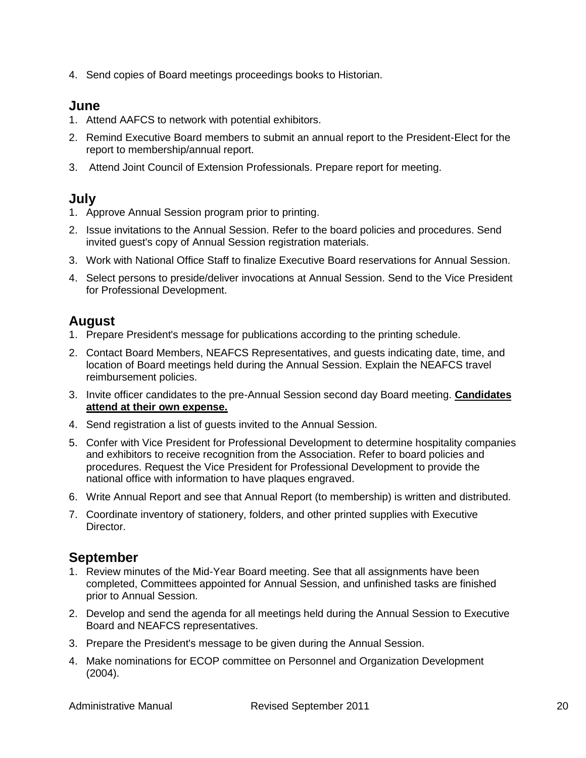4. Send copies of Board meetings proceedings books to Historian.

## June

1. Attend AAFCS to network with potential exhibitors.
2. Remind Executive Board members to submit an annual report to the President-Elect for the report to membership/annual report.
3. Attend Joint Council of Extension Professionals. Prepare report for meeting.

## July

1. Approve Annual Session program prior to printing.
2. Issue invitations to the Annual Session. Refer to the board policies and procedures. Send invited guest's copy of Annual Session registration materials.
3. Work with National Office Staff to finalize Executive Board reservations for Annual Session.
4. Select persons to preside/deliver invocations at Annual Session. Send to the Vice President for Professional Development.

## August

1. Prepare President's message for publications according to the printing schedule.
2. Contact Board Members, NEAFCS Representatives, and guests indicating date, time, and location of Board meetings held during the Annual Session. Explain the NEAFCS travel reimbursement policies.
3. Invite officer candidates to the pre-Annual Session second day Board meeting. **Candidates attend at their own expense.**
4. Send registration a list of guests invited to the Annual Session.
5. Confer with Vice President for Professional Development to determine hospitality companies and exhibitors to receive recognition from the Association. Refer to board policies and procedures. Request the Vice President for Professional Development to provide the national office with information to have plaques engraved.
6. Write Annual Report and see that Annual Report (to membership) is written and distributed.
7. Coordinate inventory of stationery, folders, and other printed supplies with Executive Director.

## September

1. Review minutes of the Mid-Year Board meeting. See that all assignments have been completed, Committees appointed for Annual Session, and unfinished tasks are finished prior to Annual Session.
2. Develop and send the agenda for all meetings held during the Annual Session to Executive Board and NEAFCS representatives.
3. Prepare the President's message to be given during the Annual Session.
4. Make nominations for ECOP committee on Personnel and Organization Development (2004).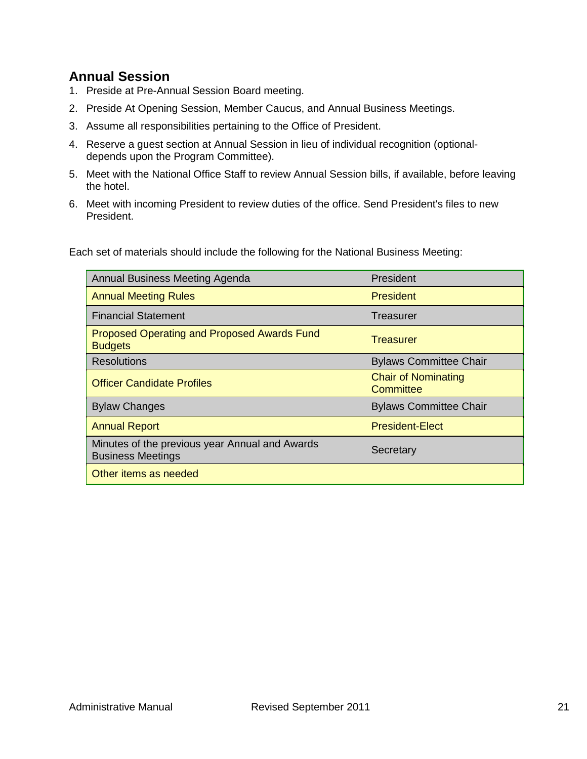## Annual Session

1. Preside at Pre-Annual Session Board meeting.
2. Preside At Opening Session, Member Caucus, and Annual Business Meetings.
3. Assume all responsibilities pertaining to the Office of President.
4. Reserve a guest section at Annual Session in lieu of individual recognition (optional-depends upon the Program Committee).
5. Meet with the National Office Staff to review Annual Session bills, if available, before leaving the hotel.
6. Meet with incoming President to review duties of the office. Send President's files to new President.

Each set of materials should include the following for the National Business Meeting:

| Material | Responsible |
|---|---|
| Annual Business Meeting Agenda | President |
| Annual Meeting Rules | President |
| Financial Statement | Treasurer |
| Proposed Operating and Proposed Awards Fund Budgets | Treasurer |
| Resolutions | Bylaws Committee Chair |
| Officer Candidate Profiles | Chair of Nominating Committee |
| Bylaw Changes | Bylaws Committee Chair |
| Annual Report | President-Elect |
| Minutes of the previous year Annual and Awards Business Meetings | Secretary |
| Other items as needed | |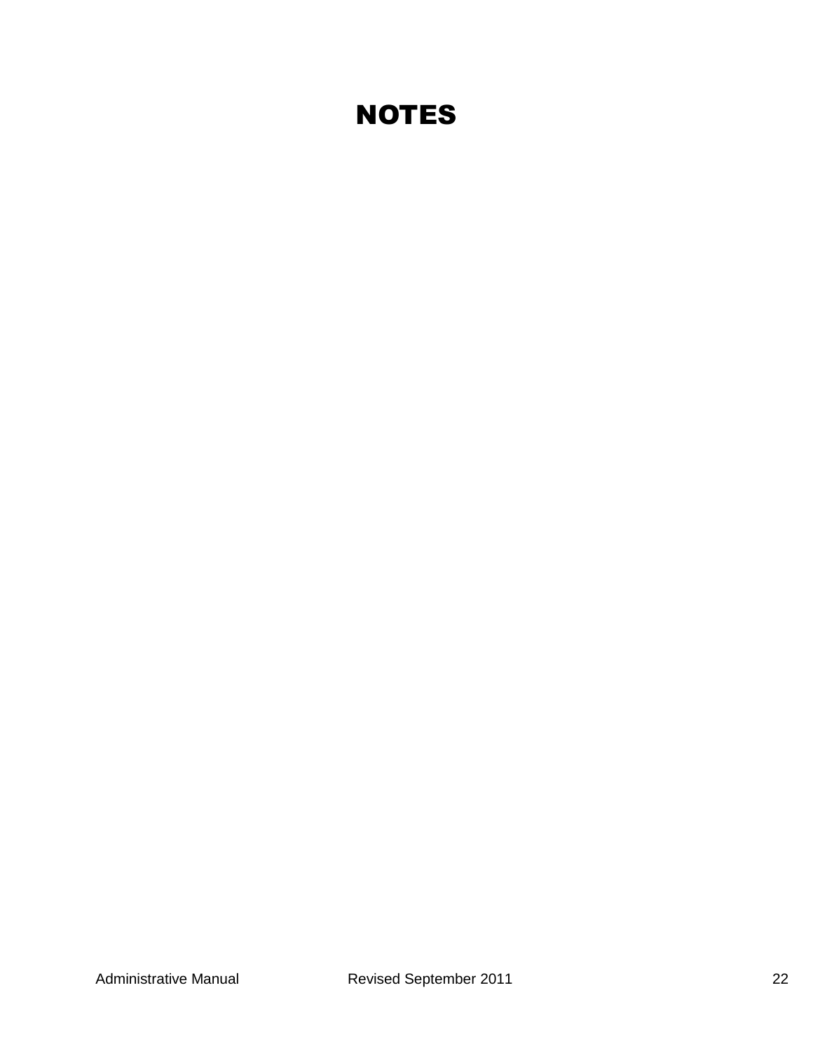# NOTES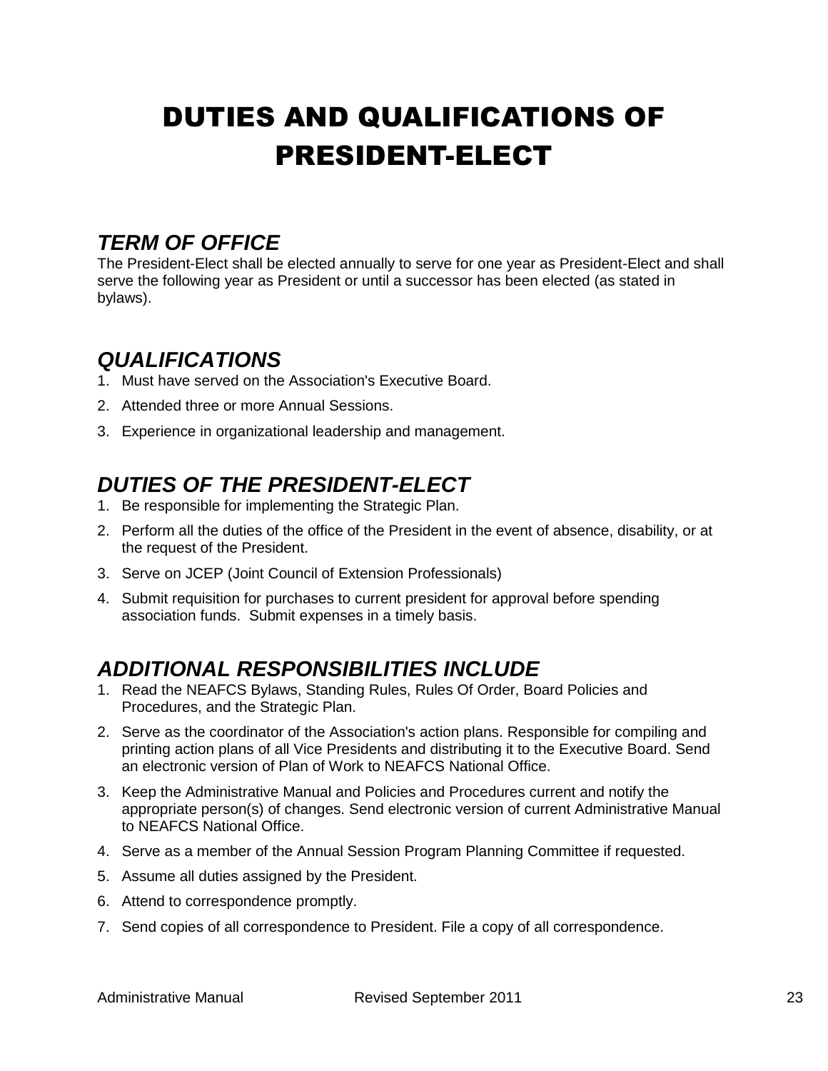# DUTIES AND QUALIFICATIONS OF PRESIDENT-ELECT

## *TERM OF OFFICE*

The President-Elect shall be elected annually to serve for one year as President-Elect and shall serve the following year as President or until a successor has been elected (as stated in bylaws).

## *QUALIFICATIONS*

1. Must have served on the Association's Executive Board.
2. Attended three or more Annual Sessions.
3. Experience in organizational leadership and management.

## *DUTIES OF THE PRESIDENT-ELECT*

1. Be responsible for implementing the Strategic Plan.
2. Perform all the duties of the office of the President in the event of absence, disability, or at the request of the President.
3. Serve on JCEP (Joint Council of Extension Professionals)
4. Submit requisition for purchases to current president for approval before spending association funds. Submit expenses in a timely basis.

## *ADDITIONAL RESPONSIBILITIES INCLUDE*

1. Read the NEAFCS Bylaws, Standing Rules, Rules Of Order, Board Policies and Procedures, and the Strategic Plan.
2. Serve as the coordinator of the Association's action plans. Responsible for compiling and printing action plans of all Vice Presidents and distributing it to the Executive Board. Send an electronic version of Plan of Work to NEAFCS National Office.
3. Keep the Administrative Manual and Policies and Procedures current and notify the appropriate person(s) of changes. Send electronic version of current Administrative Manual to NEAFCS National Office.
4. Serve as a member of the Annual Session Program Planning Committee if requested.
5. Assume all duties assigned by the President.
6. Attend to correspondence promptly.
7. Send copies of all correspondence to President. File a copy of all correspondence.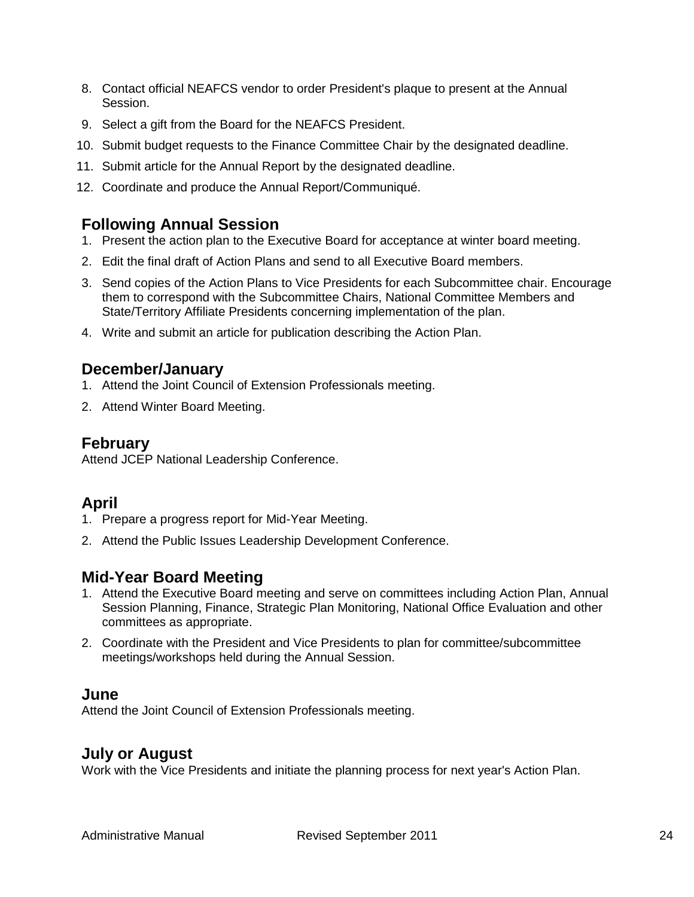8. Contact official NEAFCS vendor to order President's plaque to present at the Annual Session.
9. Select a gift from the Board for the NEAFCS President.
10. Submit budget requests to the Finance Committee Chair by the designated deadline.
11. Submit article for the Annual Report by the designated deadline.
12. Coordinate and produce the Annual Report/Communiqué.

## Following Annual Session

1. Present the action plan to the Executive Board for acceptance at winter board meeting.
2. Edit the final draft of Action Plans and send to all Executive Board members.
3. Send copies of the Action Plans to Vice Presidents for each Subcommittee chair. Encourage them to correspond with the Subcommittee Chairs, National Committee Members and State/Territory Affiliate Presidents concerning implementation of the plan.
4. Write and submit an article for publication describing the Action Plan.

## December/January

1. Attend the Joint Council of Extension Professionals meeting.
2. Attend Winter Board Meeting.

## February

Attend JCEP National Leadership Conference.

## April

1. Prepare a progress report for Mid-Year Meeting.
2. Attend the Public Issues Leadership Development Conference.

## Mid-Year Board Meeting

1. Attend the Executive Board meeting and serve on committees including Action Plan, Annual Session Planning, Finance, Strategic Plan Monitoring, National Office Evaluation and other committees as appropriate.
2. Coordinate with the President and Vice Presidents to plan for committee/subcommittee meetings/workshops held during the Annual Session.

## June

Attend the Joint Council of Extension Professionals meeting.

## July or August

Work with the Vice Presidents and initiate the planning process for next year's Action Plan.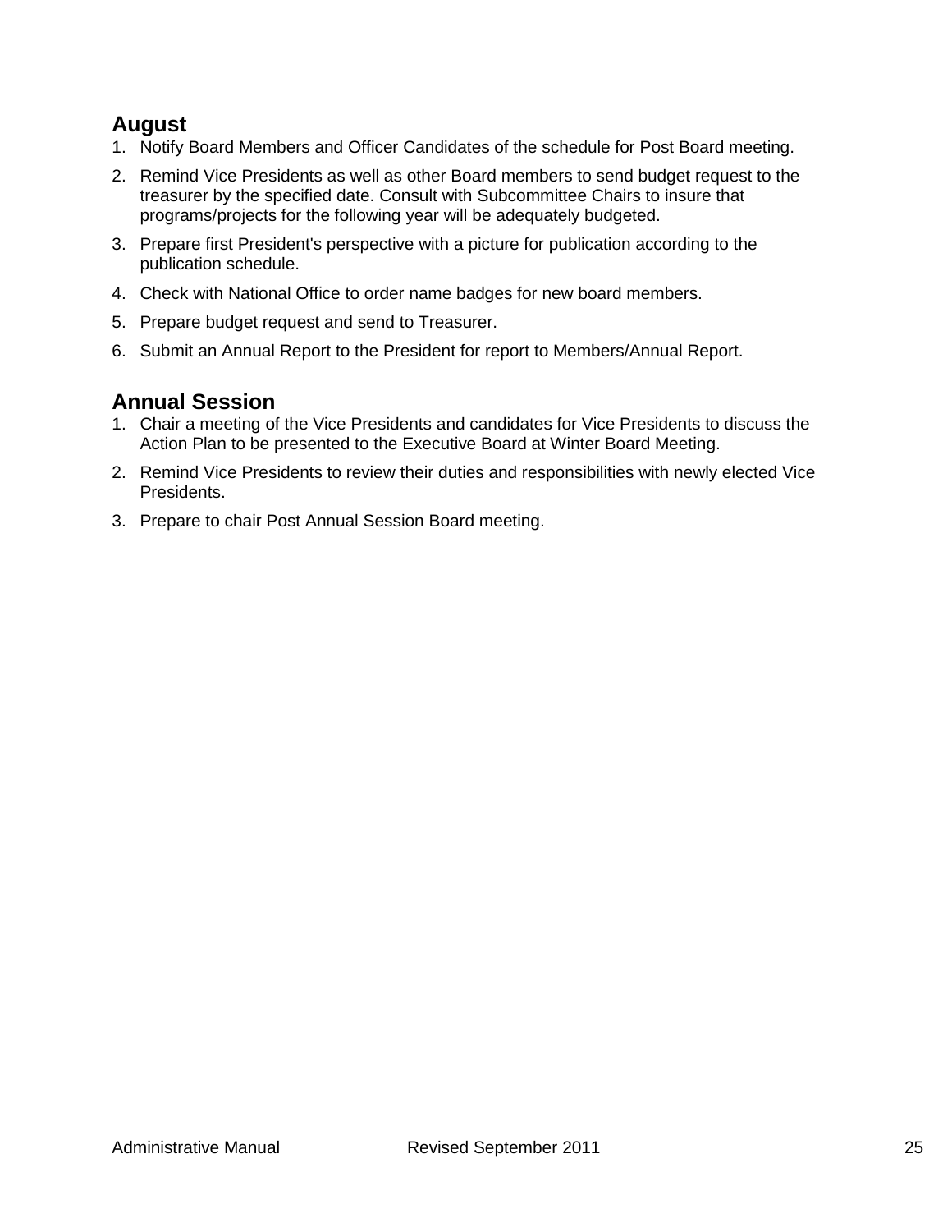## August

1. Notify Board Members and Officer Candidates of the schedule for Post Board meeting.
2. Remind Vice Presidents as well as other Board members to send budget request to the treasurer by the specified date. Consult with Subcommittee Chairs to insure that programs/projects for the following year will be adequately budgeted.
3. Prepare first President's perspective with a picture for publication according to the publication schedule.
4. Check with National Office to order name badges for new board members.
5. Prepare budget request and send to Treasurer.
6. Submit an Annual Report to the President for report to Members/Annual Report.

## Annual Session

1. Chair a meeting of the Vice Presidents and candidates for Vice Presidents to discuss the Action Plan to be presented to the Executive Board at Winter Board Meeting.
2. Remind Vice Presidents to review their duties and responsibilities with newly elected Vice Presidents.
3. Prepare to chair Post Annual Session Board meeting.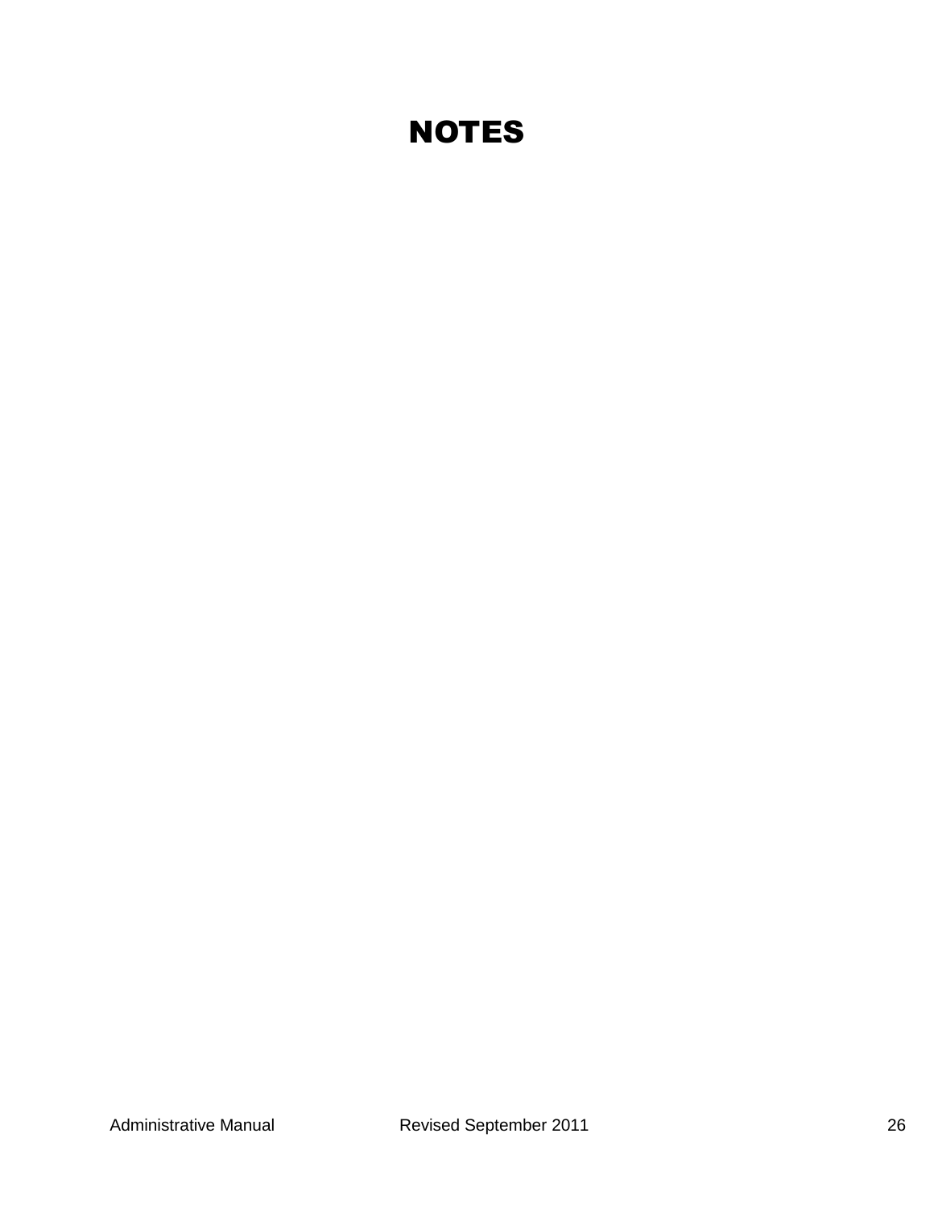# NOTES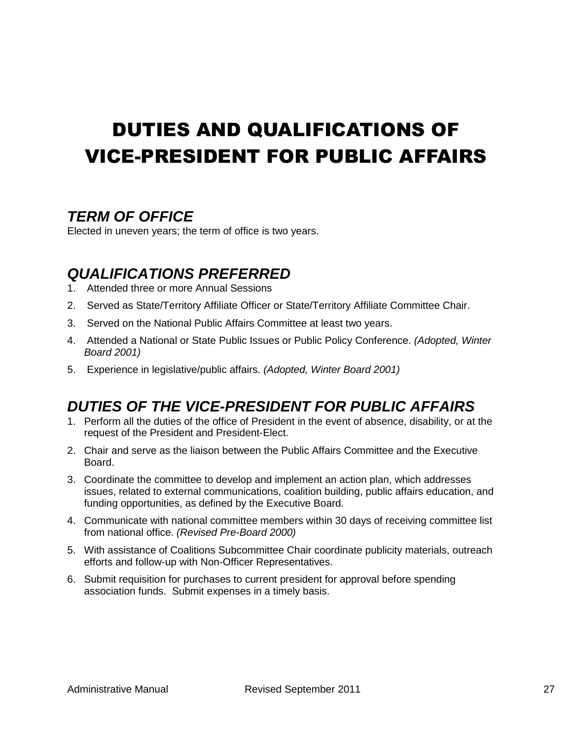# DUTIES AND QUALIFICATIONS OF VICE-PRESIDENT FOR PUBLIC AFFAIRS

## *TERM OF OFFICE*

Elected in uneven years; the term of office is two years.

## *QUALIFICATIONS PREFERRED*

1. Attended three or more Annual Sessions
2. Served as State/Territory Affiliate Officer or State/Territory Affiliate Committee Chair.
3. Served on the National Public Affairs Committee at least two years.
4. Attended a National or State Public Issues or Public Policy Conference. *(Adopted, Winter Board 2001)*
5. Experience in legislative/public affairs. *(Adopted, Winter Board 2001)*

## *DUTIES OF THE VICE-PRESIDENT FOR PUBLIC AFFAIRS*

1. Perform all the duties of the office of President in the event of absence, disability, or at the request of the President and President-Elect.
2. Chair and serve as the liaison between the Public Affairs Committee and the Executive Board.
3. Coordinate the committee to develop and implement an action plan, which addresses issues, related to external communications, coalition building, public affairs education, and funding opportunities, as defined by the Executive Board.
4. Communicate with national committee members within 30 days of receiving committee list from national office. *(Revised Pre-Board 2000)*
5. With assistance of Coalitions Subcommittee Chair coordinate publicity materials, outreach efforts and follow-up with Non-Officer Representatives.
6. Submit requisition for purchases to current president for approval before spending association funds. Submit expenses in a timely basis.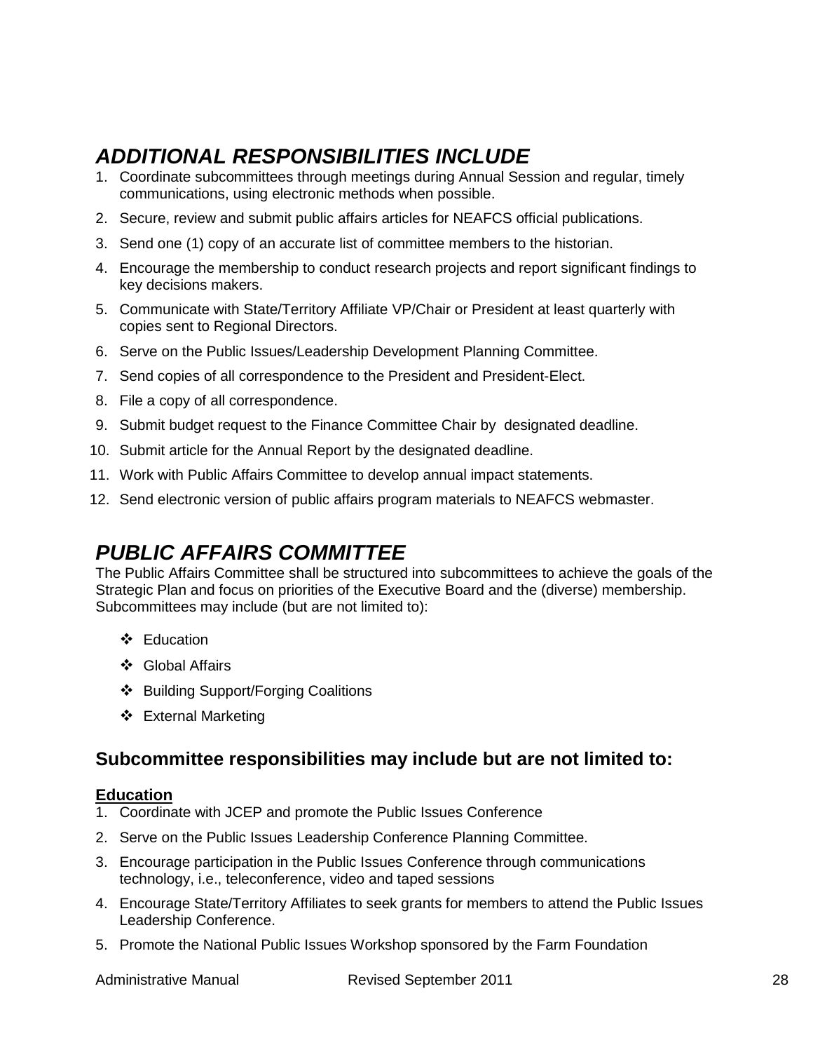## *ADDITIONAL RESPONSIBILITIES INCLUDE*

1. Coordinate subcommittees through meetings during Annual Session and regular, timely communications, using electronic methods when possible.
2. Secure, review and submit public affairs articles for NEAFCS official publications.
3. Send one (1) copy of an accurate list of committee members to the historian.
4. Encourage the membership to conduct research projects and report significant findings to key decisions makers.
5. Communicate with State/Territory Affiliate VP/Chair or President at least quarterly with copies sent to Regional Directors.
6. Serve on the Public Issues/Leadership Development Planning Committee.
7. Send copies of all correspondence to the President and President-Elect.
8. File a copy of all correspondence.
9. Submit budget request to the Finance Committee Chair by designated deadline.
10. Submit article for the Annual Report by the designated deadline.
11. Work with Public Affairs Committee to develop annual impact statements.
12. Send electronic version of public affairs program materials to NEAFCS webmaster.

## *PUBLIC AFFAIRS COMMITTEE*

The Public Affairs Committee shall be structured into subcommittees to achieve the goals of the Strategic Plan and focus on priorities of the Executive Board and the (diverse) membership. Subcommittees may include (but are not limited to):

- Education
- Global Affairs
- Building Support/Forging Coalitions
- External Marketing

### Subcommittee responsibilities may include but are not limited to:

**Education**

1. Coordinate with JCEP and promote the Public Issues Conference
2. Serve on the Public Issues Leadership Conference Planning Committee.
3. Encourage participation in the Public Issues Conference through communications technology, i.e., teleconference, video and taped sessions
4. Encourage State/Territory Affiliates to seek grants for members to attend the Public Issues Leadership Conference.
5. Promote the National Public Issues Workshop sponsored by the Farm Foundation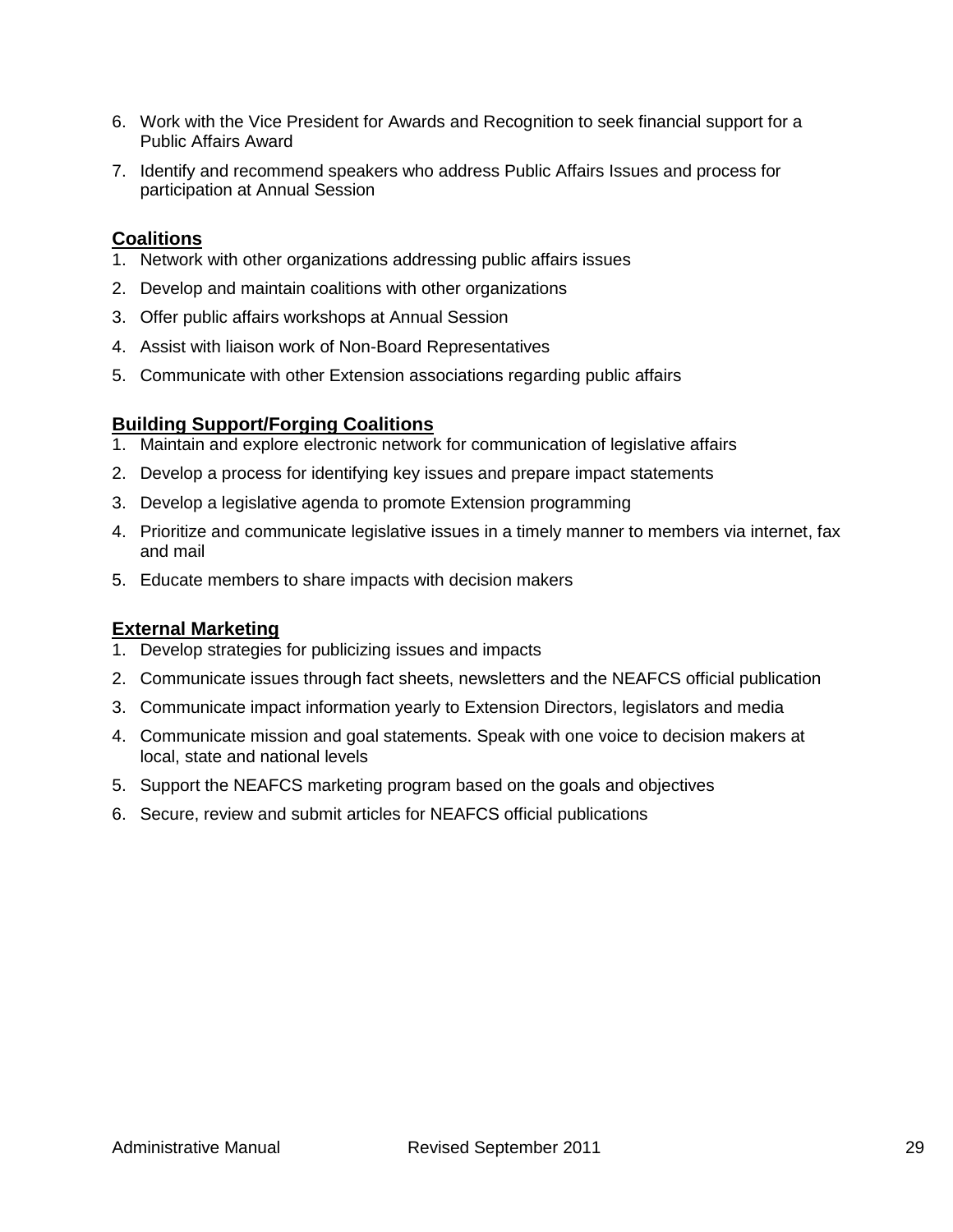6. Work with the Vice President for Awards and Recognition to seek financial support for a Public Affairs Award
7. Identify and recommend speakers who address Public Affairs Issues and process for participation at Annual Session

**Coalitions**

1. Network with other organizations addressing public affairs issues
2. Develop and maintain coalitions with other organizations
3. Offer public affairs workshops at Annual Session
4. Assist with liaison work of Non-Board Representatives
5. Communicate with other Extension associations regarding public affairs

**Building Support/Forging Coalitions**

1. Maintain and explore electronic network for communication of legislative affairs
2. Develop a process for identifying key issues and prepare impact statements
3. Develop a legislative agenda to promote Extension programming
4. Prioritize and communicate legislative issues in a timely manner to members via internet, fax and mail
5. Educate members to share impacts with decision makers

**External Marketing**

1. Develop strategies for publicizing issues and impacts
2. Communicate issues through fact sheets, newsletters and the NEAFCS official publication
3. Communicate impact information yearly to Extension Directors, legislators and media
4. Communicate mission and goal statements. Speak with one voice to decision makers at local, state and national levels
5. Support the NEAFCS marketing program based on the goals and objectives
6. Secure, review and submit articles for NEAFCS official publications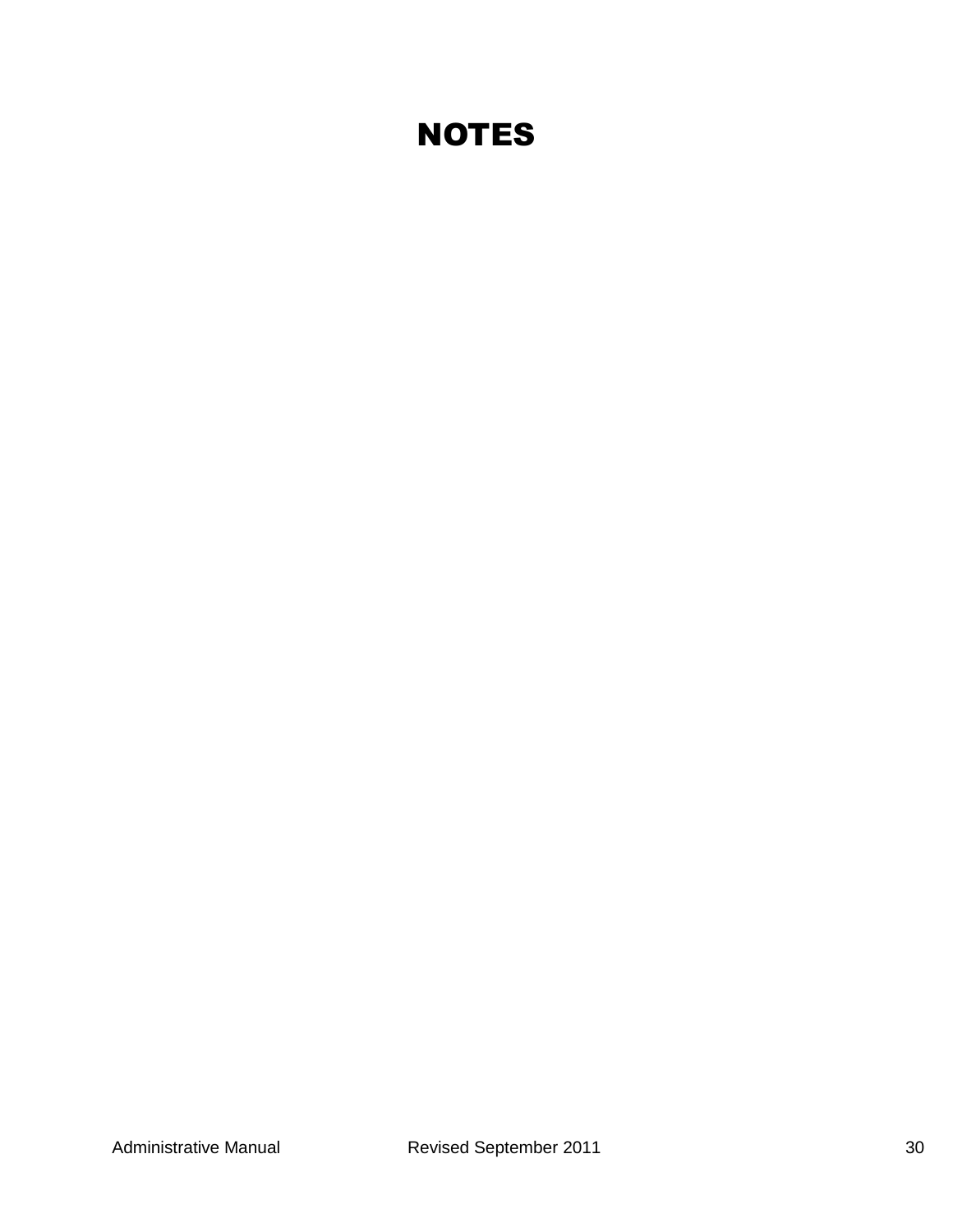# NOTES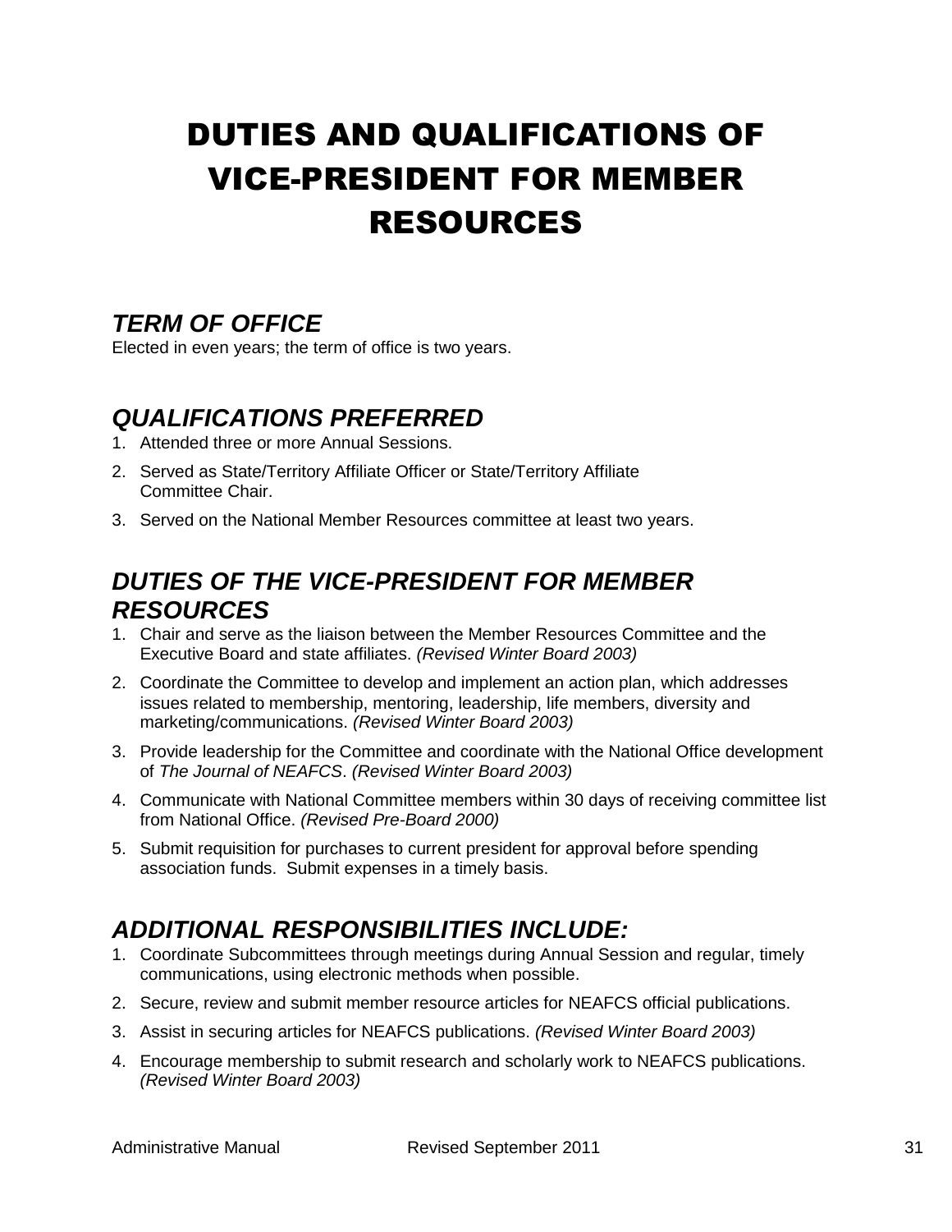# DUTIES AND QUALIFICATIONS OF VICE-PRESIDENT FOR MEMBER RESOURCES

## *TERM OF OFFICE*

Elected in even years; the term of office is two years.

## *QUALIFICATIONS PREFERRED*

1. Attended three or more Annual Sessions.
2. Served as State/Territory Affiliate Officer or State/Territory Affiliate Committee Chair.
3. Served on the National Member Resources committee at least two years.

## *DUTIES OF THE VICE-PRESIDENT FOR MEMBER RESOURCES*

1. Chair and serve as the liaison between the Member Resources Committee and the Executive Board and state affiliates. *(Revised Winter Board 2003)*
2. Coordinate the Committee to develop and implement an action plan, which addresses issues related to membership, mentoring, leadership, life members, diversity and marketing/communications. *(Revised Winter Board 2003)*
3. Provide leadership for the Committee and coordinate with the National Office development of *The Journal of NEAFCS*. *(Revised Winter Board 2003)*
4. Communicate with National Committee members within 30 days of receiving committee list from National Office. *(Revised Pre-Board 2000)*
5. Submit requisition for purchases to current president for approval before spending association funds. Submit expenses in a timely basis.

## *ADDITIONAL RESPONSIBILITIES INCLUDE:*

1. Coordinate Subcommittees through meetings during Annual Session and regular, timely communications, using electronic methods when possible.
2. Secure, review and submit member resource articles for NEAFCS official publications.
3. Assist in securing articles for NEAFCS publications. *(Revised Winter Board 2003)*
4. Encourage membership to submit research and scholarly work to NEAFCS publications. *(Revised Winter Board 2003)*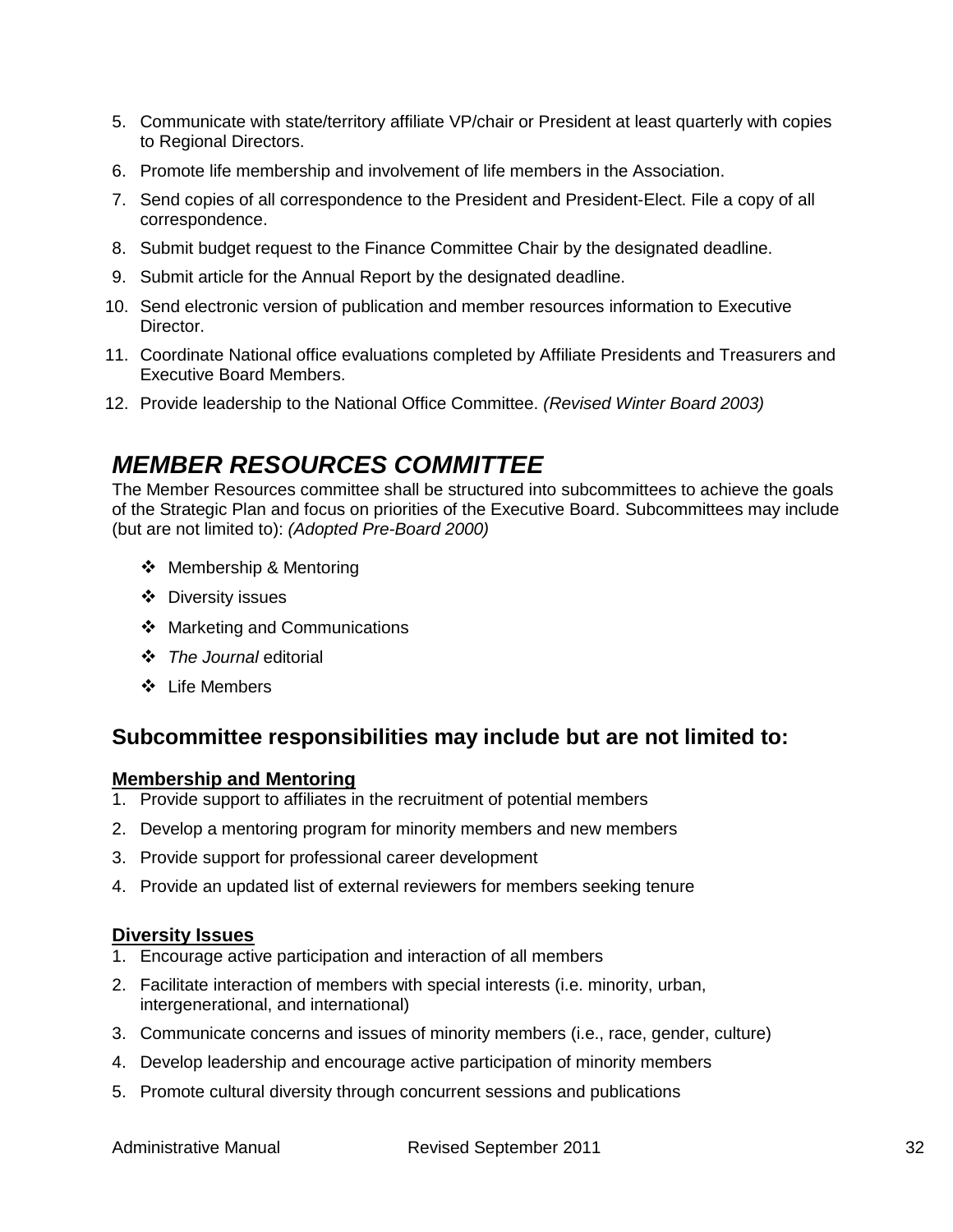5. Communicate with state/territory affiliate VP/chair or President at least quarterly with copies to Regional Directors.
6. Promote life membership and involvement of life members in the Association.
7. Send copies of all correspondence to the President and President-Elect. File a copy of all correspondence.
8. Submit budget request to the Finance Committee Chair by the designated deadline.
9. Submit article for the Annual Report by the designated deadline.
10. Send electronic version of publication and member resources information to Executive Director.
11. Coordinate National office evaluations completed by Affiliate Presidents and Treasurers and Executive Board Members.
12. Provide leadership to the National Office Committee. *(Revised Winter Board 2003)*

# *MEMBER RESOURCES COMMITTEE*

The Member Resources committee shall be structured into subcommittees to achieve the goals of the Strategic Plan and focus on priorities of the Executive Board. Subcommittees may include (but are not limited to): *(Adopted Pre-Board 2000)*

- Membership & Mentoring
- Diversity issues
- Marketing and Communications
- *The Journal* editorial
- Life Members

## Subcommittee responsibilities may include but are not limited to:

**Membership and Mentoring**

1. Provide support to affiliates in the recruitment of potential members
2. Develop a mentoring program for minority members and new members
3. Provide support for professional career development
4. Provide an updated list of external reviewers for members seeking tenure

**Diversity Issues**

1. Encourage active participation and interaction of all members
2. Facilitate interaction of members with special interests (i.e. minority, urban, intergenerational, and international)
3. Communicate concerns and issues of minority members (i.e., race, gender, culture)
4. Develop leadership and encourage active participation of minority members
5. Promote cultural diversity through concurrent sessions and publications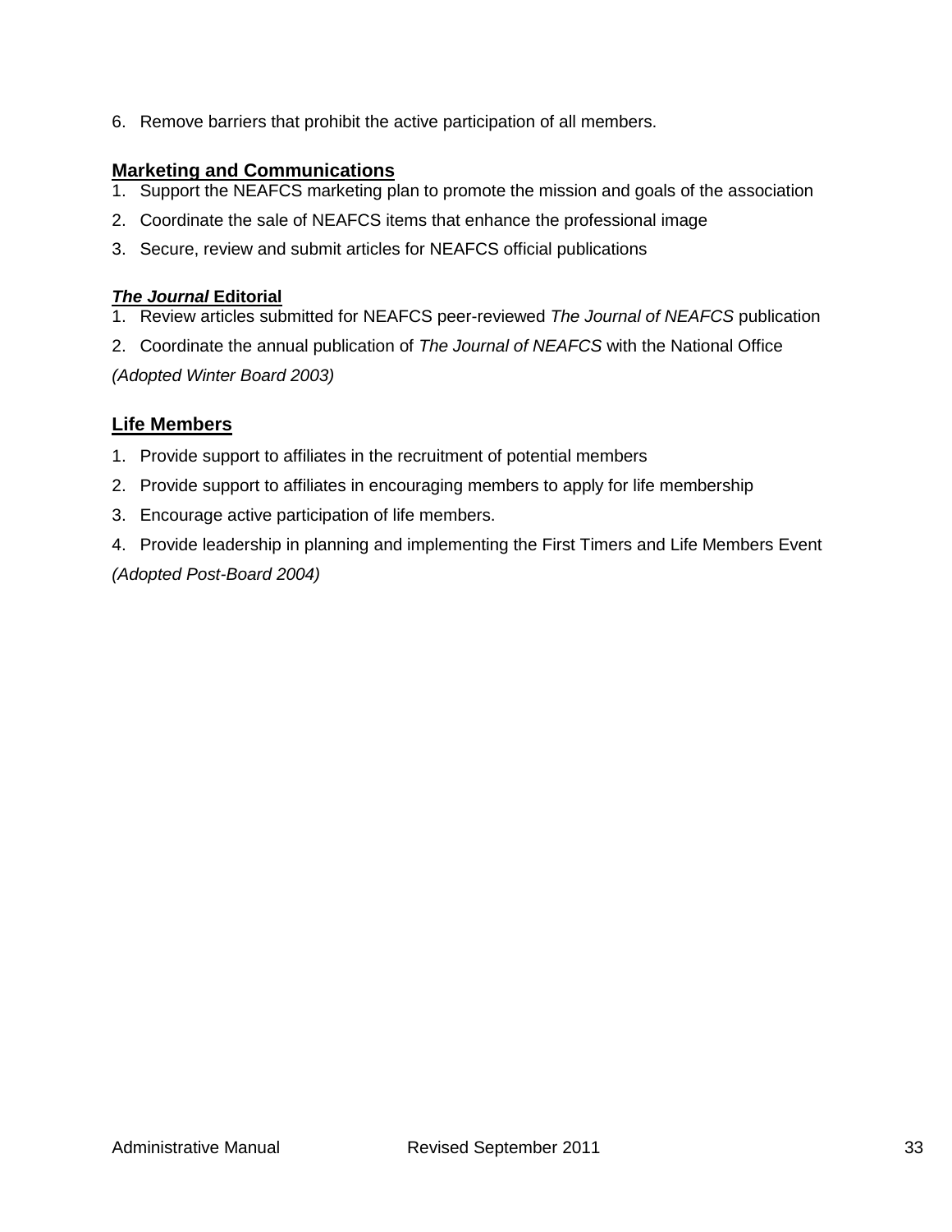6. Remove barriers that prohibit the active participation of all members.

**Marketing and Communications**

1. Support the NEAFCS marketing plan to promote the mission and goals of the association
2. Coordinate the sale of NEAFCS items that enhance the professional image
3. Secure, review and submit articles for NEAFCS official publications

***The Journal* Editorial**

1. Review articles submitted for NEAFCS peer-reviewed *The Journal of NEAFCS* publication
2. Coordinate the annual publication of *The Journal of NEAFCS* with the National Office

*(Adopted Winter Board 2003)*

**Life Members**

1. Provide support to affiliates in the recruitment of potential members
2. Provide support to affiliates in encouraging members to apply for life membership
3. Encourage active participation of life members.
4. Provide leadership in planning and implementing the First Timers and Life Members Event

*(Adopted Post-Board 2004)*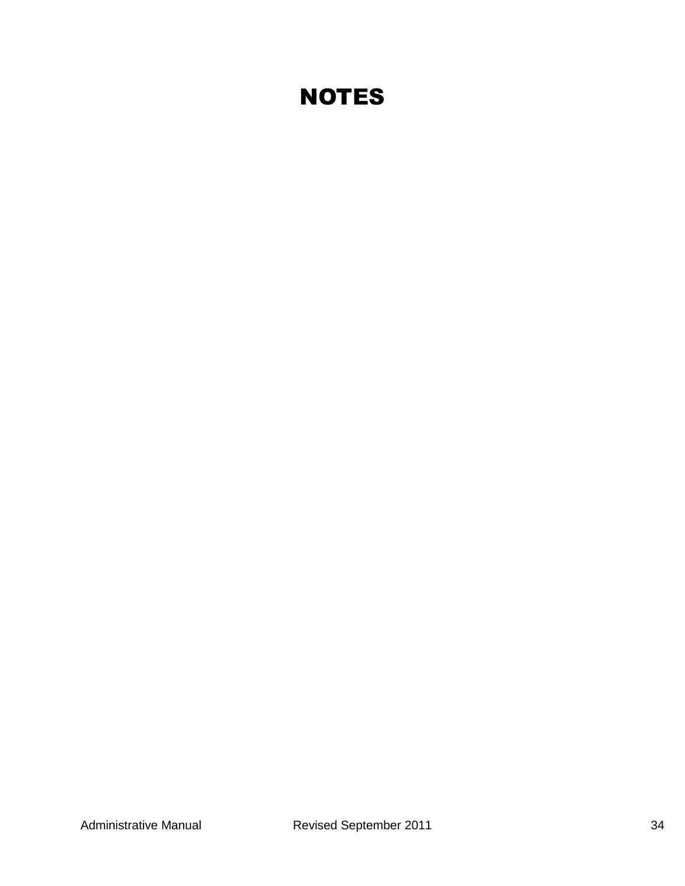# NOTES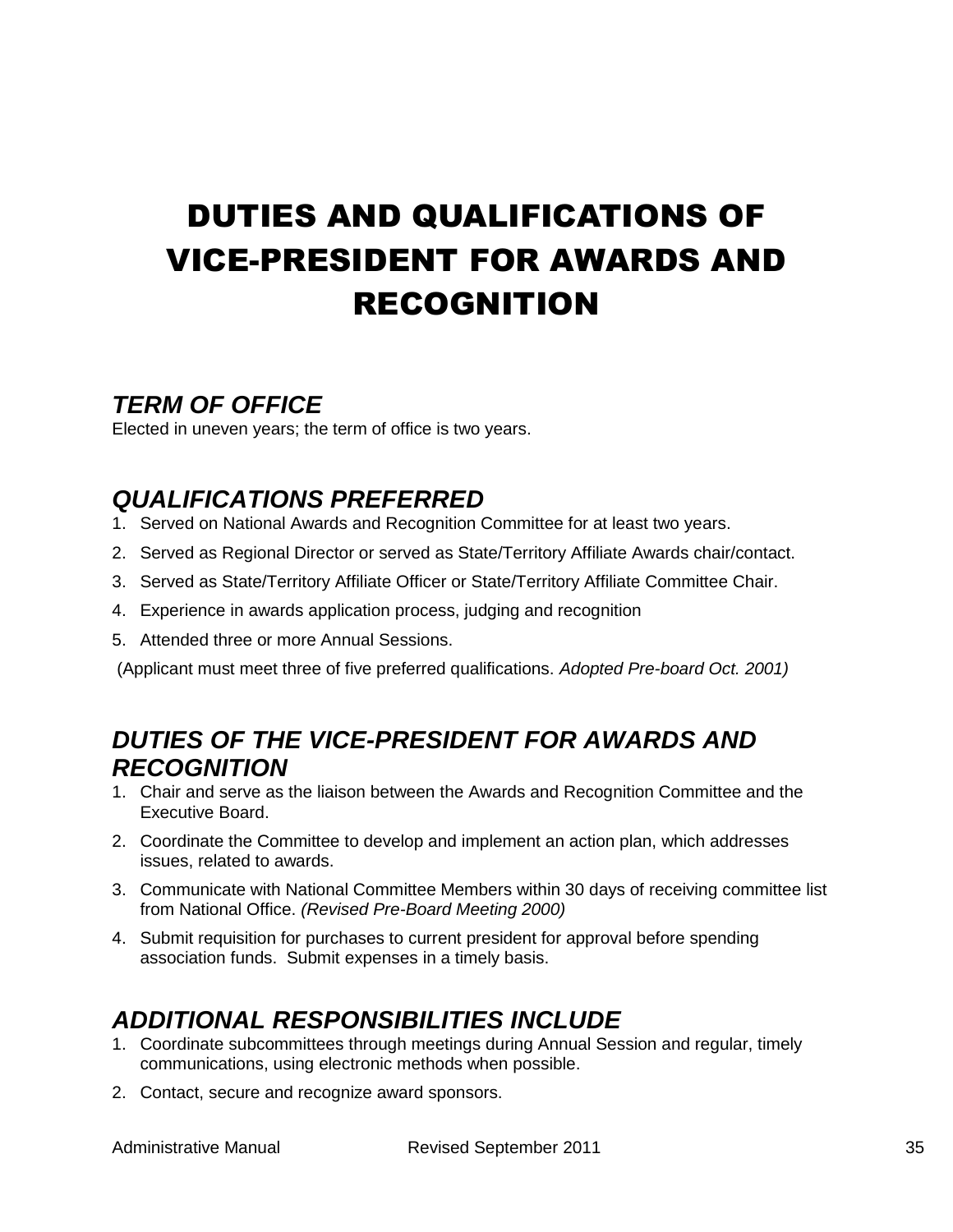# DUTIES AND QUALIFICATIONS OF VICE-PRESIDENT FOR AWARDS AND RECOGNITION

## *TERM OF OFFICE*

Elected in uneven years; the term of office is two years.

## *QUALIFICATIONS PREFERRED*

1. Served on National Awards and Recognition Committee for at least two years.
2. Served as Regional Director or served as State/Territory Affiliate Awards chair/contact.
3. Served as State/Territory Affiliate Officer or State/Territory Affiliate Committee Chair.
4. Experience in awards application process, judging and recognition
5. Attended three or more Annual Sessions.

(Applicant must meet three of five preferred qualifications. *Adopted Pre-board Oct. 2001)*

## *DUTIES OF THE VICE-PRESIDENT FOR AWARDS AND RECOGNITION*

1. Chair and serve as the liaison between the Awards and Recognition Committee and the Executive Board.
2. Coordinate the Committee to develop and implement an action plan, which addresses issues, related to awards.
3. Communicate with National Committee Members within 30 days of receiving committee list from National Office. *(Revised Pre-Board Meeting 2000)*
4. Submit requisition for purchases to current president for approval before spending association funds. Submit expenses in a timely basis.

## *ADDITIONAL RESPONSIBILITIES INCLUDE*

1. Coordinate subcommittees through meetings during Annual Session and regular, timely communications, using electronic methods when possible.
2. Contact, secure and recognize award sponsors.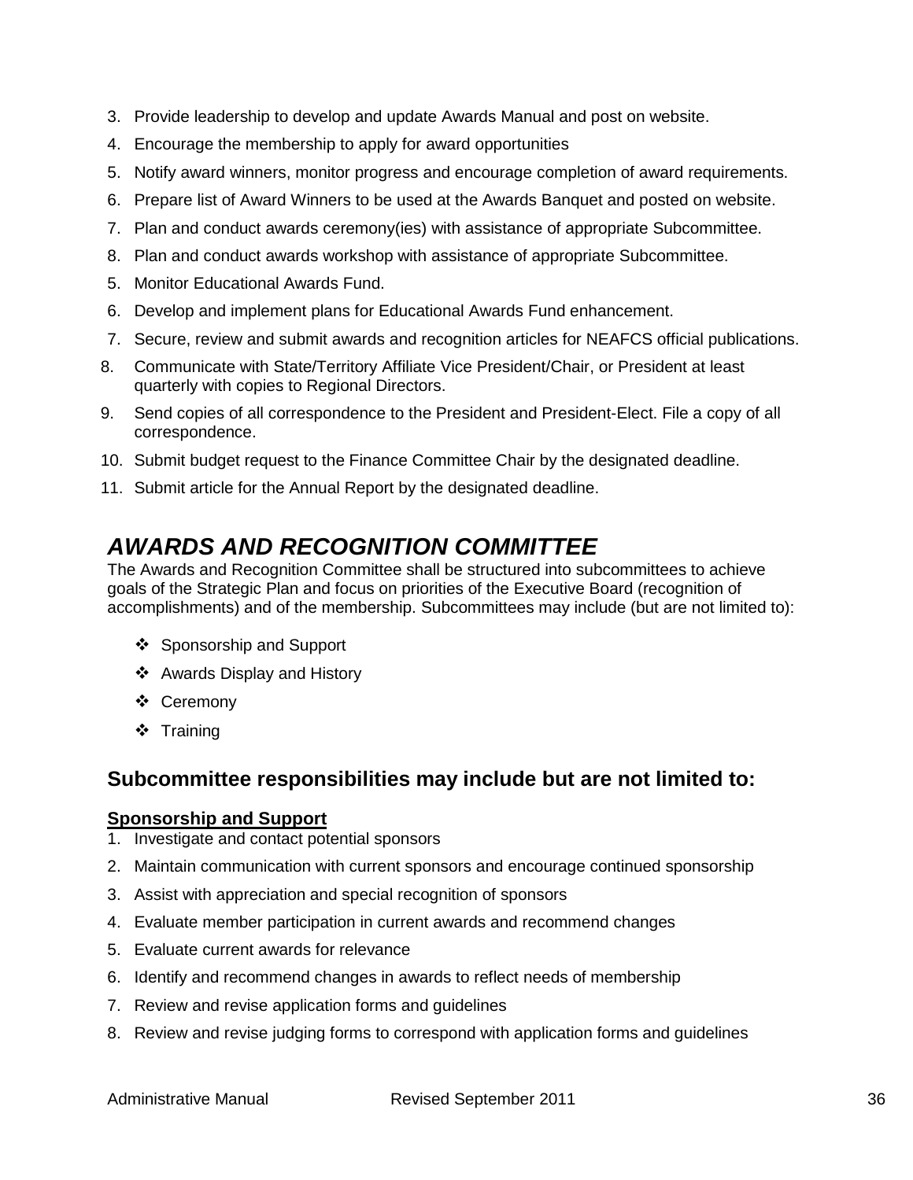3. Provide leadership to develop and update Awards Manual and post on website.
4. Encourage the membership to apply for award opportunities
5. Notify award winners, monitor progress and encourage completion of award requirements.
6. Prepare list of Award Winners to be used at the Awards Banquet and posted on website.
7. Plan and conduct awards ceremony(ies) with assistance of appropriate Subcommittee.
8. Plan and conduct awards workshop with assistance of appropriate Subcommittee.
5. Monitor Educational Awards Fund.
6. Develop and implement plans for Educational Awards Fund enhancement.
7. Secure, review and submit awards and recognition articles for NEAFCS official publications.
8. Communicate with State/Territory Affiliate Vice President/Chair, or President at least quarterly with copies to Regional Directors.
9. Send copies of all correspondence to the President and President-Elect. File a copy of all correspondence.
10. Submit budget request to the Finance Committee Chair by the designated deadline.
11. Submit article for the Annual Report by the designated deadline.

## *AWARDS AND RECOGNITION COMMITTEE*

The Awards and Recognition Committee shall be structured into subcommittees to achieve goals of the Strategic Plan and focus on priorities of the Executive Board (recognition of accomplishments) and of the membership. Subcommittees may include (but are not limited to):

- Sponsorship and Support
- Awards Display and History
- Ceremony
- Training

### Subcommittee responsibilities may include but are not limited to:

**Sponsorship and Support**

1. Investigate and contact potential sponsors
2. Maintain communication with current sponsors and encourage continued sponsorship
3. Assist with appreciation and special recognition of sponsors
4. Evaluate member participation in current awards and recommend changes
5. Evaluate current awards for relevance
6. Identify and recommend changes in awards to reflect needs of membership
7. Review and revise application forms and guidelines
8. Review and revise judging forms to correspond with application forms and guidelines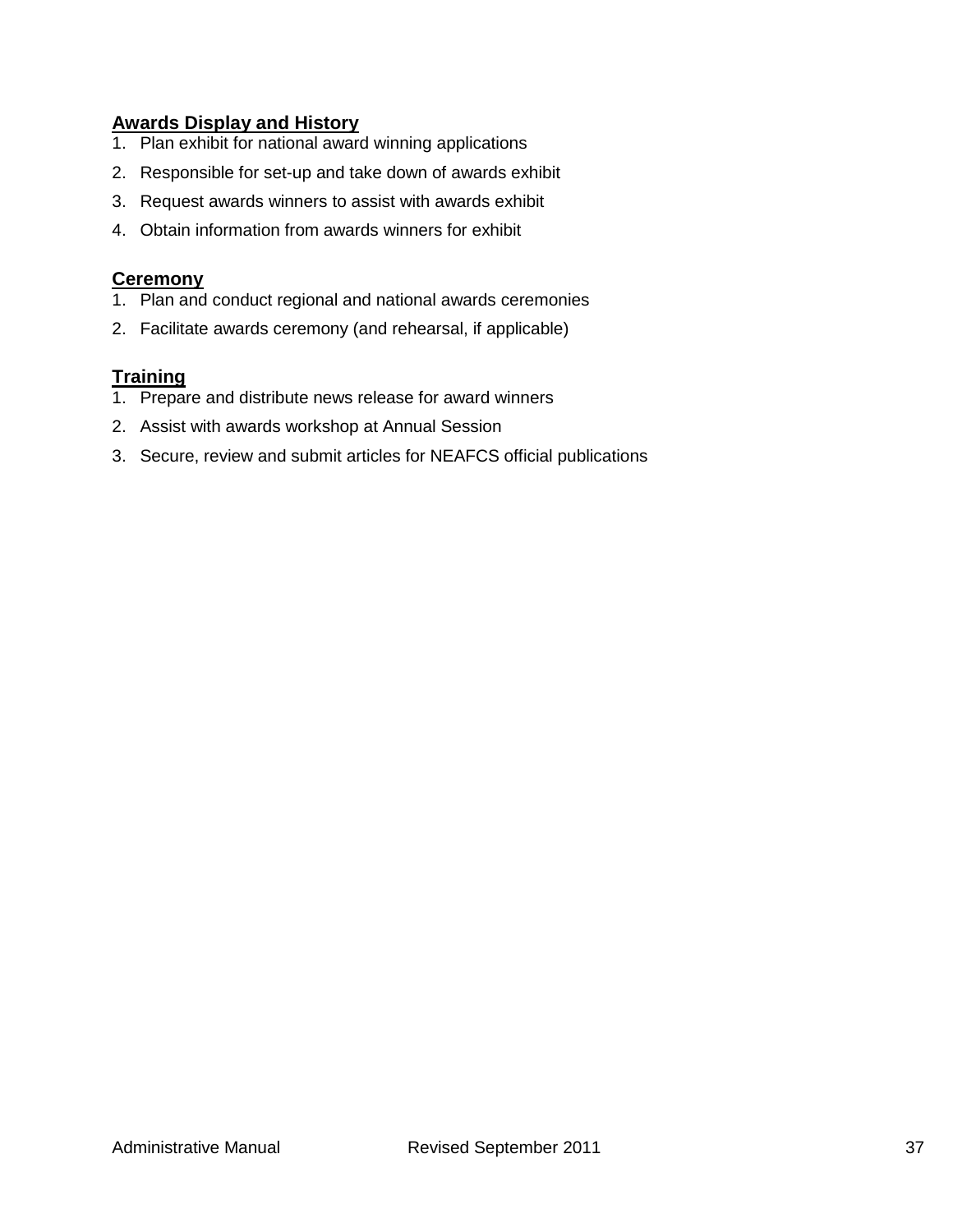**Awards Display and History**

1. Plan exhibit for national award winning applications
2. Responsible for set-up and take down of awards exhibit
3. Request awards winners to assist with awards exhibit
4. Obtain information from awards winners for exhibit

**Ceremony**

1. Plan and conduct regional and national awards ceremonies
2. Facilitate awards ceremony (and rehearsal, if applicable)

**Training**

1. Prepare and distribute news release for award winners
2. Assist with awards workshop at Annual Session
3. Secure, review and submit articles for NEAFCS official publications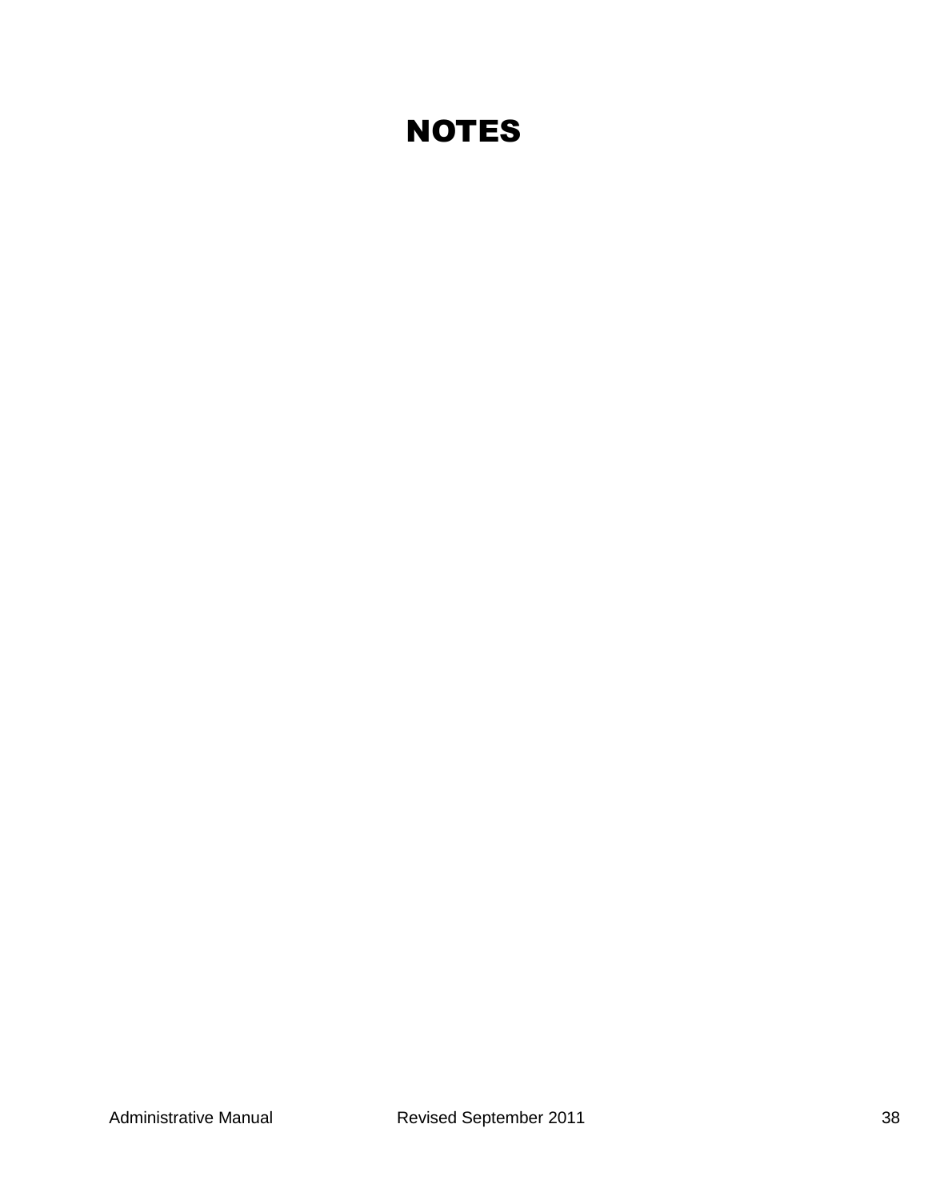# NOTES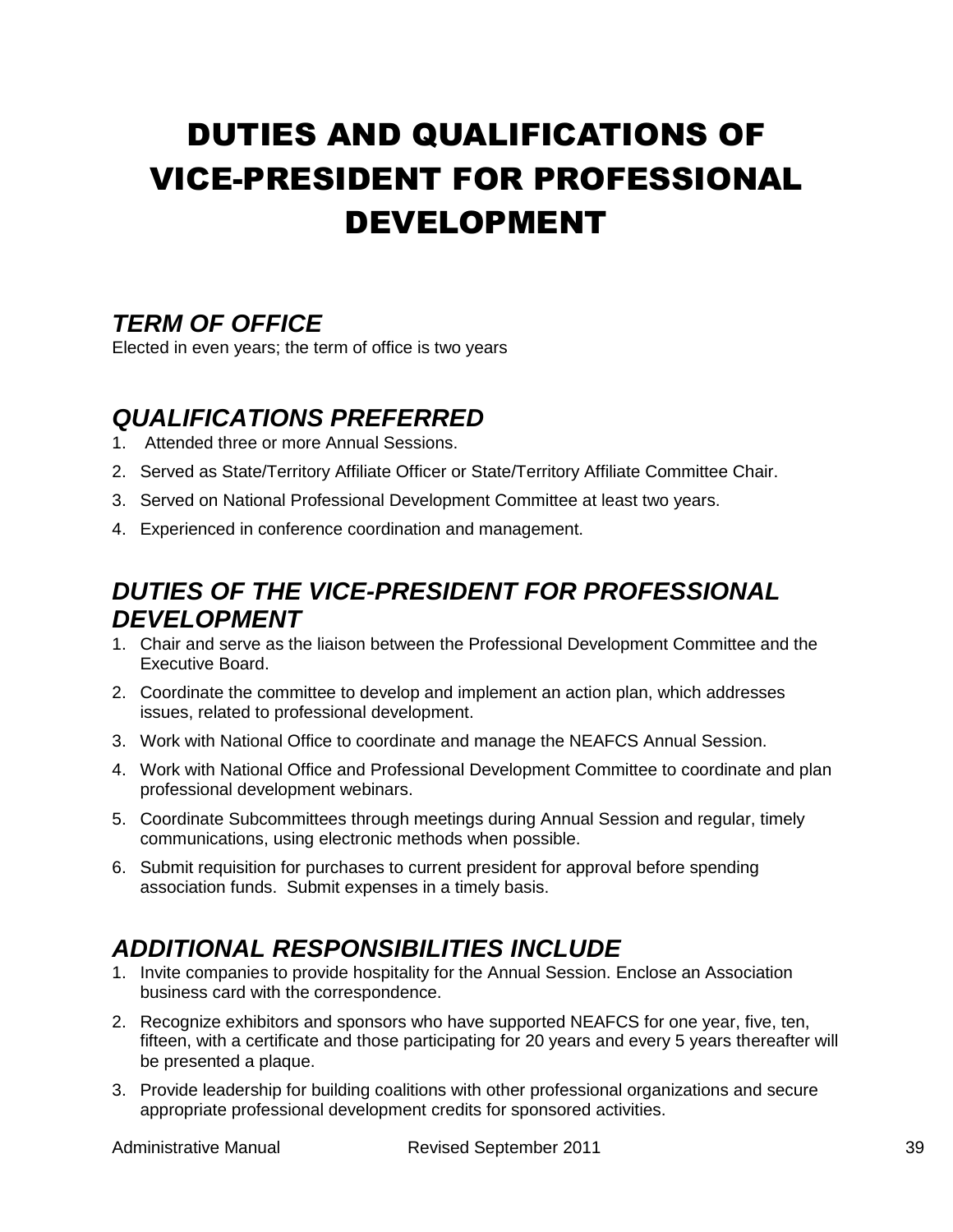# DUTIES AND QUALIFICATIONS OF VICE-PRESIDENT FOR PROFESSIONAL DEVELOPMENT

## *TERM OF OFFICE*

Elected in even years; the term of office is two years

## *QUALIFICATIONS PREFERRED*

1. Attended three or more Annual Sessions.
2. Served as State/Territory Affiliate Officer or State/Territory Affiliate Committee Chair.
3. Served on National Professional Development Committee at least two years.
4. Experienced in conference coordination and management.

## *DUTIES OF THE VICE-PRESIDENT FOR PROFESSIONAL DEVELOPMENT*

1. Chair and serve as the liaison between the Professional Development Committee and the Executive Board.
2. Coordinate the committee to develop and implement an action plan, which addresses issues, related to professional development.
3. Work with National Office to coordinate and manage the NEAFCS Annual Session.
4. Work with National Office and Professional Development Committee to coordinate and plan professional development webinars.
5. Coordinate Subcommittees through meetings during Annual Session and regular, timely communications, using electronic methods when possible.
6. Submit requisition for purchases to current president for approval before spending association funds. Submit expenses in a timely basis.

## *ADDITIONAL RESPONSIBILITIES INCLUDE*

1. Invite companies to provide hospitality for the Annual Session. Enclose an Association business card with the correspondence.
2. Recognize exhibitors and sponsors who have supported NEAFCS for one year, five, ten, fifteen, with a certificate and those participating for 20 years and every 5 years thereafter will be presented a plaque.
3. Provide leadership for building coalitions with other professional organizations and secure appropriate professional development credits for sponsored activities.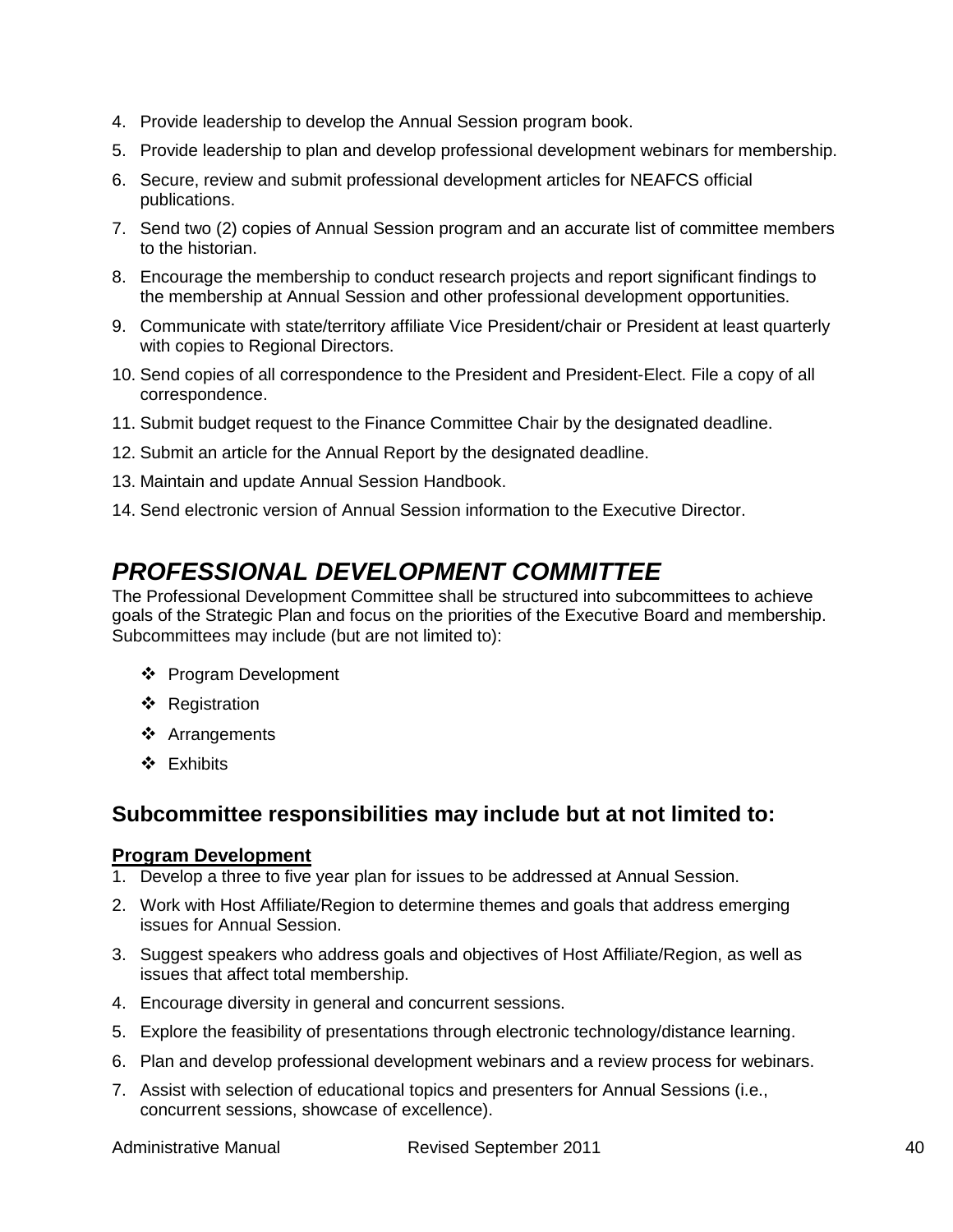4. Provide leadership to develop the Annual Session program book.
5. Provide leadership to plan and develop professional development webinars for membership.
6. Secure, review and submit professional development articles for NEAFCS official publications.
7. Send two (2) copies of Annual Session program and an accurate list of committee members to the historian.
8. Encourage the membership to conduct research projects and report significant findings to the membership at Annual Session and other professional development opportunities.
9. Communicate with state/territory affiliate Vice President/chair or President at least quarterly with copies to Regional Directors.
10. Send copies of all correspondence to the President and President-Elect. File a copy of all correspondence.
11. Submit budget request to the Finance Committee Chair by the designated deadline.
12. Submit an article for the Annual Report by the designated deadline.
13. Maintain and update Annual Session Handbook.
14. Send electronic version of Annual Session information to the Executive Director.

# *PROFESSIONAL DEVELOPMENT COMMITTEE*

The Professional Development Committee shall be structured into subcommittees to achieve goals of the Strategic Plan and focus on the priorities of the Executive Board and membership. Subcommittees may include (but are not limited to):

- Program Development
- Registration
- Arrangements
- Exhibits

## Subcommittee responsibilities may include but at not limited to:

**Program Development**

1. Develop a three to five year plan for issues to be addressed at Annual Session.
2. Work with Host Affiliate/Region to determine themes and goals that address emerging issues for Annual Session.
3. Suggest speakers who address goals and objectives of Host Affiliate/Region, as well as issues that affect total membership.
4. Encourage diversity in general and concurrent sessions.
5. Explore the feasibility of presentations through electronic technology/distance learning.
6. Plan and develop professional development webinars and a review process for webinars.
7. Assist with selection of educational topics and presenters for Annual Sessions (i.e., concurrent sessions, showcase of excellence).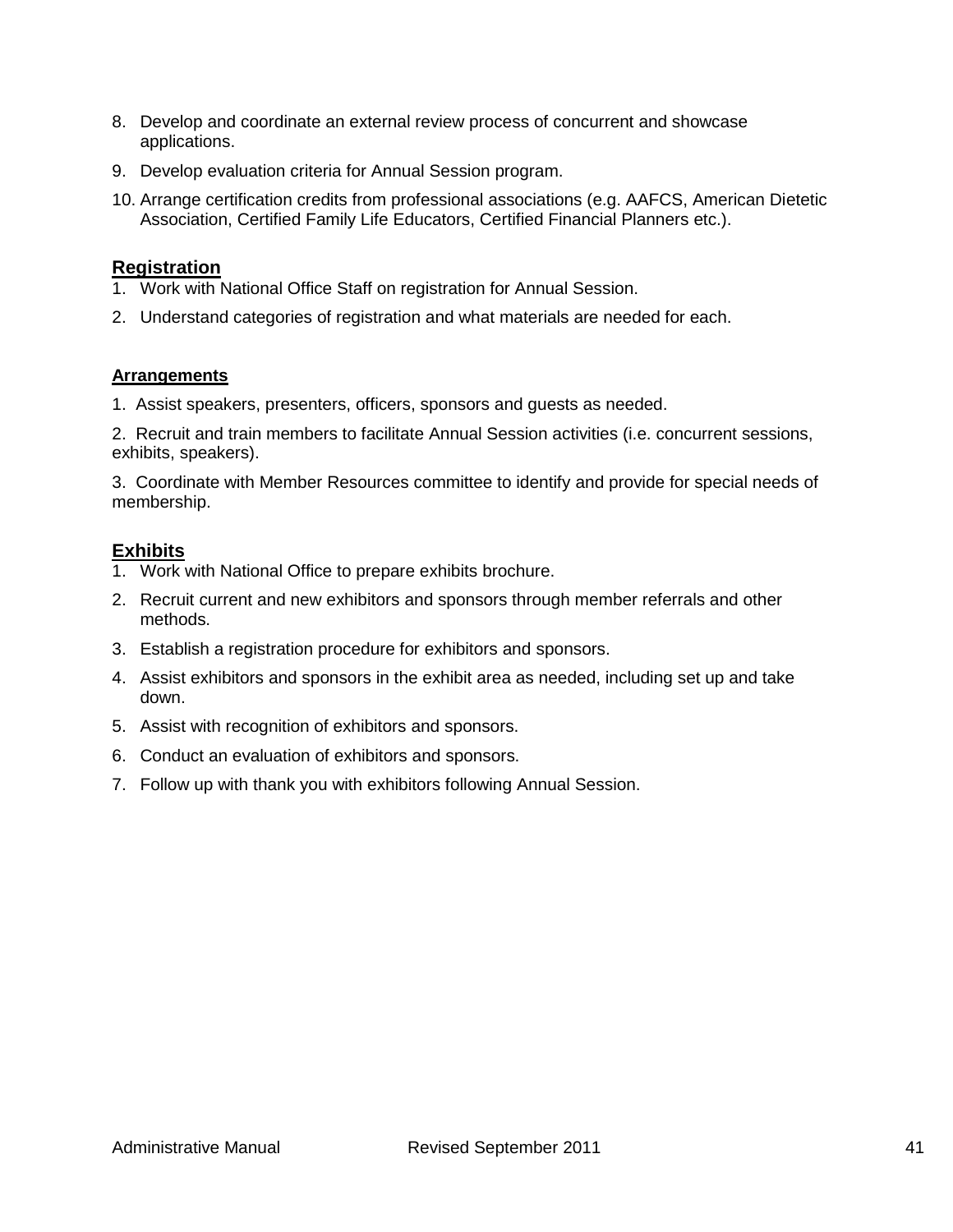8. Develop and coordinate an external review process of concurrent and showcase applications.
9. Develop evaluation criteria for Annual Session program.
10. Arrange certification credits from professional associations (e.g. AAFCS, American Dietetic Association, Certified Family Life Educators, Certified Financial Planners etc.).

## Registration

1. Work with National Office Staff on registration for Annual Session.
2. Understand categories of registration and what materials are needed for each.

### Arrangements

1. Assist speakers, presenters, officers, sponsors and guests as needed.
2. Recruit and train members to facilitate Annual Session activities (i.e. concurrent sessions, exhibits, speakers).
3. Coordinate with Member Resources committee to identify and provide for special needs of membership.

## Exhibits

1. Work with National Office to prepare exhibits brochure.
2. Recruit current and new exhibitors and sponsors through member referrals and other methods.
3. Establish a registration procedure for exhibitors and sponsors.
4. Assist exhibitors and sponsors in the exhibit area as needed, including set up and take down.
5. Assist with recognition of exhibitors and sponsors.
6. Conduct an evaluation of exhibitors and sponsors.
7. Follow up with thank you with exhibitors following Annual Session.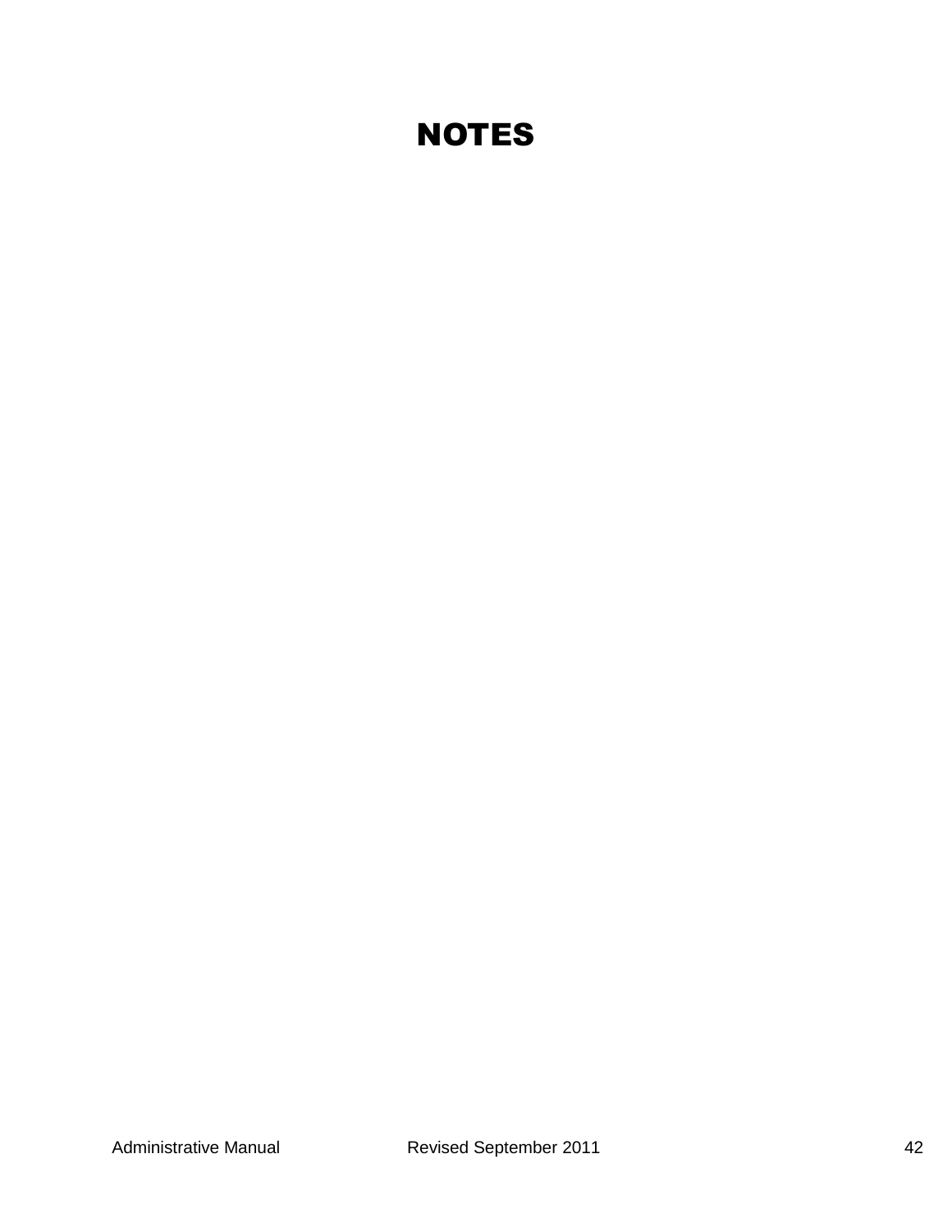# NOTES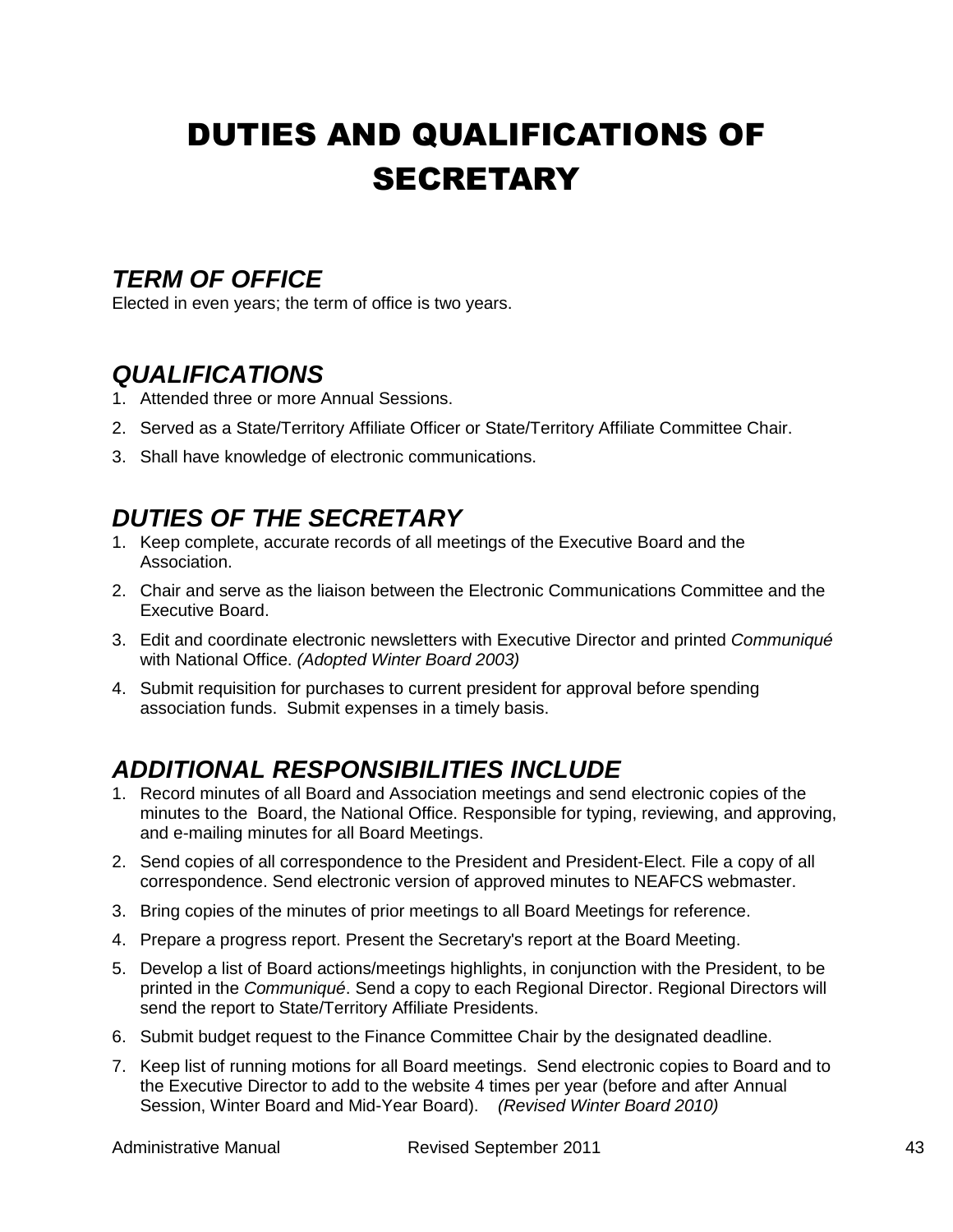# DUTIES AND QUALIFICATIONS OF SECRETARY

## *TERM OF OFFICE*

Elected in even years; the term of office is two years.

## *QUALIFICATIONS*

1. Attended three or more Annual Sessions.
2. Served as a State/Territory Affiliate Officer or State/Territory Affiliate Committee Chair.
3. Shall have knowledge of electronic communications.

## *DUTIES OF THE SECRETARY*

1. Keep complete, accurate records of all meetings of the Executive Board and the Association.
2. Chair and serve as the liaison between the Electronic Communications Committee and the Executive Board.
3. Edit and coordinate electronic newsletters with Executive Director and printed *Communiqué* with National Office. *(Adopted Winter Board 2003)*
4. Submit requisition for purchases to current president for approval before spending association funds. Submit expenses in a timely basis.

## *ADDITIONAL RESPONSIBILITIES INCLUDE*

1. Record minutes of all Board and Association meetings and send electronic copies of the minutes to the Board, the National Office. Responsible for typing, reviewing, and approving, and e-mailing minutes for all Board Meetings.
2. Send copies of all correspondence to the President and President-Elect. File a copy of all correspondence. Send electronic version of approved minutes to NEAFCS webmaster.
3. Bring copies of the minutes of prior meetings to all Board Meetings for reference.
4. Prepare a progress report. Present the Secretary's report at the Board Meeting.
5. Develop a list of Board actions/meetings highlights, in conjunction with the President, to be printed in the *Communiqué*. Send a copy to each Regional Director. Regional Directors will send the report to State/Territory Affiliate Presidents.
6. Submit budget request to the Finance Committee Chair by the designated deadline.
7. Keep list of running motions for all Board meetings. Send electronic copies to Board and to the Executive Director to add to the website 4 times per year (before and after Annual Session, Winter Board and Mid-Year Board). *(Revised Winter Board 2010)*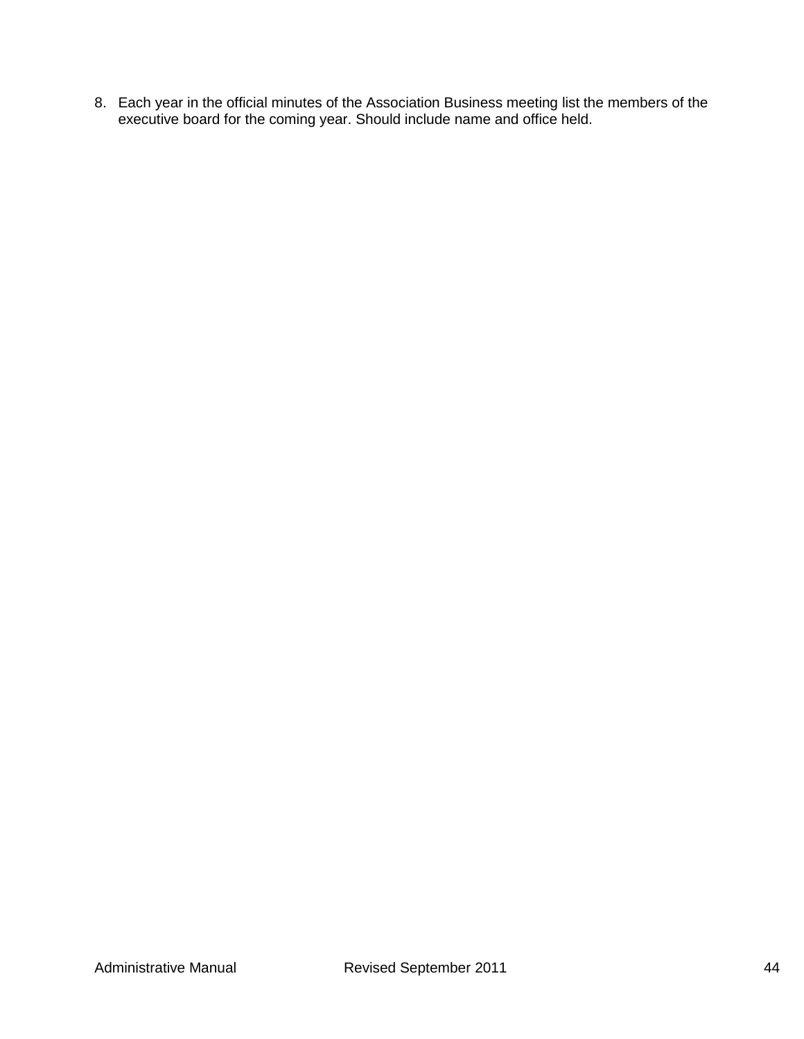8. Each year in the official minutes of the Association Business meeting list the members of the executive board for the coming year. Should include name and office held.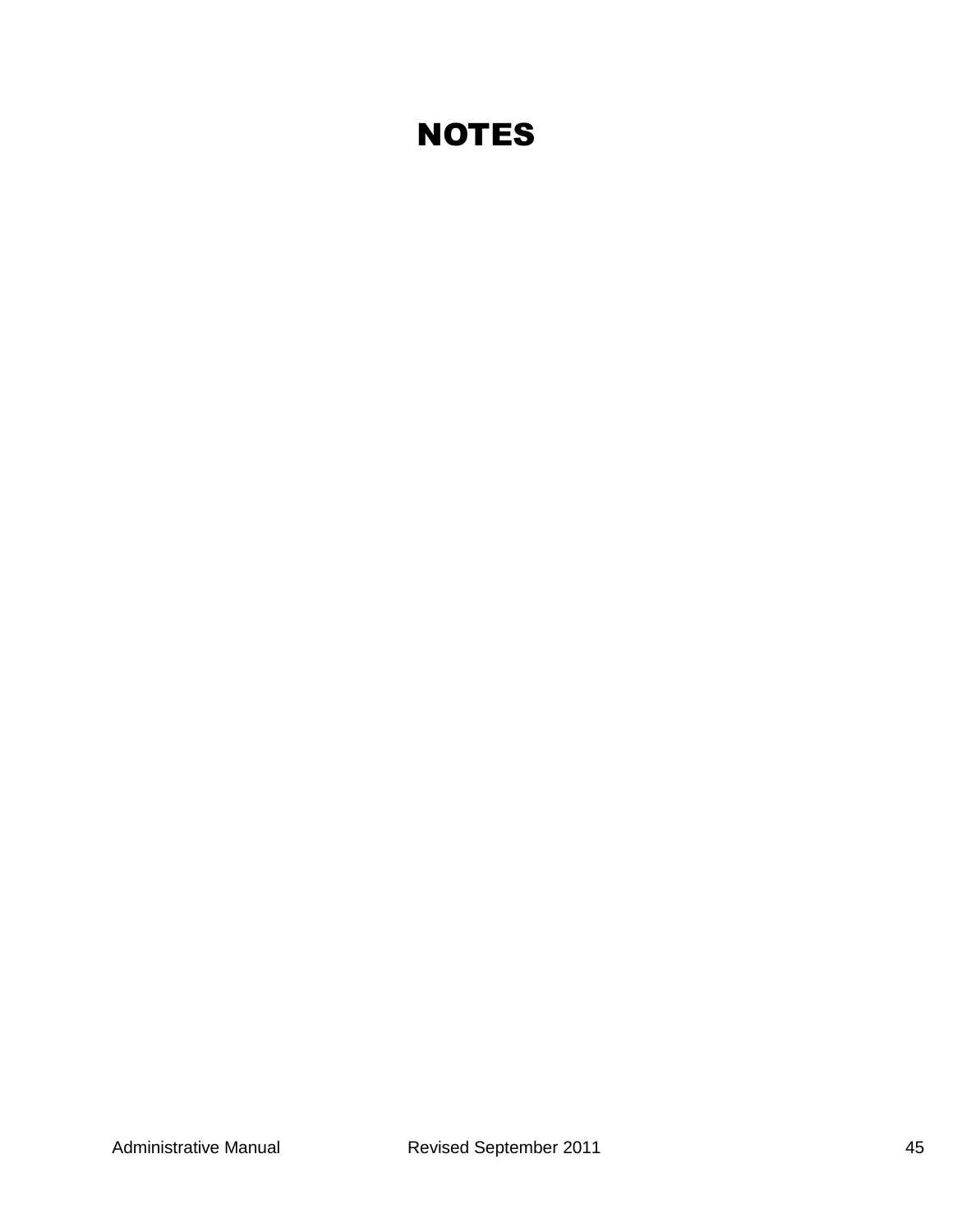# NOTES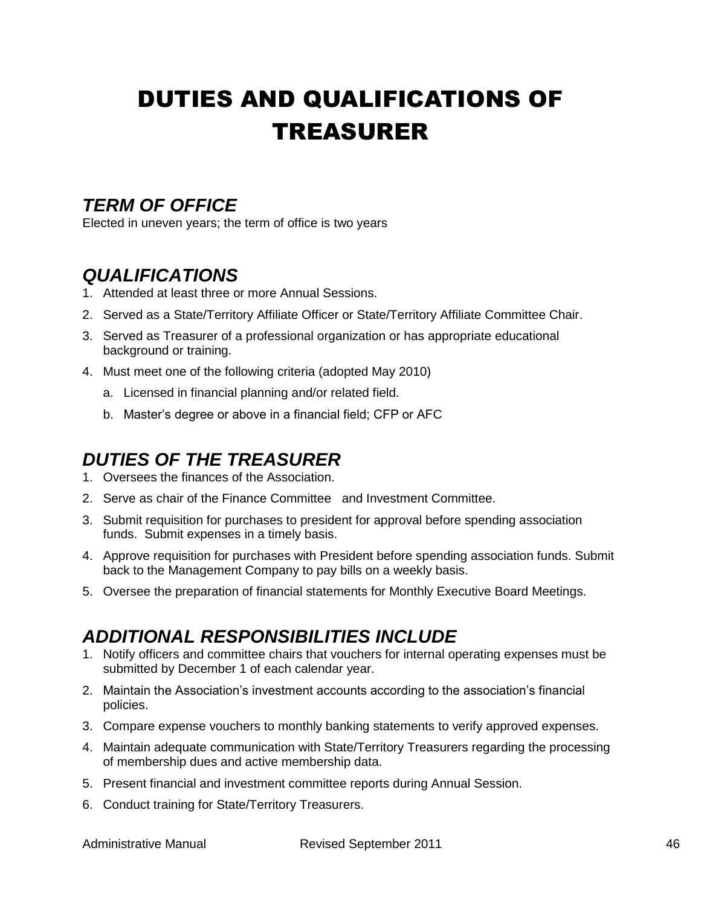# DUTIES AND QUALIFICATIONS OF TREASURER

## *TERM OF OFFICE*

Elected in uneven years; the term of office is two years

## *QUALIFICATIONS*

1. Attended at least three or more Annual Sessions.
2. Served as a State/Territory Affiliate Officer or State/Territory Affiliate Committee Chair.
3. Served as Treasurer of a professional organization or has appropriate educational background or training.
4. Must meet one of the following criteria (adopted May 2010)
   a. Licensed in financial planning and/or related field.
   b. Master's degree or above in a financial field; CFP or AFC

## *DUTIES OF THE TREASURER*

1. Oversees the finances of the Association.
2. Serve as chair of the Finance Committee and Investment Committee.
3. Submit requisition for purchases to president for approval before spending association funds. Submit expenses in a timely basis.
4. Approve requisition for purchases with President before spending association funds. Submit back to the Management Company to pay bills on a weekly basis.
5. Oversee the preparation of financial statements for Monthly Executive Board Meetings.

## *ADDITIONAL RESPONSIBILITIES INCLUDE*

1. Notify officers and committee chairs that vouchers for internal operating expenses must be submitted by December 1 of each calendar year.
2. Maintain the Association's investment accounts according to the association's financial policies.
3. Compare expense vouchers to monthly banking statements to verify approved expenses.
4. Maintain adequate communication with State/Territory Treasurers regarding the processing of membership dues and active membership data.
5. Present financial and investment committee reports during Annual Session.
6. Conduct training for State/Territory Treasurers.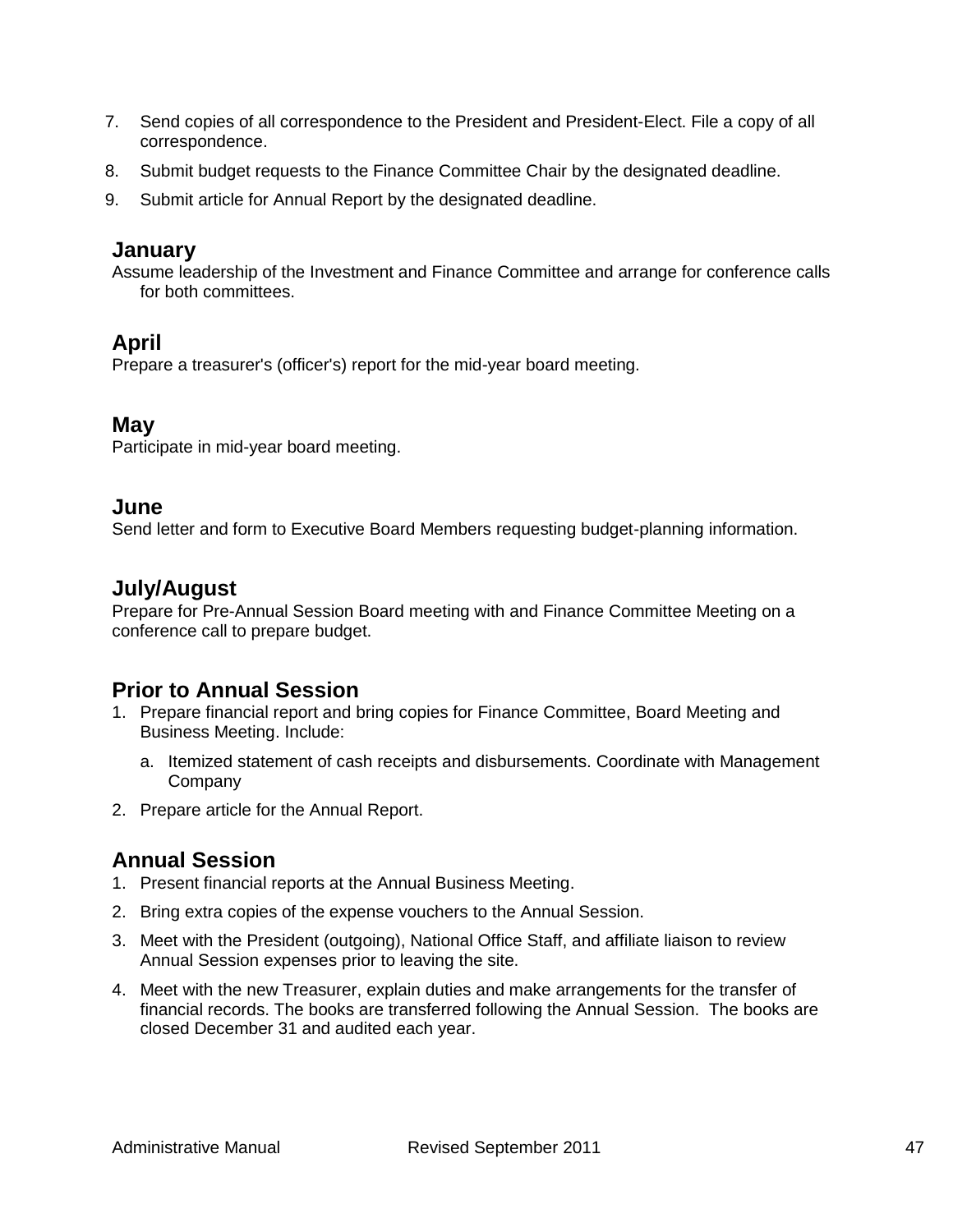7. Send copies of all correspondence to the President and President-Elect. File a copy of all correspondence.
8. Submit budget requests to the Finance Committee Chair by the designated deadline.
9. Submit article for Annual Report by the designated deadline.

### January

Assume leadership of the Investment and Finance Committee and arrange for conference calls for both committees.

### April

Prepare a treasurer's (officer's) report for the mid-year board meeting.

### May

Participate in mid-year board meeting.

### June

Send letter and form to Executive Board Members requesting budget-planning information.

### July/August

Prepare for Pre-Annual Session Board meeting with and Finance Committee Meeting on a conference call to prepare budget.

### Prior to Annual Session

1. Prepare financial report and bring copies for Finance Committee, Board Meeting and Business Meeting. Include:
   a. Itemized statement of cash receipts and disbursements. Coordinate with Management Company
2. Prepare article for the Annual Report.

### Annual Session

1. Present financial reports at the Annual Business Meeting.
2. Bring extra copies of the expense vouchers to the Annual Session.
3. Meet with the President (outgoing), National Office Staff, and affiliate liaison to review Annual Session expenses prior to leaving the site.
4. Meet with the new Treasurer, explain duties and make arrangements for the transfer of financial records. The books are transferred following the Annual Session. The books are closed December 31 and audited each year.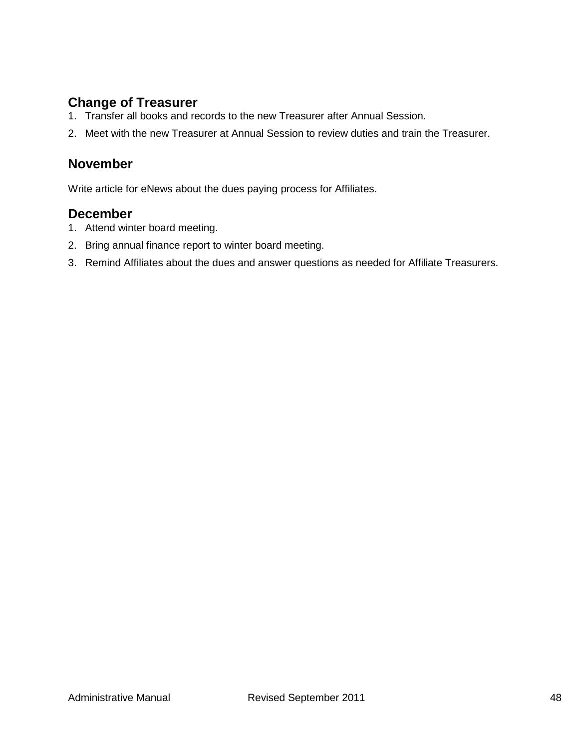## Change of Treasurer

1. Transfer all books and records to the new Treasurer after Annual Session.
2. Meet with the new Treasurer at Annual Session to review duties and train the Treasurer.

## November

Write article for eNews about the dues paying process for Affiliates.

## December

1. Attend winter board meeting.
2. Bring annual finance report to winter board meeting.
3. Remind Affiliates about the dues and answer questions as needed for Affiliate Treasurers.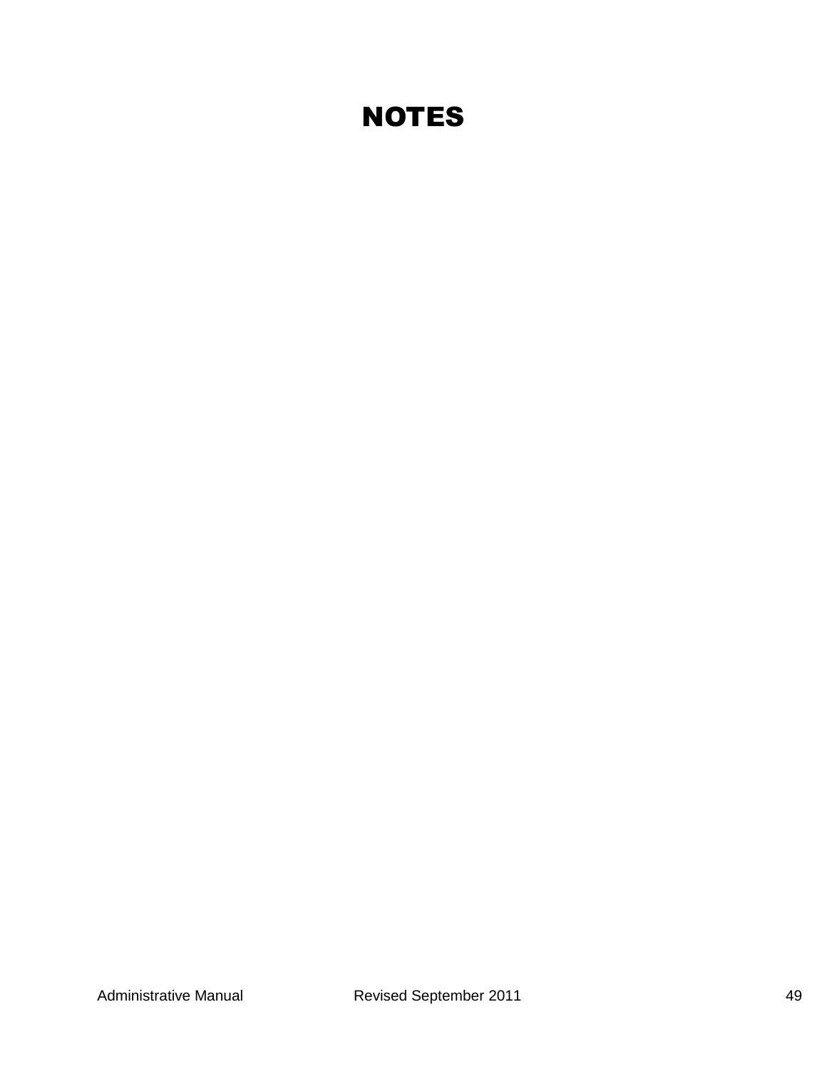# NOTES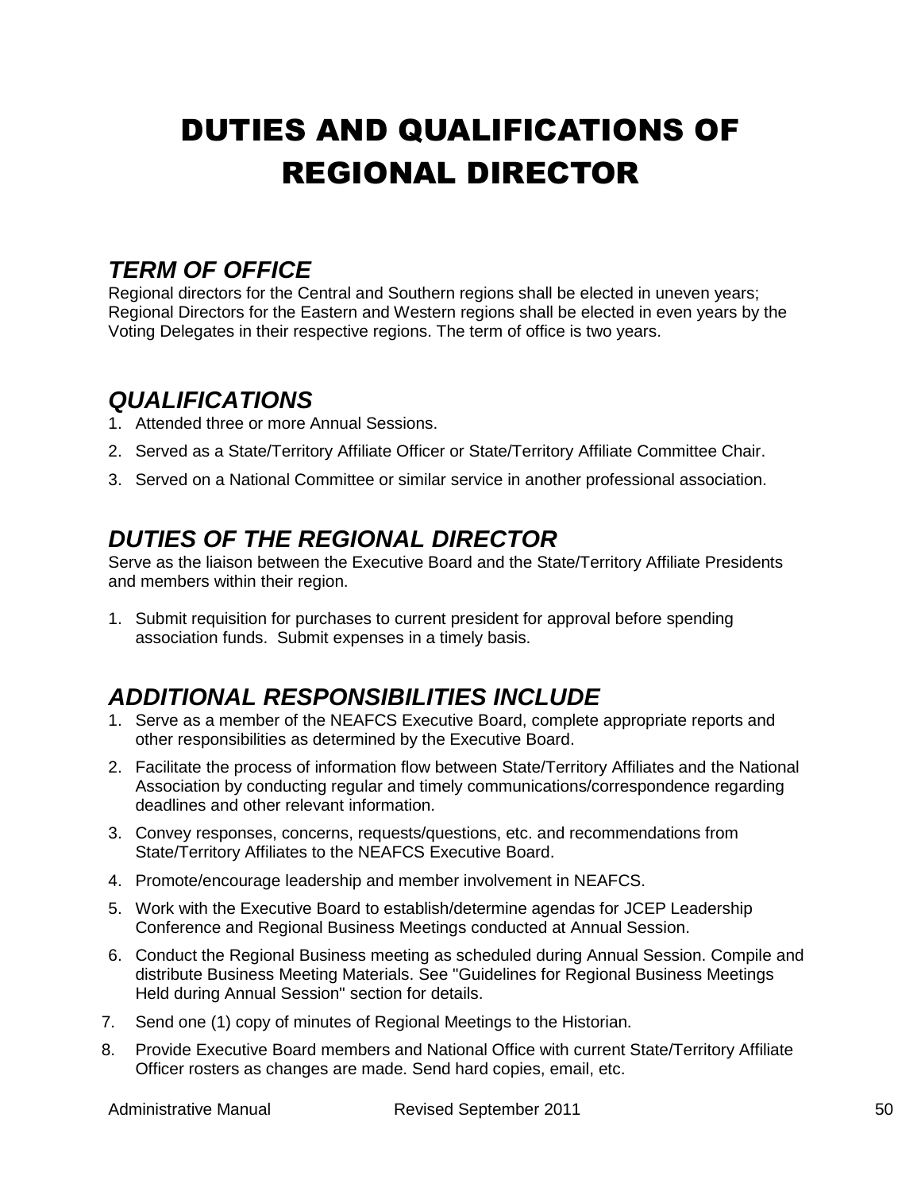# DUTIES AND QUALIFICATIONS OF REGIONAL DIRECTOR

## *TERM OF OFFICE*

Regional directors for the Central and Southern regions shall be elected in uneven years; Regional Directors for the Eastern and Western regions shall be elected in even years by the Voting Delegates in their respective regions. The term of office is two years.

## *QUALIFICATIONS*

1. Attended three or more Annual Sessions.
2. Served as a State/Territory Affiliate Officer or State/Territory Affiliate Committee Chair.
3. Served on a National Committee or similar service in another professional association.

## *DUTIES OF THE REGIONAL DIRECTOR*

Serve as the liaison between the Executive Board and the State/Territory Affiliate Presidents and members within their region.

1. Submit requisition for purchases to current president for approval before spending association funds. Submit expenses in a timely basis.

## *ADDITIONAL RESPONSIBILITIES INCLUDE*

1. Serve as a member of the NEAFCS Executive Board, complete appropriate reports and other responsibilities as determined by the Executive Board.
2. Facilitate the process of information flow between State/Territory Affiliates and the National Association by conducting regular and timely communications/correspondence regarding deadlines and other relevant information.
3. Convey responses, concerns, requests/questions, etc. and recommendations from State/Territory Affiliates to the NEAFCS Executive Board.
4. Promote/encourage leadership and member involvement in NEAFCS.
5. Work with the Executive Board to establish/determine agendas for JCEP Leadership Conference and Regional Business Meetings conducted at Annual Session.
6. Conduct the Regional Business meeting as scheduled during Annual Session. Compile and distribute Business Meeting Materials. See "Guidelines for Regional Business Meetings Held during Annual Session" section for details.
7. Send one (1) copy of minutes of Regional Meetings to the Historian.
8. Provide Executive Board members and National Office with current State/Territory Affiliate Officer rosters as changes are made. Send hard copies, email, etc.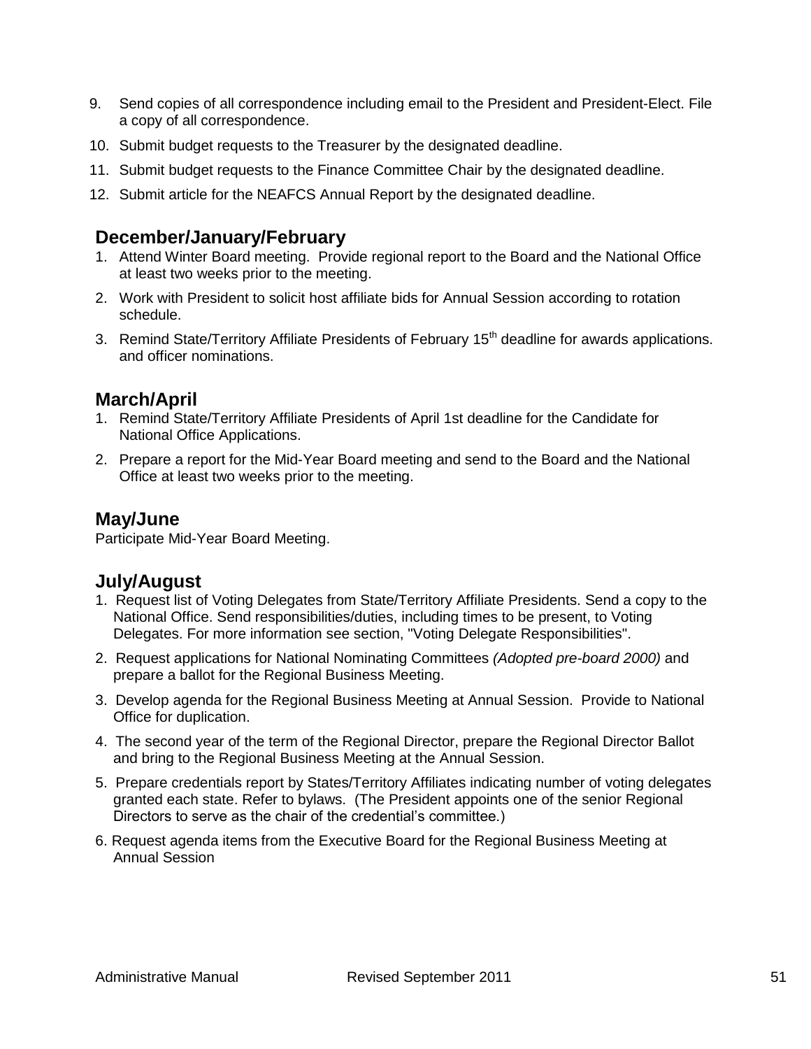9. Send copies of all correspondence including email to the President and President-Elect. File a copy of all correspondence.
10. Submit budget requests to the Treasurer by the designated deadline.
11. Submit budget requests to the Finance Committee Chair by the designated deadline.
12. Submit article for the NEAFCS Annual Report by the designated deadline.

## December/January/February

1. Attend Winter Board meeting. Provide regional report to the Board and the National Office at least two weeks prior to the meeting.
2. Work with President to solicit host affiliate bids for Annual Session according to rotation schedule.
3. Remind State/Territory Affiliate Presidents of February 15th deadline for awards applications. and officer nominations.

## March/April

1. Remind State/Territory Affiliate Presidents of April 1st deadline for the Candidate for National Office Applications.
2. Prepare a report for the Mid-Year Board meeting and send to the Board and the National Office at least two weeks prior to the meeting.

## May/June

Participate Mid-Year Board Meeting.

## July/August

1. Request list of Voting Delegates from State/Territory Affiliate Presidents. Send a copy to the National Office. Send responsibilities/duties, including times to be present, to Voting Delegates. For more information see section, "Voting Delegate Responsibilities".
2. Request applications for National Nominating Committees *(Adopted pre-board 2000)* and prepare a ballot for the Regional Business Meeting.
3. Develop agenda for the Regional Business Meeting at Annual Session. Provide to National Office for duplication.
4. The second year of the term of the Regional Director, prepare the Regional Director Ballot and bring to the Regional Business Meeting at the Annual Session.
5. Prepare credentials report by States/Territory Affiliates indicating number of voting delegates granted each state. Refer to bylaws. (The President appoints one of the senior Regional Directors to serve as the chair of the credential's committee.)
6. Request agenda items from the Executive Board for the Regional Business Meeting at Annual Session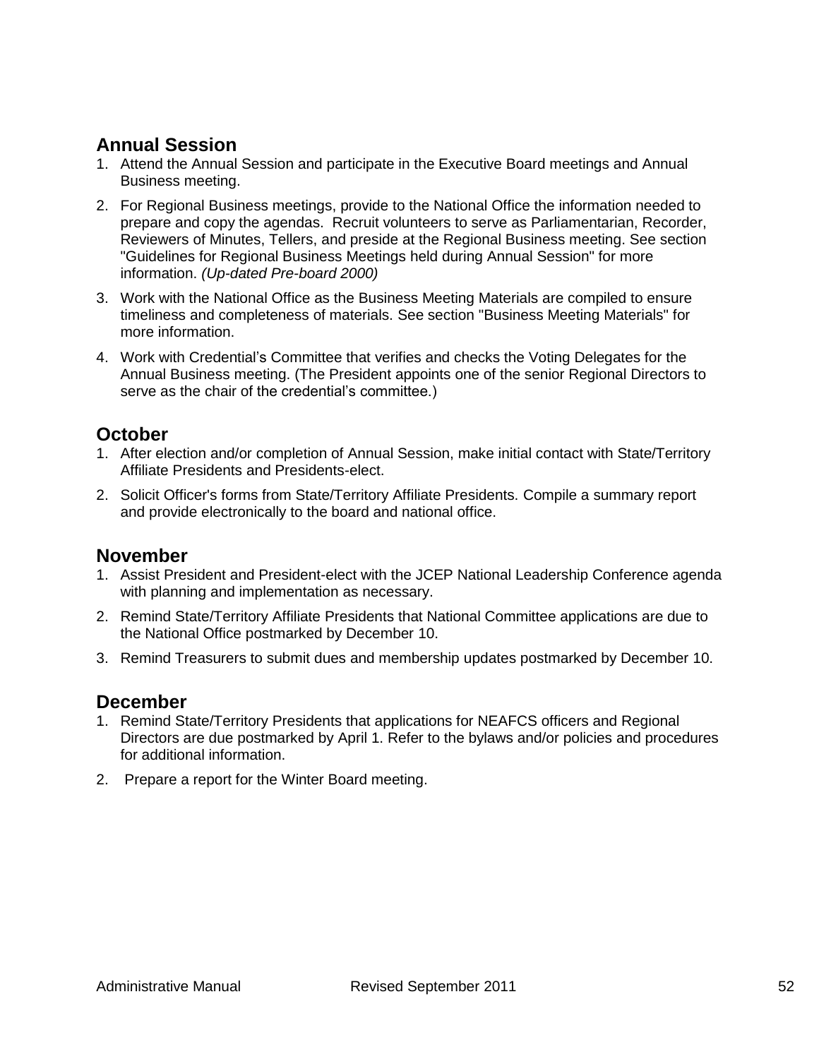## Annual Session

1. Attend the Annual Session and participate in the Executive Board meetings and Annual Business meeting.
2. For Regional Business meetings, provide to the National Office the information needed to prepare and copy the agendas. Recruit volunteers to serve as Parliamentarian, Recorder, Reviewers of Minutes, Tellers, and preside at the Regional Business meeting. See section "Guidelines for Regional Business Meetings held during Annual Session" for more information. *(Up-dated Pre-board 2000)*
3. Work with the National Office as the Business Meeting Materials are compiled to ensure timeliness and completeness of materials. See section "Business Meeting Materials" for more information.
4. Work with Credential's Committee that verifies and checks the Voting Delegates for the Annual Business meeting. (The President appoints one of the senior Regional Directors to serve as the chair of the credential's committee.)

## October

1. After election and/or completion of Annual Session, make initial contact with State/Territory Affiliate Presidents and Presidents-elect.
2. Solicit Officer's forms from State/Territory Affiliate Presidents. Compile a summary report and provide electronically to the board and national office.

## November

1. Assist President and President-elect with the JCEP National Leadership Conference agenda with planning and implementation as necessary.
2. Remind State/Territory Affiliate Presidents that National Committee applications are due to the National Office postmarked by December 10.
3. Remind Treasurers to submit dues and membership updates postmarked by December 10.

## December

1. Remind State/Territory Presidents that applications for NEAFCS officers and Regional Directors are due postmarked by April 1. Refer to the bylaws and/or policies and procedures for additional information.
2. Prepare a report for the Winter Board meeting.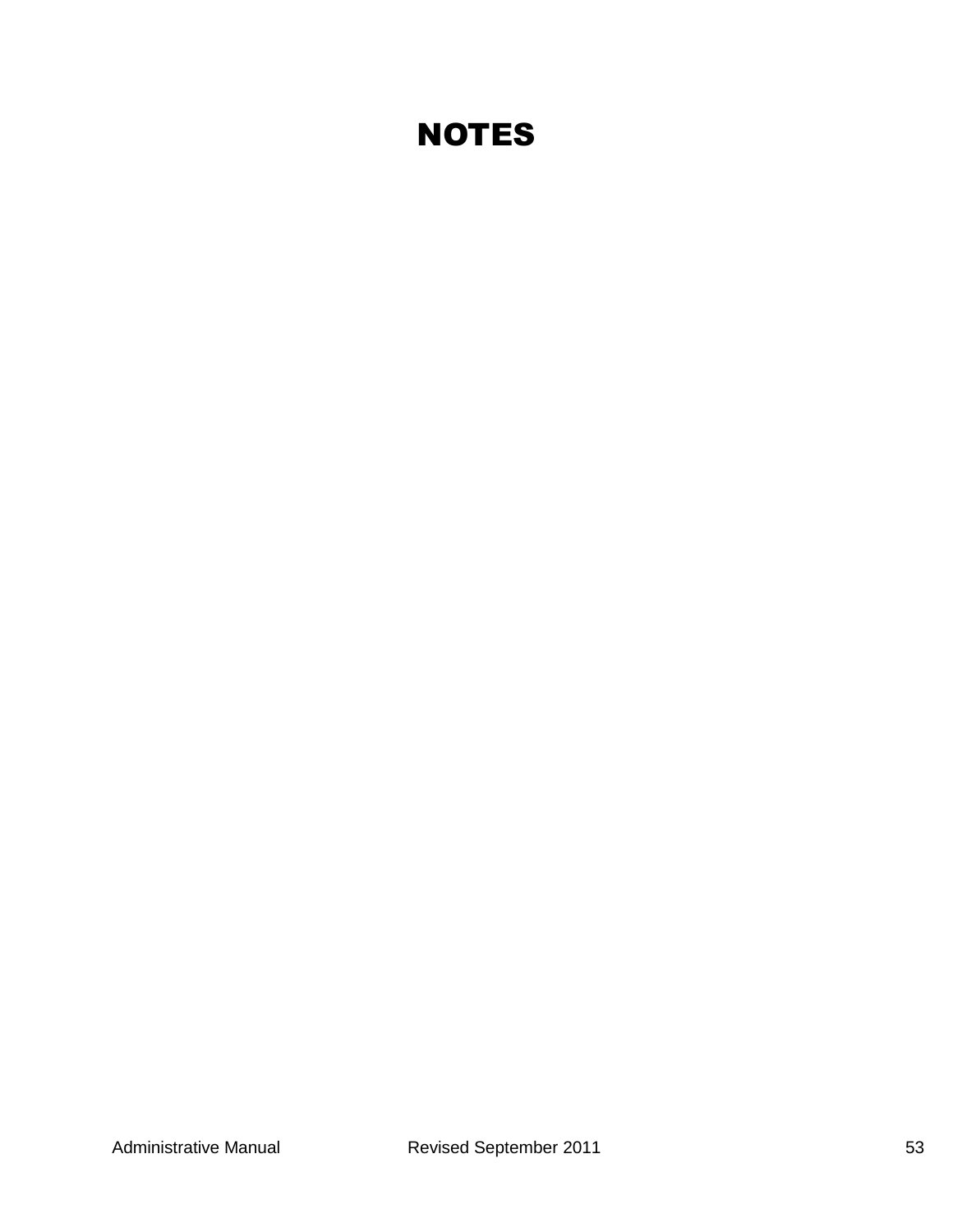# NOTES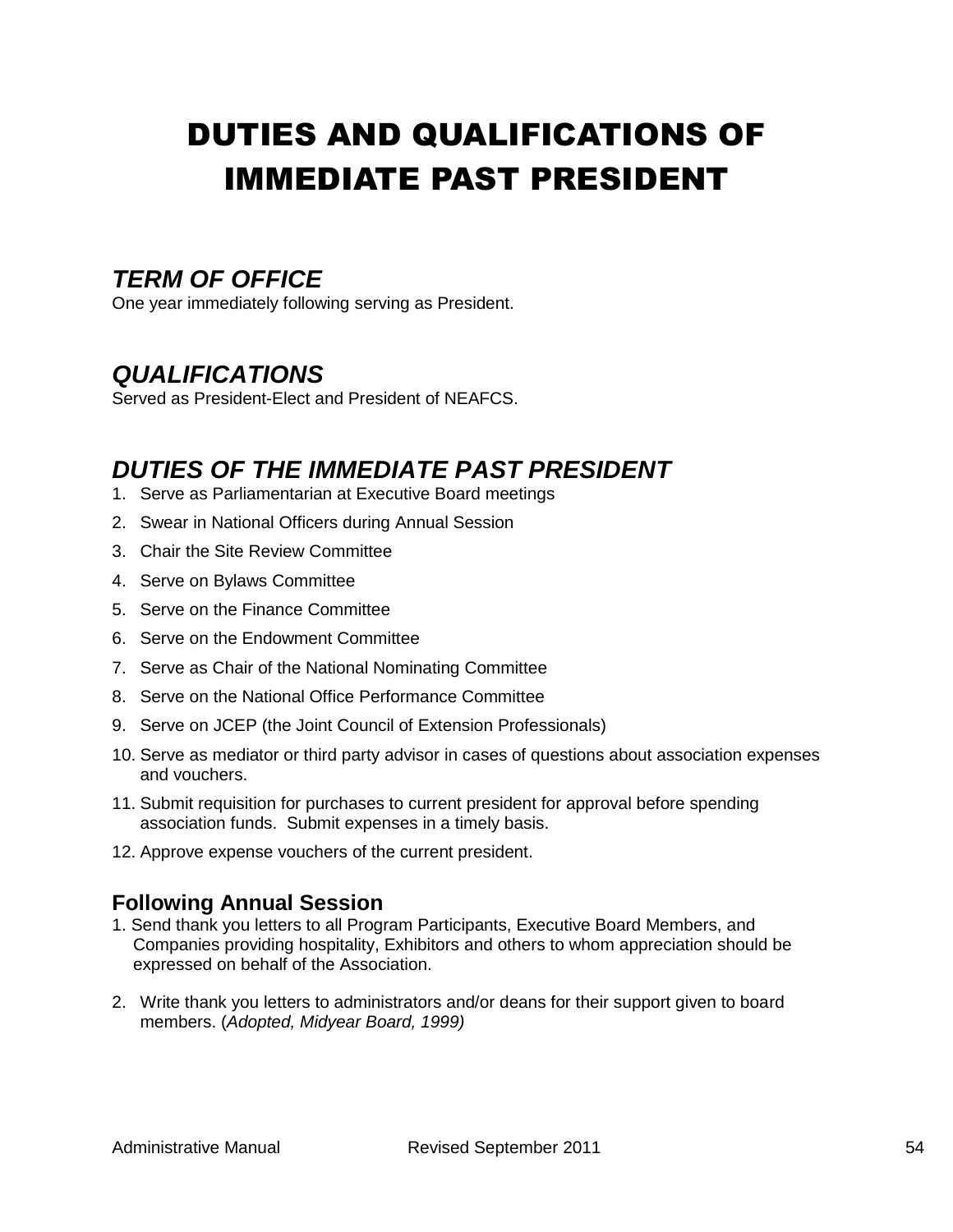# DUTIES AND QUALIFICATIONS OF IMMEDIATE PAST PRESIDENT

## *TERM OF OFFICE*

One year immediately following serving as President.

## *QUALIFICATIONS*

Served as President-Elect and President of NEAFCS.

## *DUTIES OF THE IMMEDIATE PAST PRESIDENT*

1. Serve as Parliamentarian at Executive Board meetings
2. Swear in National Officers during Annual Session
3. Chair the Site Review Committee
4. Serve on Bylaws Committee
5. Serve on the Finance Committee
6. Serve on the Endowment Committee
7. Serve as Chair of the National Nominating Committee
8. Serve on the National Office Performance Committee
9. Serve on JCEP (the Joint Council of Extension Professionals)
10. Serve as mediator or third party advisor in cases of questions about association expenses and vouchers.
11. Submit requisition for purchases to current president for approval before spending association funds. Submit expenses in a timely basis.
12. Approve expense vouchers of the current president.

### Following Annual Session

1. Send thank you letters to all Program Participants, Executive Board Members, and Companies providing hospitality, Exhibitors and others to whom appreciation should be expressed on behalf of the Association.
2. Write thank you letters to administrators and/or deans for their support given to board members. (*Adopted, Midyear Board, 1999)*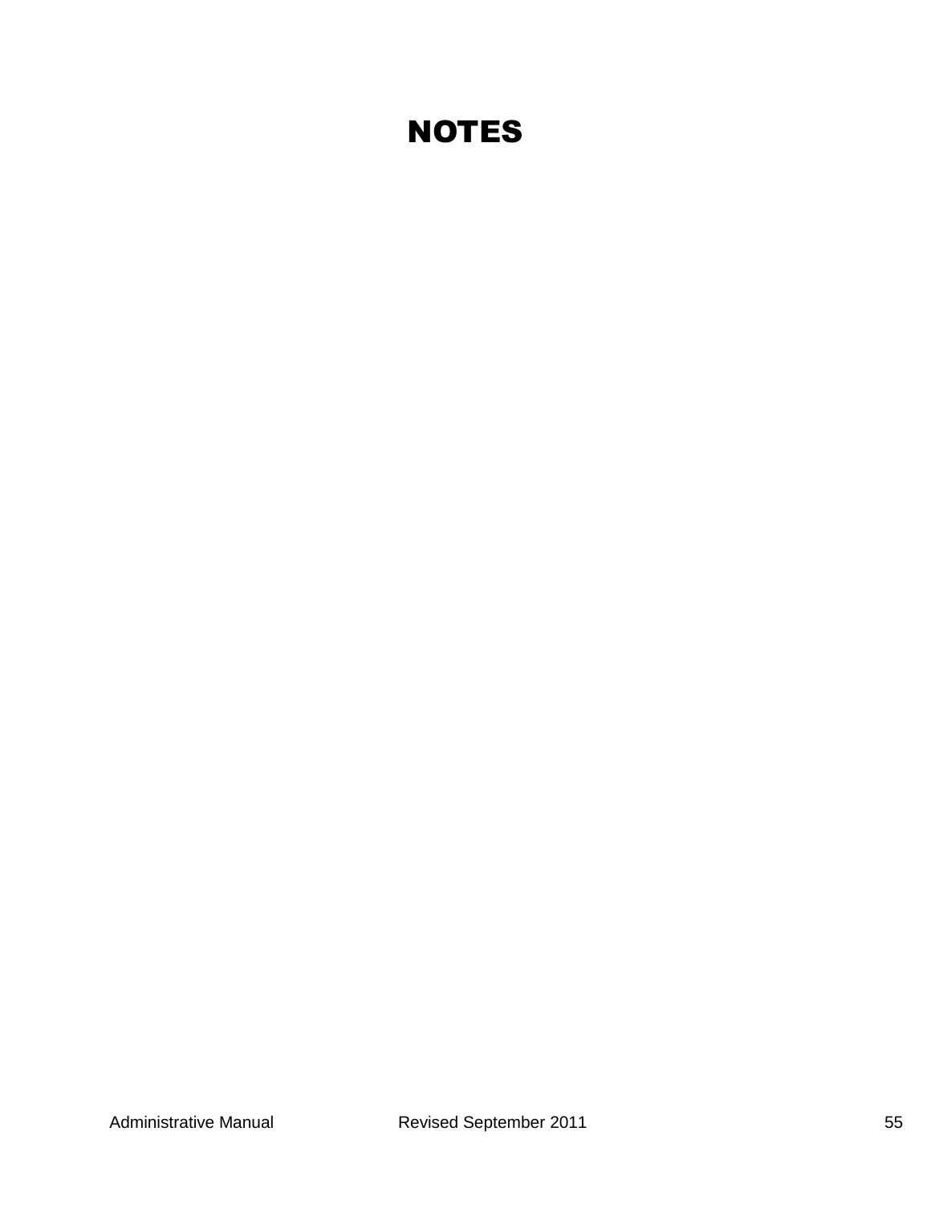# NOTES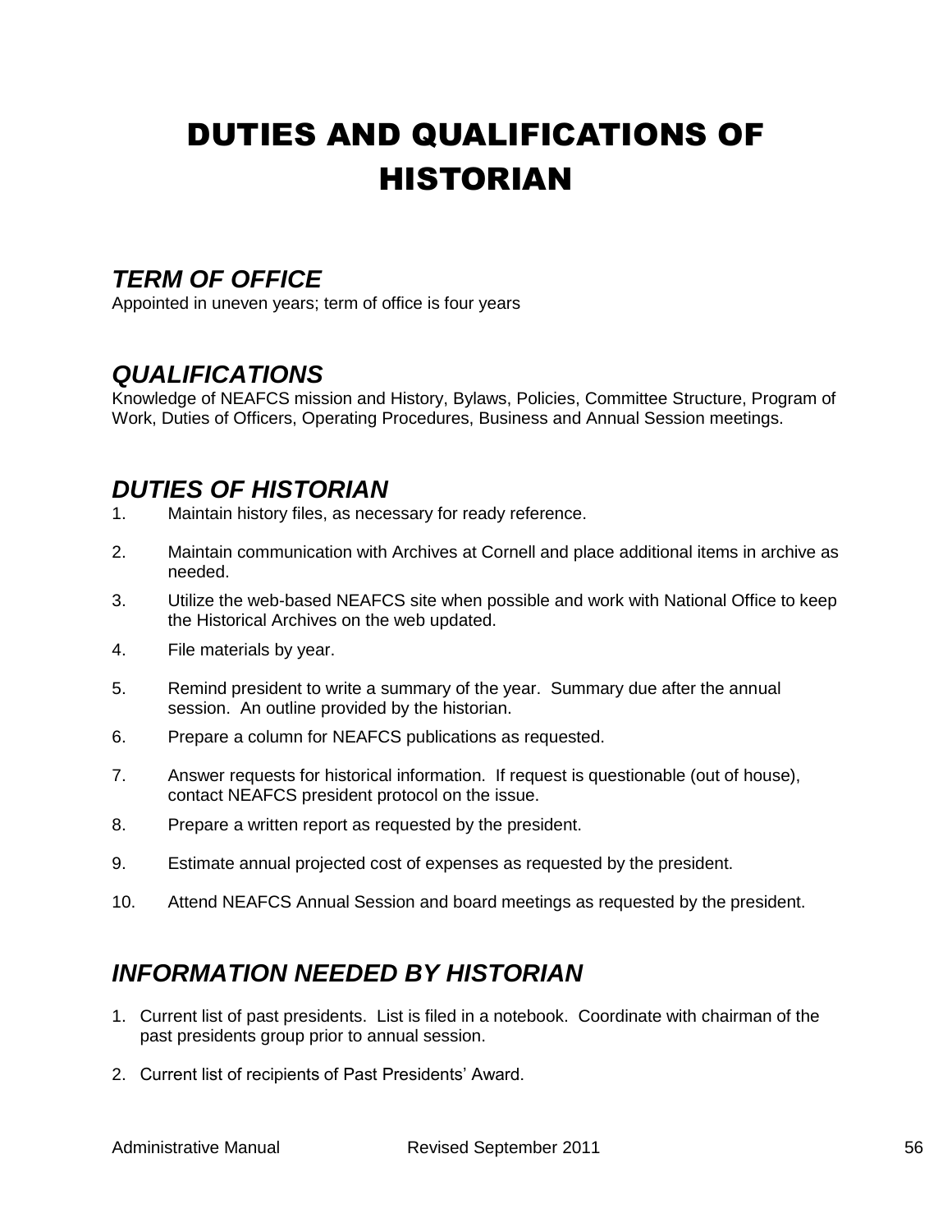# DUTIES AND QUALIFICATIONS OF HISTORIAN

## *TERM OF OFFICE*

Appointed in uneven years; term of office is four years

## *QUALIFICATIONS*

Knowledge of NEAFCS mission and History, Bylaws, Policies, Committee Structure, Program of Work, Duties of Officers, Operating Procedures, Business and Annual Session meetings.

## *DUTIES OF HISTORIAN*

1. Maintain history files, as necessary for ready reference.
2. Maintain communication with Archives at Cornell and place additional items in archive as needed.
3. Utilize the web-based NEAFCS site when possible and work with National Office to keep the Historical Archives on the web updated.
4. File materials by year.
5. Remind president to write a summary of the year. Summary due after the annual session. An outline provided by the historian.
6. Prepare a column for NEAFCS publications as requested.
7. Answer requests for historical information. If request is questionable (out of house), contact NEAFCS president protocol on the issue.
8. Prepare a written report as requested by the president.
9. Estimate annual projected cost of expenses as requested by the president.
10. Attend NEAFCS Annual Session and board meetings as requested by the president.

## *INFORMATION NEEDED BY HISTORIAN*

1. Current list of past presidents. List is filed in a notebook. Coordinate with chairman of the past presidents group prior to annual session.
2. Current list of recipients of Past Presidents' Award.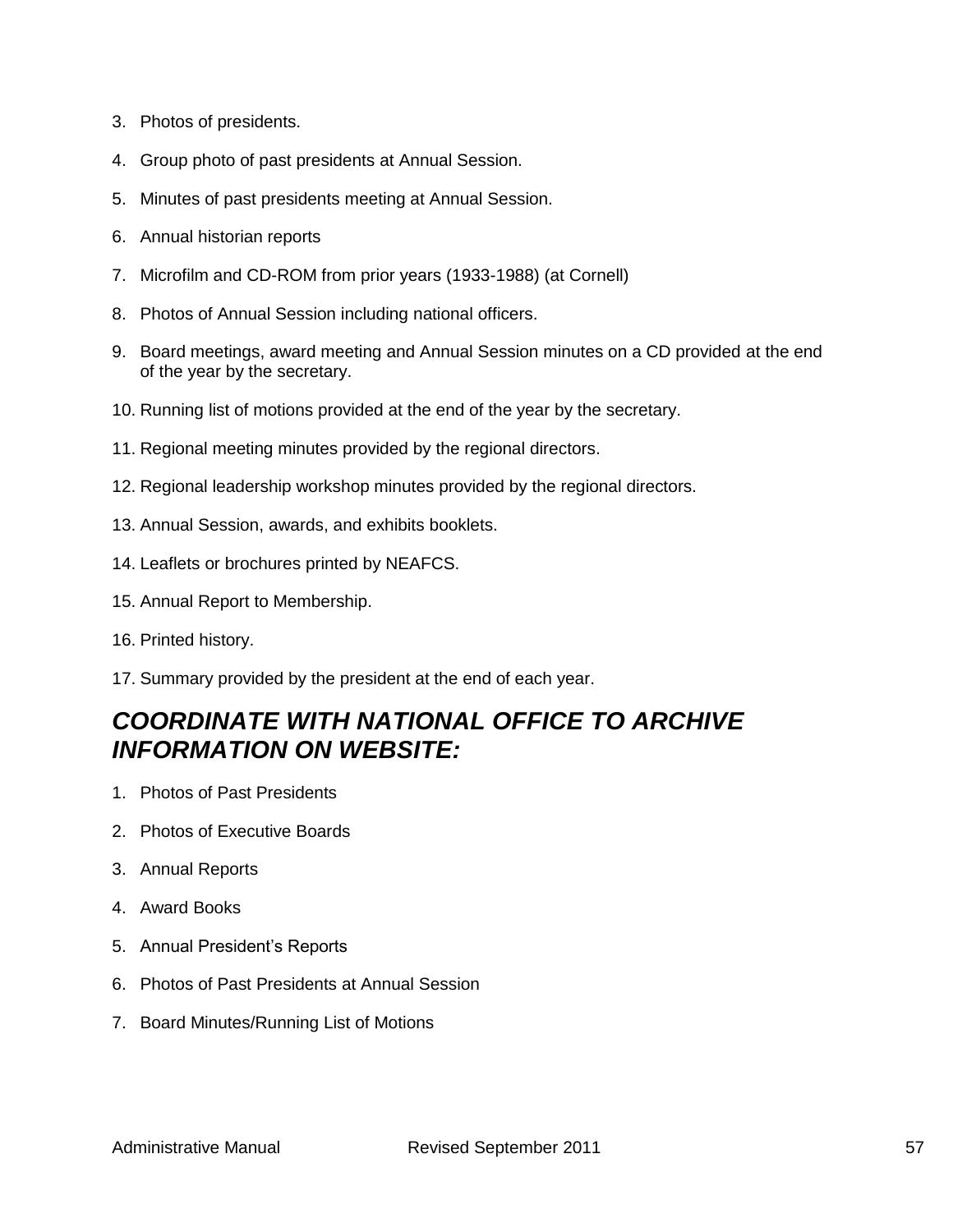3. Photos of presidents.
4. Group photo of past presidents at Annual Session.
5. Minutes of past presidents meeting at Annual Session.
6. Annual historian reports
7. Microfilm and CD-ROM from prior years (1933-1988) (at Cornell)
8. Photos of Annual Session including national officers.
9. Board meetings, award meeting and Annual Session minutes on a CD provided at the end of the year by the secretary.
10. Running list of motions provided at the end of the year by the secretary.
11. Regional meeting minutes provided by the regional directors.
12. Regional leadership workshop minutes provided by the regional directors.
13. Annual Session, awards, and exhibits booklets.
14. Leaflets or brochures printed by NEAFCS.
15. Annual Report to Membership.
16. Printed history.
17. Summary provided by the president at the end of each year.

## *COORDINATE WITH NATIONAL OFFICE TO ARCHIVE INFORMATION ON WEBSITE:*

1. Photos of Past Presidents
2. Photos of Executive Boards
3. Annual Reports
4. Award Books
5. Annual President's Reports
6. Photos of Past Presidents at Annual Session
7. Board Minutes/Running List of Motions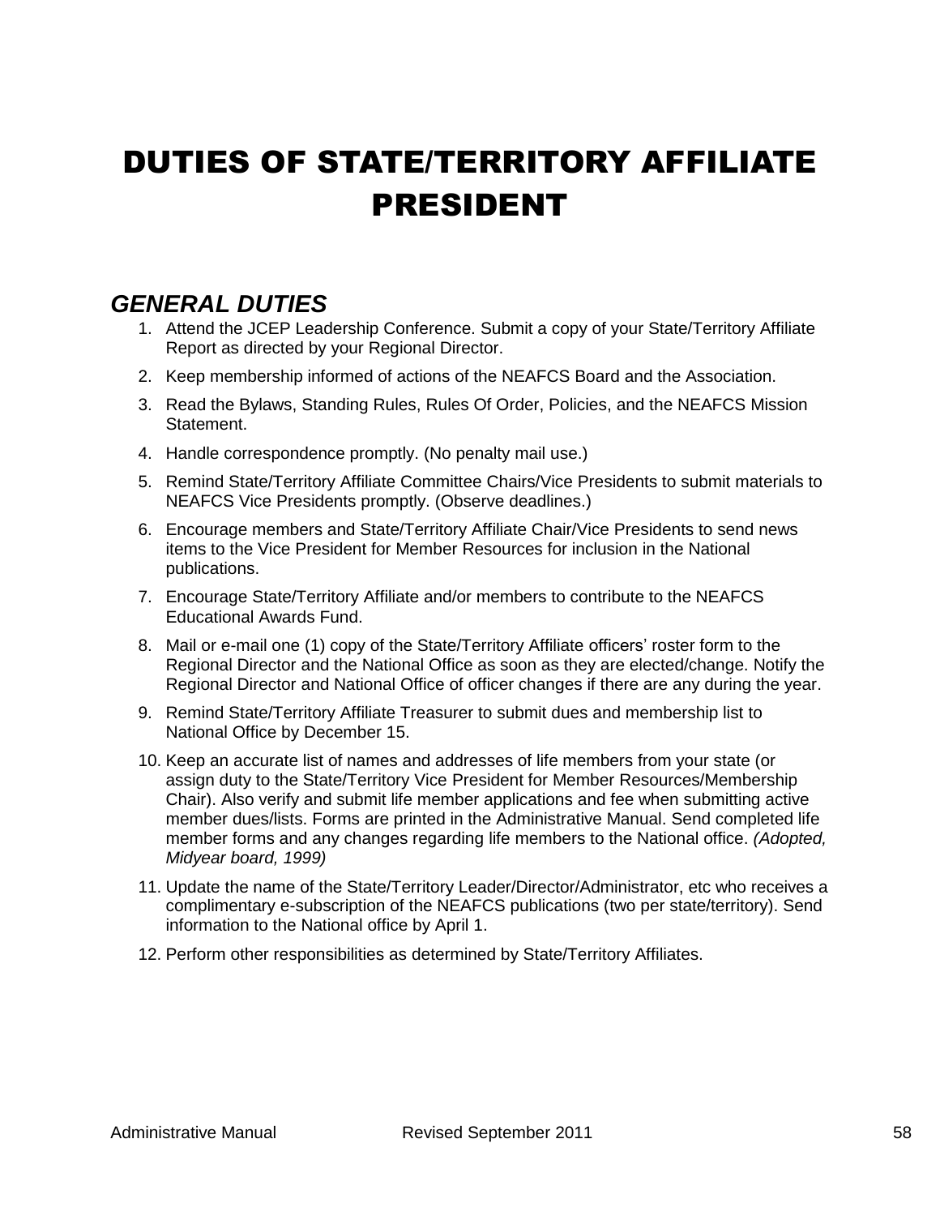# DUTIES OF STATE/TERRITORY AFFILIATE PRESIDENT

## *GENERAL DUTIES*

1. Attend the JCEP Leadership Conference. Submit a copy of your State/Territory Affiliate Report as directed by your Regional Director.
2. Keep membership informed of actions of the NEAFCS Board and the Association.
3. Read the Bylaws, Standing Rules, Rules Of Order, Policies, and the NEAFCS Mission Statement.
4. Handle correspondence promptly. (No penalty mail use.)
5. Remind State/Territory Affiliate Committee Chairs/Vice Presidents to submit materials to NEAFCS Vice Presidents promptly. (Observe deadlines.)
6. Encourage members and State/Territory Affiliate Chair/Vice Presidents to send news items to the Vice President for Member Resources for inclusion in the National publications.
7. Encourage State/Territory Affiliate and/or members to contribute to the NEAFCS Educational Awards Fund.
8. Mail or e-mail one (1) copy of the State/Territory Affiliate officers' roster form to the Regional Director and the National Office as soon as they are elected/change. Notify the Regional Director and National Office of officer changes if there are any during the year.
9. Remind State/Territory Affiliate Treasurer to submit dues and membership list to National Office by December 15.
10. Keep an accurate list of names and addresses of life members from your state (or assign duty to the State/Territory Vice President for Member Resources/Membership Chair). Also verify and submit life member applications and fee when submitting active member dues/lists. Forms are printed in the Administrative Manual. Send completed life member forms and any changes regarding life members to the National office. *(Adopted, Midyear board, 1999)*
11. Update the name of the State/Territory Leader/Director/Administrator, etc who receives a complimentary e-subscription of the NEAFCS publications (two per state/territory). Send information to the National office by April 1.
12. Perform other responsibilities as determined by State/Territory Affiliates.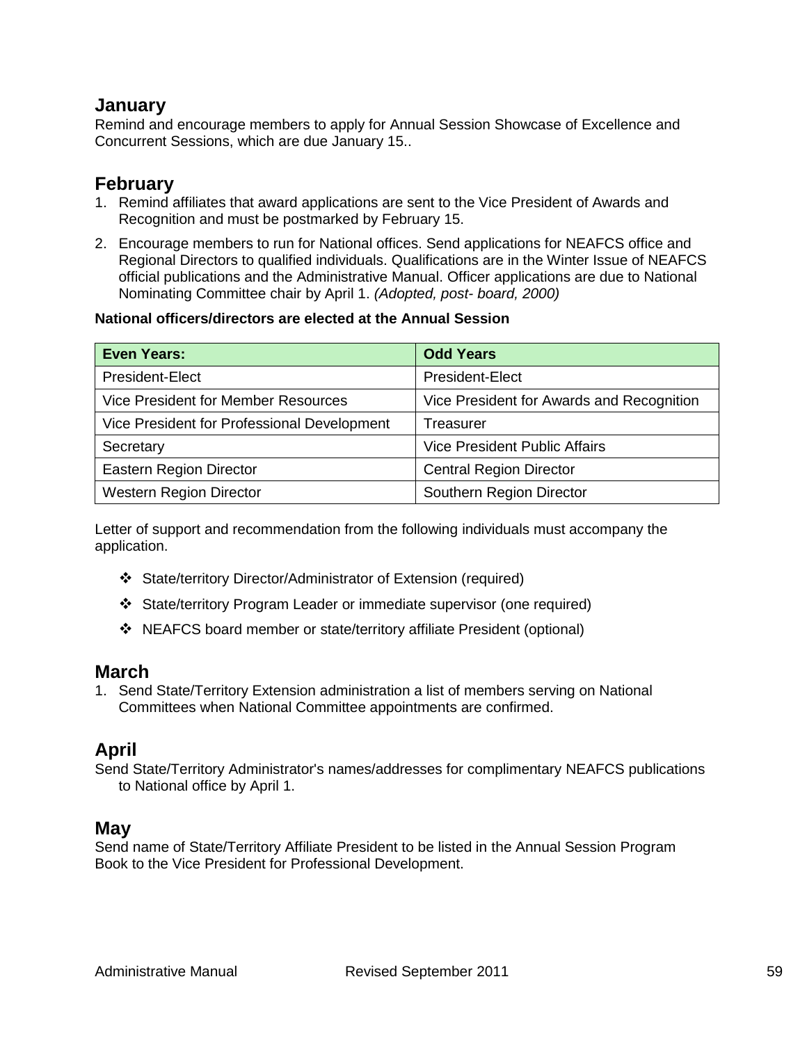## January

Remind and encourage members to apply for Annual Session Showcase of Excellence and Concurrent Sessions, which are due January 15..

## February

1. Remind affiliates that award applications are sent to the Vice President of Awards and Recognition and must be postmarked by February 15.
2. Encourage members to run for National offices. Send applications for NEAFCS office and Regional Directors to qualified individuals. Qualifications are in the Winter Issue of NEAFCS official publications and the Administrative Manual. Officer applications are due to National Nominating Committee chair by April 1. *(Adopted, post- board, 2000)*

**National officers/directors are elected at the Annual Session**

| Even Years: | Odd Years |
|---|---|
| President-Elect | President-Elect |
| Vice President for Member Resources | Vice President for Awards and Recognition |
| Vice President for Professional Development | Treasurer |
| Secretary | Vice President Public Affairs |
| Eastern Region Director | Central Region Director |
| Western Region Director | Southern Region Director |

Letter of support and recommendation from the following individuals must accompany the application.

- State/territory Director/Administrator of Extension (required)
- State/territory Program Leader or immediate supervisor (one required)
- NEAFCS board member or state/territory affiliate President (optional)

## March

1. Send State/Territory Extension administration a list of members serving on National Committees when National Committee appointments are confirmed.

## April

Send State/Territory Administrator's names/addresses for complimentary NEAFCS publications to National office by April 1.

## May

Send name of State/Territory Affiliate President to be listed in the Annual Session Program Book to the Vice President for Professional Development.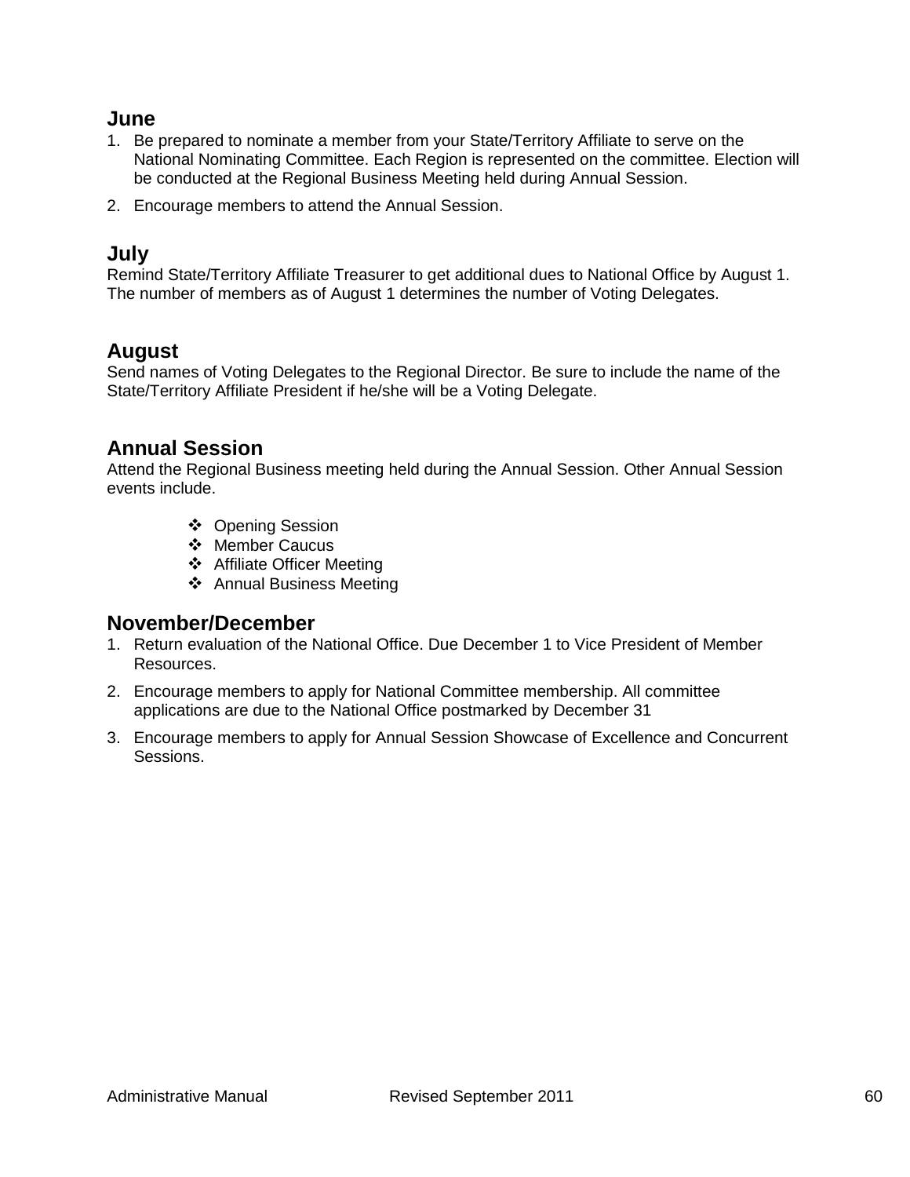## June

1. Be prepared to nominate a member from your State/Territory Affiliate to serve on the National Nominating Committee. Each Region is represented on the committee. Election will be conducted at the Regional Business Meeting held during Annual Session.
2. Encourage members to attend the Annual Session.

## July

Remind State/Territory Affiliate Treasurer to get additional dues to National Office by August 1. The number of members as of August 1 determines the number of Voting Delegates.

## August

Send names of Voting Delegates to the Regional Director. Be sure to include the name of the State/Territory Affiliate President if he/she will be a Voting Delegate.

## Annual Session

Attend the Regional Business meeting held during the Annual Session. Other Annual Session events include.

- Opening Session
- Member Caucus
- Affiliate Officer Meeting
- Annual Business Meeting

## November/December

1. Return evaluation of the National Office. Due December 1 to Vice President of Member Resources.
2. Encourage members to apply for National Committee membership. All committee applications are due to the National Office postmarked by December 31
3. Encourage members to apply for Annual Session Showcase of Excellence and Concurrent Sessions.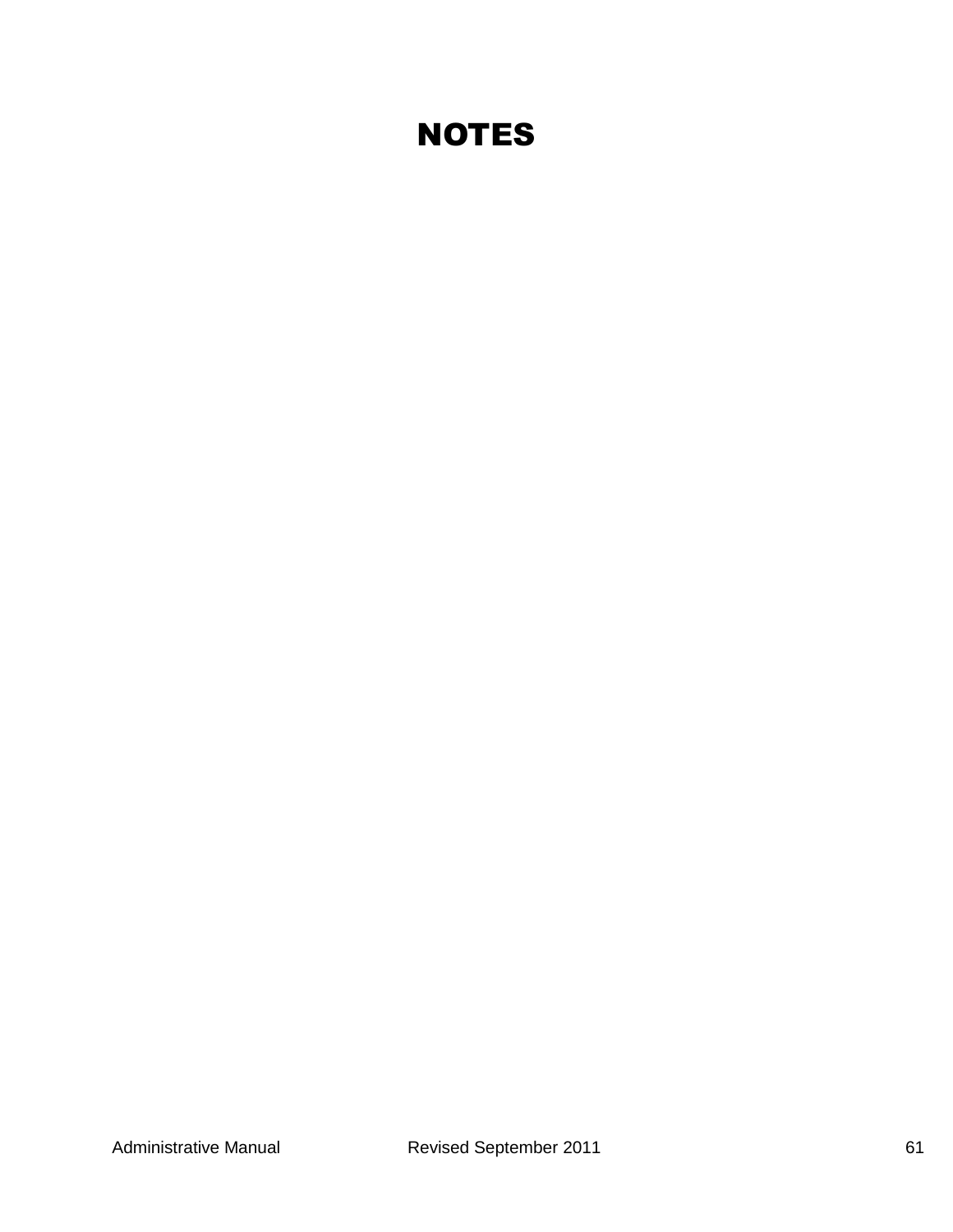# NOTES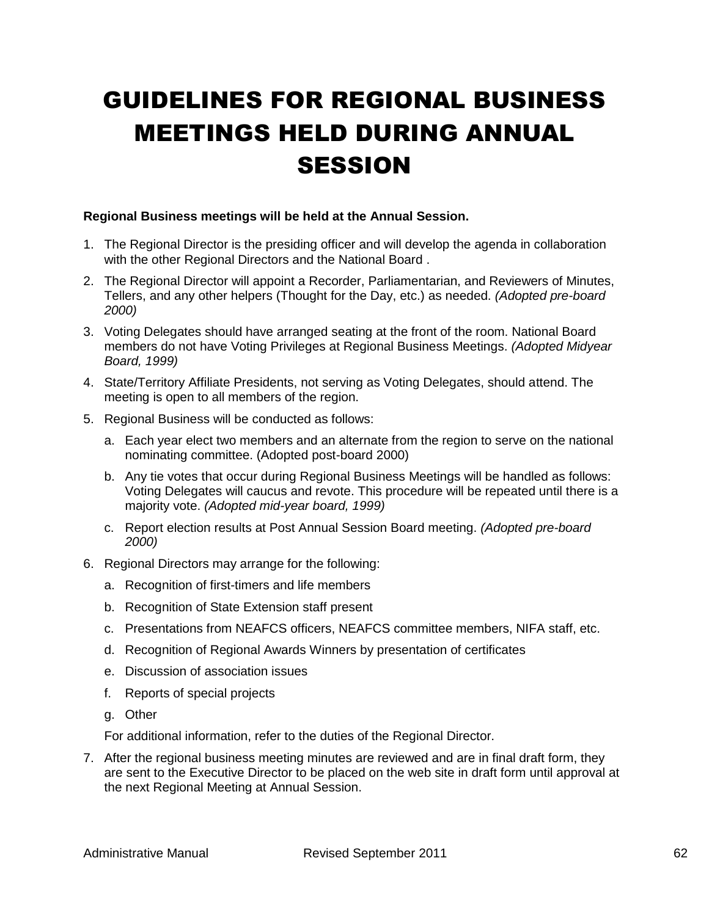# GUIDELINES FOR REGIONAL BUSINESS MEETINGS HELD DURING ANNUAL SESSION

**Regional Business meetings will be held at the Annual Session.**

1. The Regional Director is the presiding officer and will develop the agenda in collaboration with the other Regional Directors and the National Board .
2. The Regional Director will appoint a Recorder, Parliamentarian, and Reviewers of Minutes, Tellers, and any other helpers (Thought for the Day, etc.) as needed. *(Adopted pre-board 2000)*
3. Voting Delegates should have arranged seating at the front of the room. National Board members do not have Voting Privileges at Regional Business Meetings. *(Adopted Midyear Board, 1999)*
4. State/Territory Affiliate Presidents, not serving as Voting Delegates, should attend. The meeting is open to all members of the region.
5. Regional Business will be conducted as follows:
   a. Each year elect two members and an alternate from the region to serve on the national nominating committee. (Adopted post-board 2000)
   b. Any tie votes that occur during Regional Business Meetings will be handled as follows: Voting Delegates will caucus and revote. This procedure will be repeated until there is a majority vote. *(Adopted mid-year board, 1999)*
   c. Report election results at Post Annual Session Board meeting. *(Adopted pre-board 2000)*
6. Regional Directors may arrange for the following:
   a. Recognition of first-timers and life members
   b. Recognition of State Extension staff present
   c. Presentations from NEAFCS officers, NEAFCS committee members, NIFA staff, etc.
   d. Recognition of Regional Awards Winners by presentation of certificates
   e. Discussion of association issues
   f. Reports of special projects
   g. Other

   For additional information, refer to the duties of the Regional Director.
7. After the regional business meeting minutes are reviewed and are in final draft form, they are sent to the Executive Director to be placed on the web site in draft form until approval at the next Regional Meeting at Annual Session.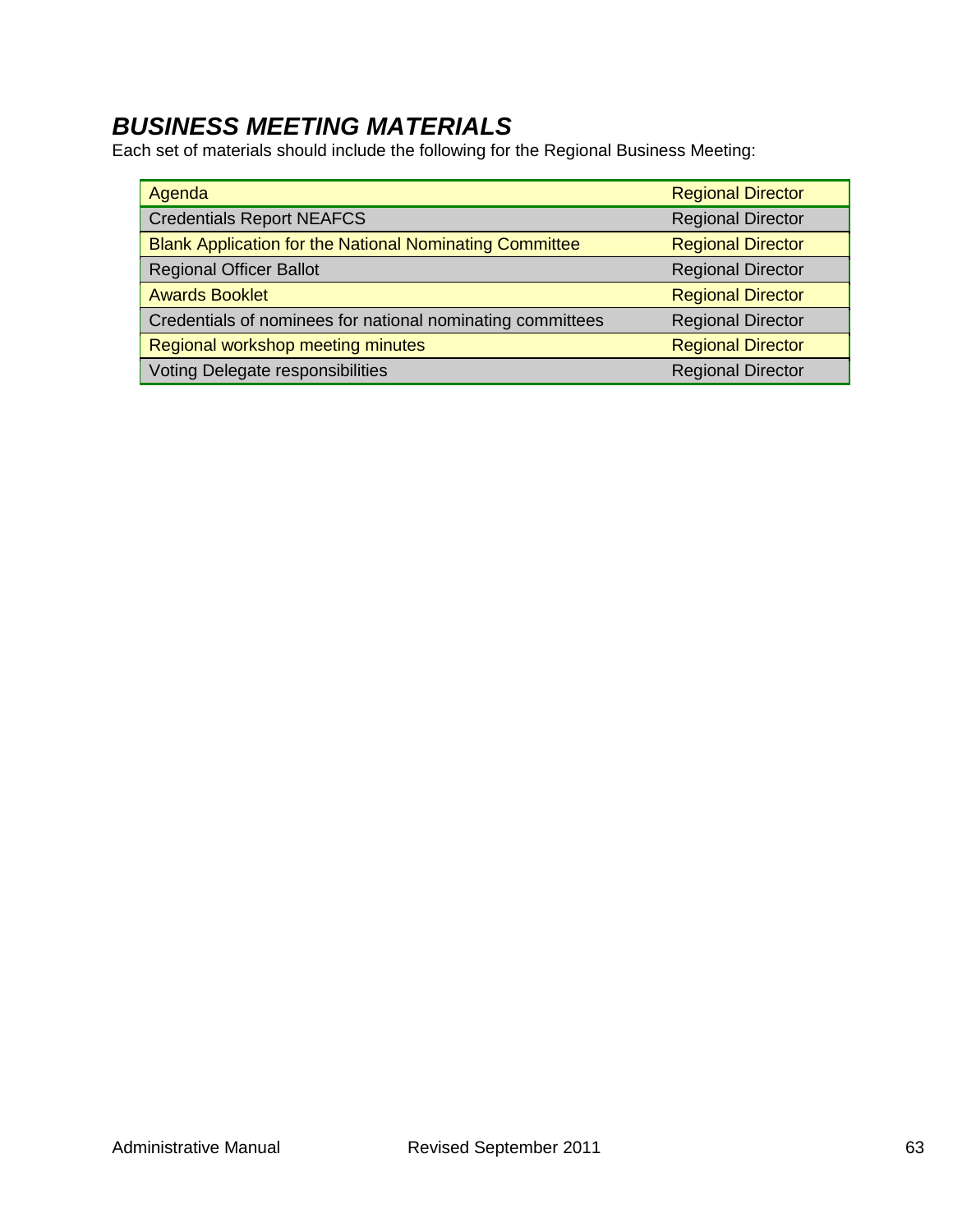## *BUSINESS MEETING MATERIALS*

Each set of materials should include the following for the Regional Business Meeting:

| | |
|---|---|
| Agenda | Regional Director |
| Credentials Report NEAFCS | Regional Director |
| Blank Application for the National Nominating Committee | Regional Director |
| Regional Officer Ballot | Regional Director |
| Awards Booklet | Regional Director |
| Credentials of nominees for national nominating committees | Regional Director |
| Regional workshop meeting minutes | Regional Director |
| Voting Delegate responsibilities | Regional Director |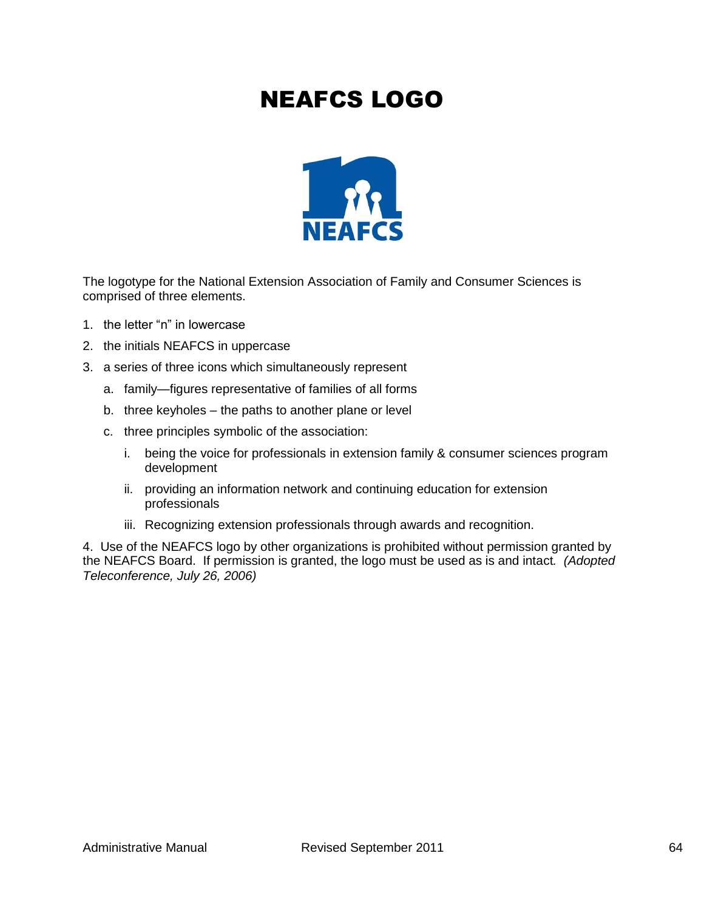# NEAFCS LOGO

The logotype for the National Extension Association of Family and Consumer Sciences is comprised of three elements.

1. the letter "n" in lowercase
2. the initials NEAFCS in uppercase
3. a series of three icons which simultaneously represent
   a. family—figures representative of families of all forms
   b. three keyholes – the paths to another plane or level
   c. three principles symbolic of the association:
      i. being the voice for professionals in extension family & consumer sciences program development
      ii. providing an information network and continuing education for extension professionals
      iii. Recognizing extension professionals through awards and recognition.

4. Use of the NEAFCS logo by other organizations is prohibited without permission granted by the NEAFCS Board. If permission is granted, the logo must be used as is and intact. *(Adopted Teleconference, July 26, 2006)*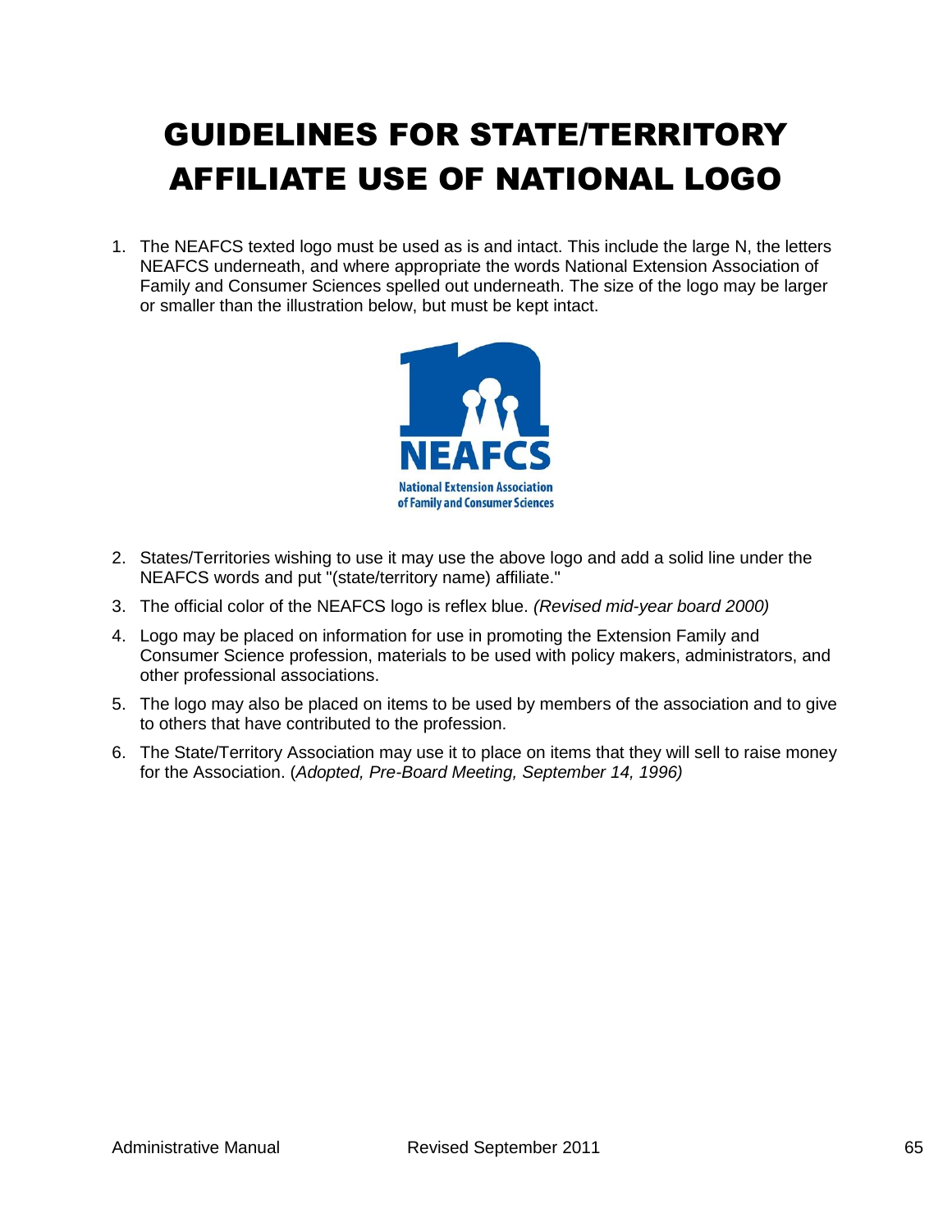# GUIDELINES FOR STATE/TERRITORY AFFILIATE USE OF NATIONAL LOGO

1. The NEAFCS texted logo must be used as is and intact. This include the large N, the letters NEAFCS underneath, and where appropriate the words National Extension Association of Family and Consumer Sciences spelled out underneath. The size of the logo may be larger or smaller than the illustration below, but must be kept intact.

2. States/Territories wishing to use it may use the above logo and add a solid line under the NEAFCS words and put "(state/territory name) affiliate."
3. The official color of the NEAFCS logo is reflex blue. *(Revised mid-year board 2000)*
4. Logo may be placed on information for use in promoting the Extension Family and Consumer Science profession, materials to be used with policy makers, administrators, and other professional associations.
5. The logo may also be placed on items to be used by members of the association and to give to others that have contributed to the profession.
6. The State/Territory Association may use it to place on items that they will sell to raise money for the Association. (*Adopted, Pre-Board Meeting, September 14, 1996)*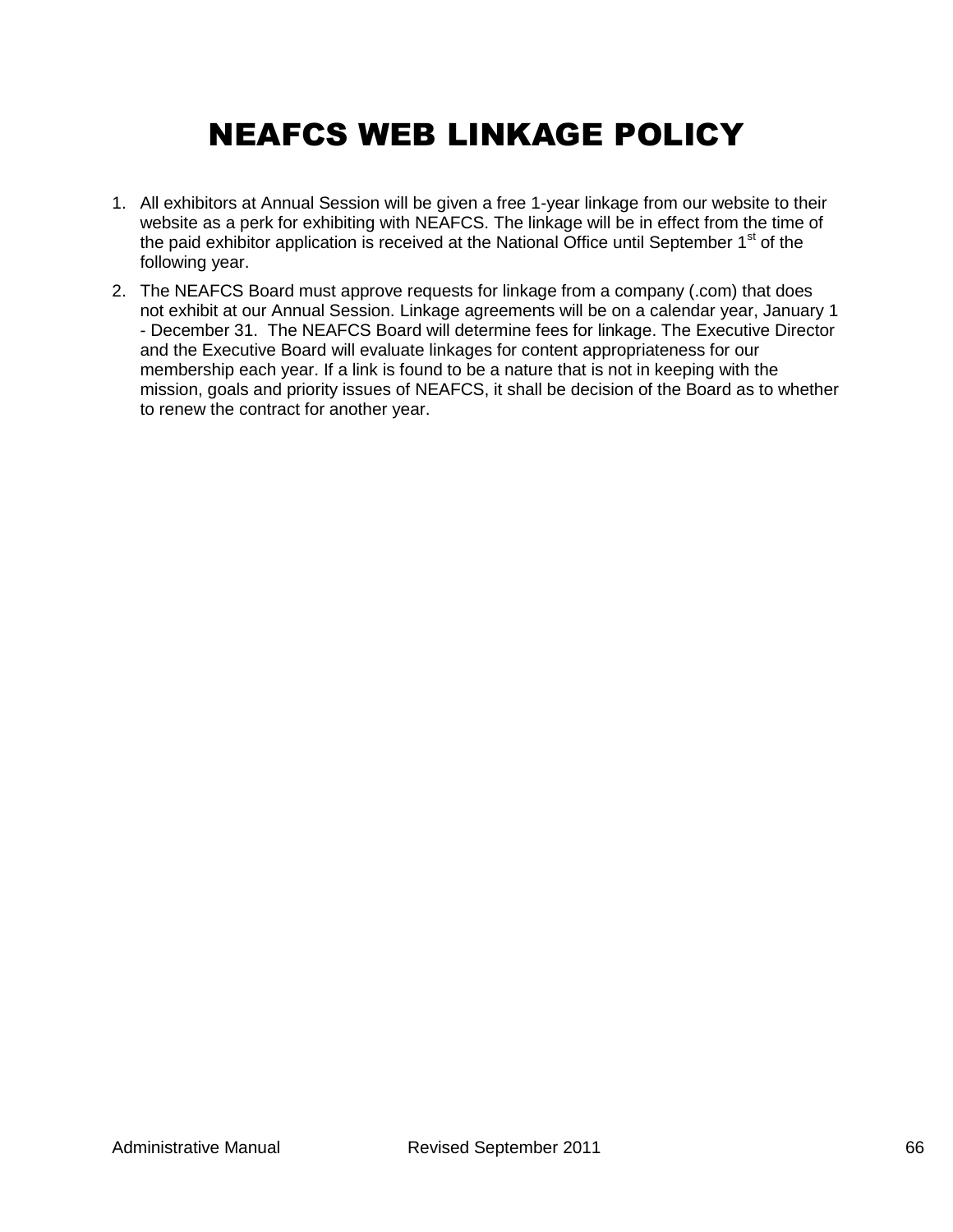# NEAFCS WEB LINKAGE POLICY

1. All exhibitors at Annual Session will be given a free 1-year linkage from our website to their website as a perk for exhibiting with NEAFCS. The linkage will be in effect from the time of the paid exhibitor application is received at the National Office until September 1st of the following year.
2. The NEAFCS Board must approve requests for linkage from a company (.com) that does not exhibit at our Annual Session. Linkage agreements will be on a calendar year, January 1 - December 31. The NEAFCS Board will determine fees for linkage. The Executive Director and the Executive Board will evaluate linkages for content appropriateness for our membership each year. If a link is found to be a nature that is not in keeping with the mission, goals and priority issues of NEAFCS, it shall be decision of the Board as to whether to renew the contract for another year.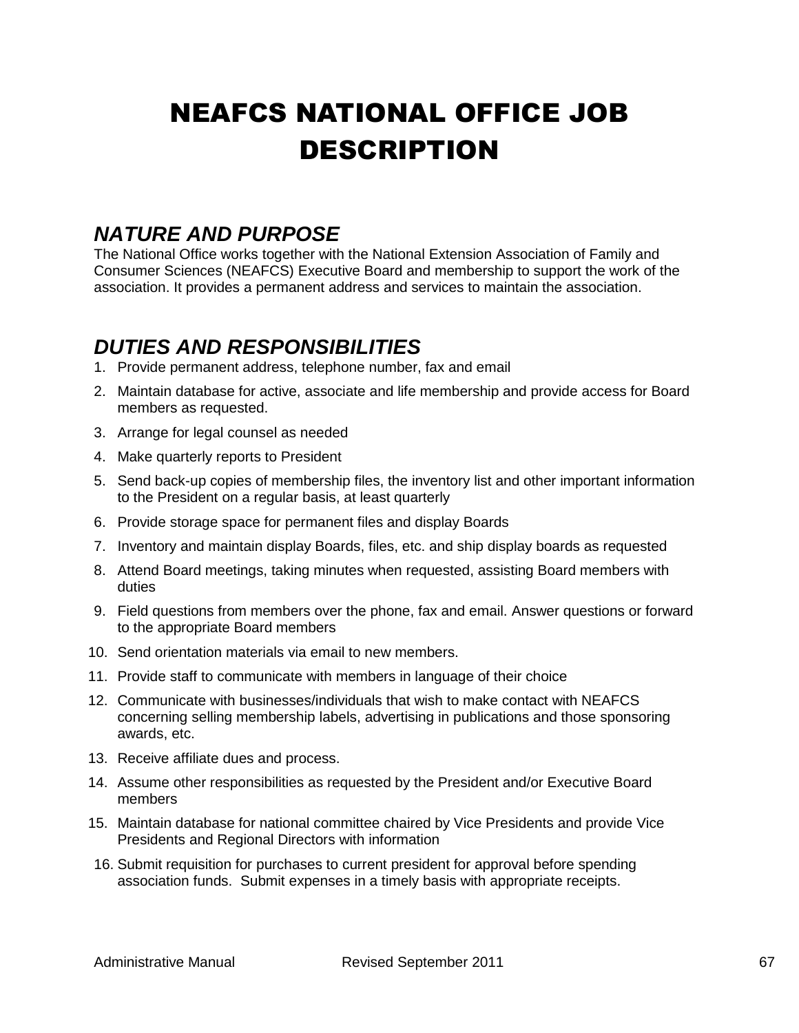# NEAFCS NATIONAL OFFICE JOB DESCRIPTION

## *NATURE AND PURPOSE*

The National Office works together with the National Extension Association of Family and Consumer Sciences (NEAFCS) Executive Board and membership to support the work of the association. It provides a permanent address and services to maintain the association.

## *DUTIES AND RESPONSIBILITIES*

1. Provide permanent address, telephone number, fax and email
2. Maintain database for active, associate and life membership and provide access for Board members as requested.
3. Arrange for legal counsel as needed
4. Make quarterly reports to President
5. Send back-up copies of membership files, the inventory list and other important information to the President on a regular basis, at least quarterly
6. Provide storage space for permanent files and display Boards
7. Inventory and maintain display Boards, files, etc. and ship display boards as requested
8. Attend Board meetings, taking minutes when requested, assisting Board members with duties
9. Field questions from members over the phone, fax and email. Answer questions or forward to the appropriate Board members
10. Send orientation materials via email to new members.
11. Provide staff to communicate with members in language of their choice
12. Communicate with businesses/individuals that wish to make contact with NEAFCS concerning selling membership labels, advertising in publications and those sponsoring awards, etc.
13. Receive affiliate dues and process.
14. Assume other responsibilities as requested by the President and/or Executive Board members
15. Maintain database for national committee chaired by Vice Presidents and provide Vice Presidents and Regional Directors with information
16. Submit requisition for purchases to current president for approval before spending association funds. Submit expenses in a timely basis with appropriate receipts.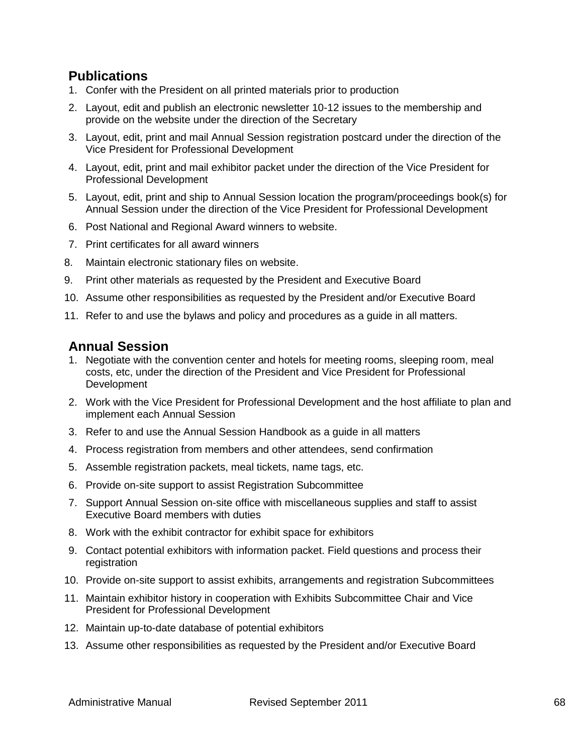## Publications

1. Confer with the President on all printed materials prior to production
2. Layout, edit and publish an electronic newsletter 10-12 issues to the membership and provide on the website under the direction of the Secretary
3. Layout, edit, print and mail Annual Session registration postcard under the direction of the Vice President for Professional Development
4. Layout, edit, print and mail exhibitor packet under the direction of the Vice President for Professional Development
5. Layout, edit, print and ship to Annual Session location the program/proceedings book(s) for Annual Session under the direction of the Vice President for Professional Development
6. Post National and Regional Award winners to website.
7. Print certificates for all award winners
8. Maintain electronic stationary files on website.
9. Print other materials as requested by the President and Executive Board
10. Assume other responsibilities as requested by the President and/or Executive Board
11. Refer to and use the bylaws and policy and procedures as a guide in all matters.

## Annual Session

1. Negotiate with the convention center and hotels for meeting rooms, sleeping room, meal costs, etc, under the direction of the President and Vice President for Professional Development
2. Work with the Vice President for Professional Development and the host affiliate to plan and implement each Annual Session
3. Refer to and use the Annual Session Handbook as a guide in all matters
4. Process registration from members and other attendees, send confirmation
5. Assemble registration packets, meal tickets, name tags, etc.
6. Provide on-site support to assist Registration Subcommittee
7. Support Annual Session on-site office with miscellaneous supplies and staff to assist Executive Board members with duties
8. Work with the exhibit contractor for exhibit space for exhibitors
9. Contact potential exhibitors with information packet. Field questions and process their registration
10. Provide on-site support to assist exhibits, arrangements and registration Subcommittees
11. Maintain exhibitor history in cooperation with Exhibits Subcommittee Chair and Vice President for Professional Development
12. Maintain up-to-date database of potential exhibitors
13. Assume other responsibilities as requested by the President and/or Executive Board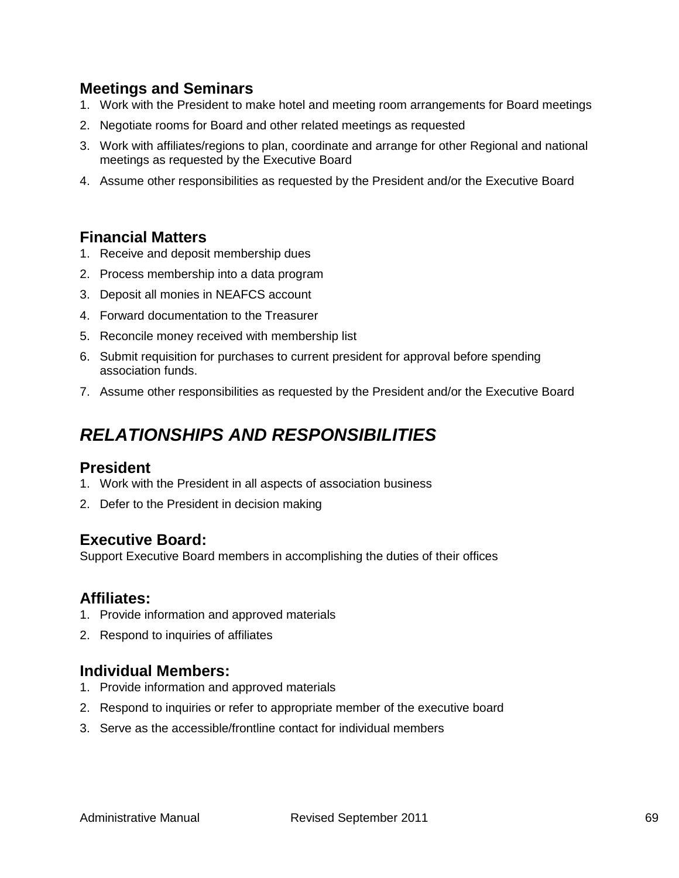### Meetings and Seminars

1. Work with the President to make hotel and meeting room arrangements for Board meetings
2. Negotiate rooms for Board and other related meetings as requested
3. Work with affiliates/regions to plan, coordinate and arrange for other Regional and national meetings as requested by the Executive Board
4. Assume other responsibilities as requested by the President and/or the Executive Board

### Financial Matters

1. Receive and deposit membership dues
2. Process membership into a data program
3. Deposit all monies in NEAFCS account
4. Forward documentation to the Treasurer
5. Reconcile money received with membership list
6. Submit requisition for purchases to current president for approval before spending association funds.
7. Assume other responsibilities as requested by the President and/or the Executive Board

## *RELATIONSHIPS AND RESPONSIBILITIES*

### President

1. Work with the President in all aspects of association business
2. Defer to the President in decision making

### Executive Board:

Support Executive Board members in accomplishing the duties of their offices

### Affiliates:

1. Provide information and approved materials
2. Respond to inquiries of affiliates

### Individual Members:

1. Provide information and approved materials
2. Respond to inquiries or refer to appropriate member of the executive board
3. Serve as the accessible/frontline contact for individual members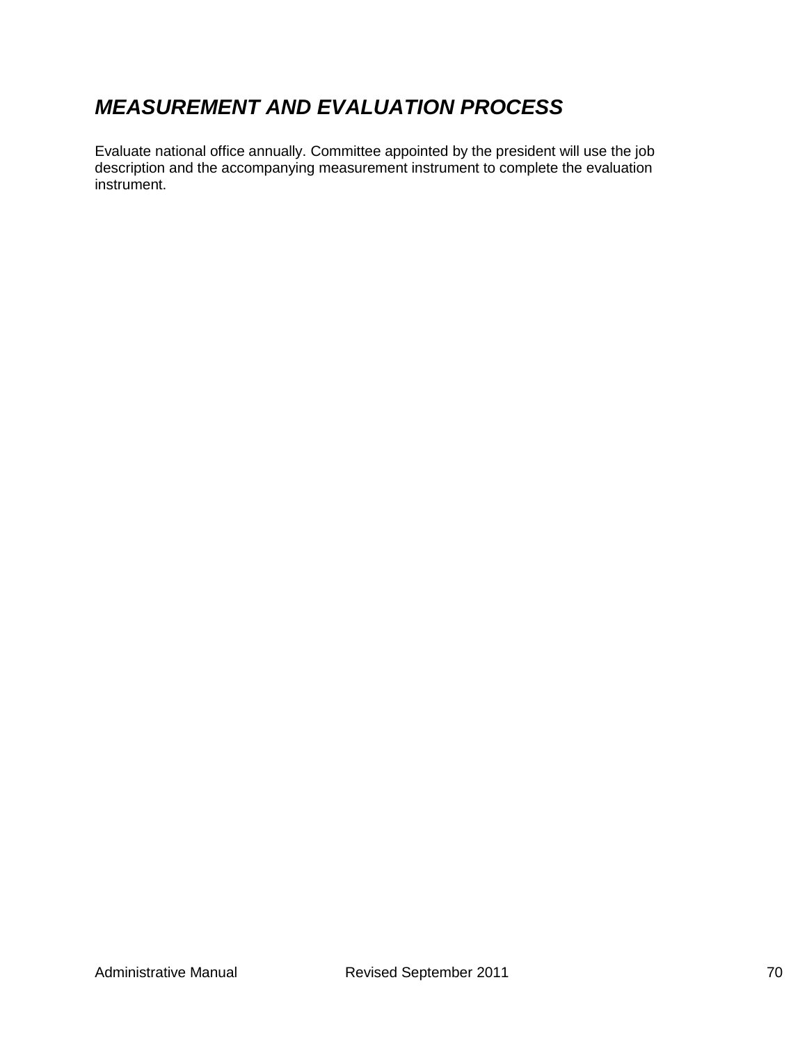## *MEASUREMENT AND EVALUATION PROCESS*

Evaluate national office annually. Committee appointed by the president will use the job description and the accompanying measurement instrument to complete the evaluation instrument.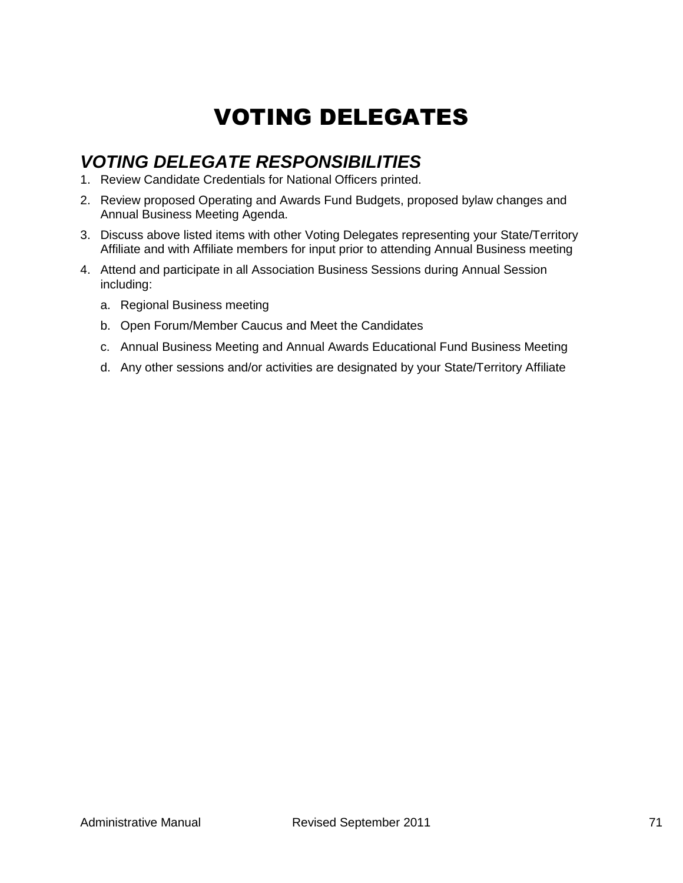# VOTING DELEGATES

## *VOTING DELEGATE RESPONSIBILITIES*

1. Review Candidate Credentials for National Officers printed.
2. Review proposed Operating and Awards Fund Budgets, proposed bylaw changes and Annual Business Meeting Agenda.
3. Discuss above listed items with other Voting Delegates representing your State/Territory Affiliate and with Affiliate members for input prior to attending Annual Business meeting
4. Attend and participate in all Association Business Sessions during Annual Session including:
   a. Regional Business meeting
   b. Open Forum/Member Caucus and Meet the Candidates
   c. Annual Business Meeting and Annual Awards Educational Fund Business Meeting
   d. Any other sessions and/or activities are designated by your State/Territory Affiliate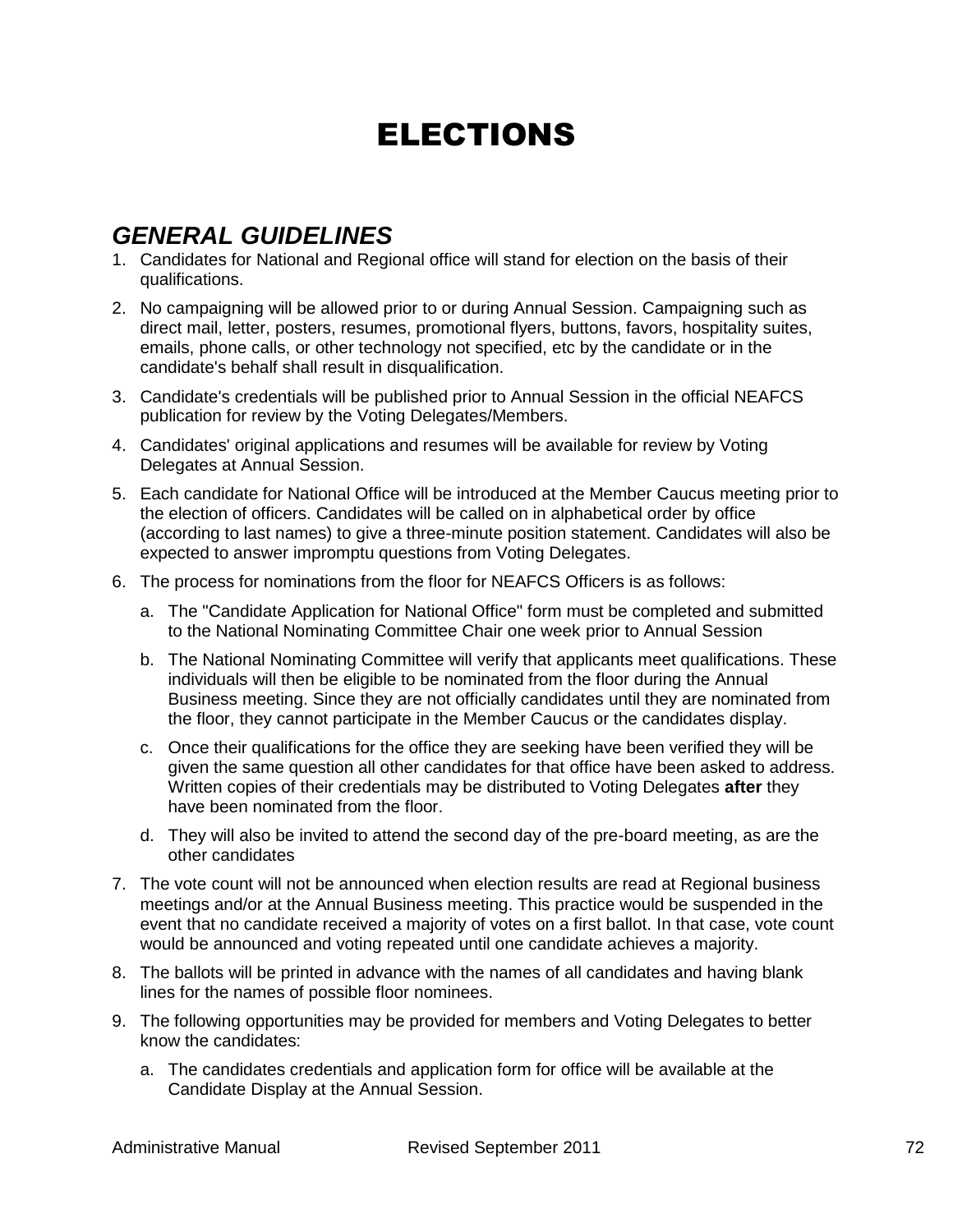# ELECTIONS

## *GENERAL GUIDELINES*

1. Candidates for National and Regional office will stand for election on the basis of their qualifications.
2. No campaigning will be allowed prior to or during Annual Session. Campaigning such as direct mail, letter, posters, resumes, promotional flyers, buttons, favors, hospitality suites, emails, phone calls, or other technology not specified, etc by the candidate or in the candidate's behalf shall result in disqualification.
3. Candidate's credentials will be published prior to Annual Session in the official NEAFCS publication for review by the Voting Delegates/Members.
4. Candidates' original applications and resumes will be available for review by Voting Delegates at Annual Session.
5. Each candidate for National Office will be introduced at the Member Caucus meeting prior to the election of officers. Candidates will be called on in alphabetical order by office (according to last names) to give a three-minute position statement. Candidates will also be expected to answer impromptu questions from Voting Delegates.
6. The process for nominations from the floor for NEAFCS Officers is as follows:
   a. The "Candidate Application for National Office" form must be completed and submitted to the National Nominating Committee Chair one week prior to Annual Session
   b. The National Nominating Committee will verify that applicants meet qualifications. These individuals will then be eligible to be nominated from the floor during the Annual Business meeting. Since they are not officially candidates until they are nominated from the floor, they cannot participate in the Member Caucus or the candidates display.
   c. Once their qualifications for the office they are seeking have been verified they will be given the same question all other candidates for that office have been asked to address. Written copies of their credentials may be distributed to Voting Delegates **after** they have been nominated from the floor.
   d. They will also be invited to attend the second day of the pre-board meeting, as are the other candidates
7. The vote count will not be announced when election results are read at Regional business meetings and/or at the Annual Business meeting. This practice would be suspended in the event that no candidate received a majority of votes on a first ballot. In that case, vote count would be announced and voting repeated until one candidate achieves a majority.
8. The ballots will be printed in advance with the names of all candidates and having blank lines for the names of possible floor nominees.
9. The following opportunities may be provided for members and Voting Delegates to better know the candidates:
   a. The candidates credentials and application form for office will be available at the Candidate Display at the Annual Session.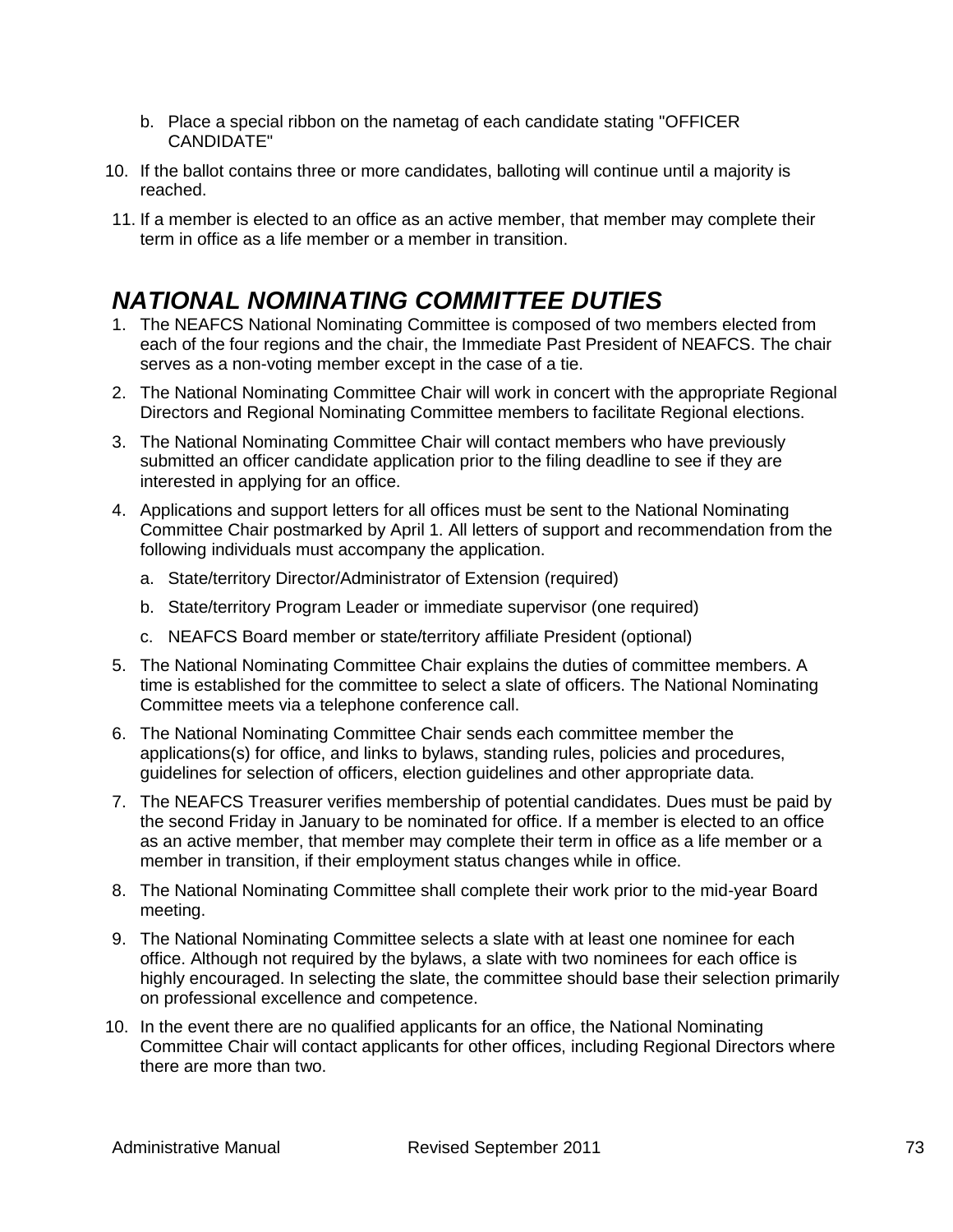b. Place a special ribbon on the nametag of each candidate stating "OFFICER CANDIDATE"

10. If the ballot contains three or more candidates, balloting will continue until a majority is reached.
11. If a member is elected to an office as an active member, that member may complete their term in office as a life member or a member in transition.

## *NATIONAL NOMINATING COMMITTEE DUTIES*

1. The NEAFCS National Nominating Committee is composed of two members elected from each of the four regions and the chair, the Immediate Past President of NEAFCS. The chair serves as a non-voting member except in the case of a tie.
2. The National Nominating Committee Chair will work in concert with the appropriate Regional Directors and Regional Nominating Committee members to facilitate Regional elections.
3. The National Nominating Committee Chair will contact members who have previously submitted an officer candidate application prior to the filing deadline to see if they are interested in applying for an office.
4. Applications and support letters for all offices must be sent to the National Nominating Committee Chair postmarked by April 1. All letters of support and recommendation from the following individuals must accompany the application.
   a. State/territory Director/Administrator of Extension (required)
   b. State/territory Program Leader or immediate supervisor (one required)
   c. NEAFCS Board member or state/territory affiliate President (optional)
5. The National Nominating Committee Chair explains the duties of committee members. A time is established for the committee to select a slate of officers. The National Nominating Committee meets via a telephone conference call.
6. The National Nominating Committee Chair sends each committee member the applications(s) for office, and links to bylaws, standing rules, policies and procedures, guidelines for selection of officers, election guidelines and other appropriate data.
7. The NEAFCS Treasurer verifies membership of potential candidates. Dues must be paid by the second Friday in January to be nominated for office. If a member is elected to an office as an active member, that member may complete their term in office as a life member or a member in transition, if their employment status changes while in office.
8. The National Nominating Committee shall complete their work prior to the mid-year Board meeting.
9. The National Nominating Committee selects a slate with at least one nominee for each office. Although not required by the bylaws, a slate with two nominees for each office is highly encouraged. In selecting the slate, the committee should base their selection primarily on professional excellence and competence.
10. In the event there are no qualified applicants for an office, the National Nominating Committee Chair will contact applicants for other offices, including Regional Directors where there are more than two.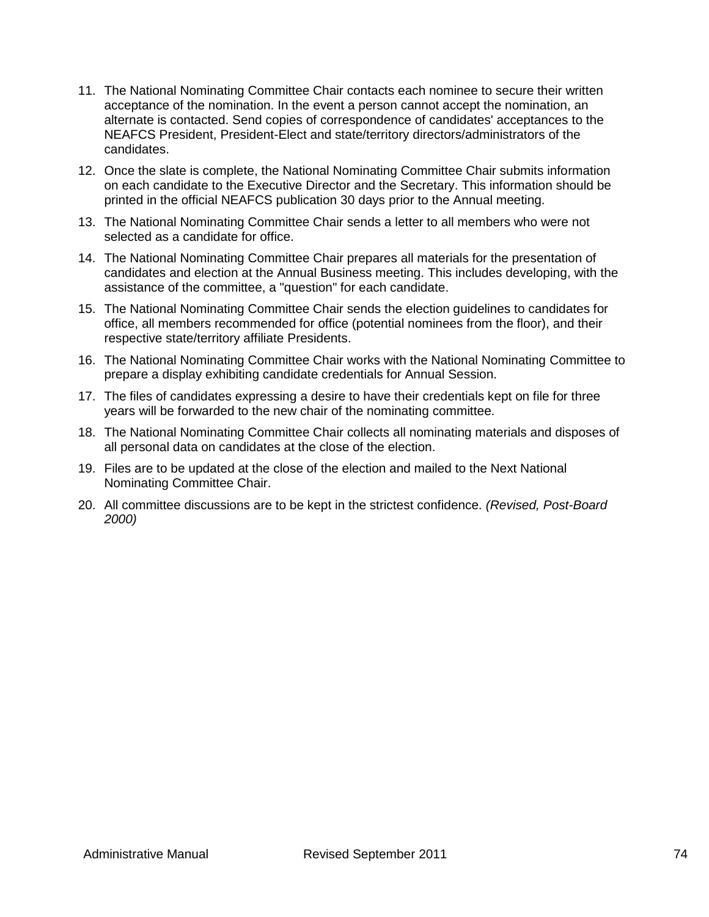11. The National Nominating Committee Chair contacts each nominee to secure their written acceptance of the nomination. In the event a person cannot accept the nomination, an alternate is contacted. Send copies of correspondence of candidates' acceptances to the NEAFCS President, President-Elect and state/territory directors/administrators of the candidates.
12. Once the slate is complete, the National Nominating Committee Chair submits information on each candidate to the Executive Director and the Secretary. This information should be printed in the official NEAFCS publication 30 days prior to the Annual meeting.
13. The National Nominating Committee Chair sends a letter to all members who were not selected as a candidate for office.
14. The National Nominating Committee Chair prepares all materials for the presentation of candidates and election at the Annual Business meeting. This includes developing, with the assistance of the committee, a "question" for each candidate.
15. The National Nominating Committee Chair sends the election guidelines to candidates for office, all members recommended for office (potential nominees from the floor), and their respective state/territory affiliate Presidents.
16. The National Nominating Committee Chair works with the National Nominating Committee to prepare a display exhibiting candidate credentials for Annual Session.
17. The files of candidates expressing a desire to have their credentials kept on file for three years will be forwarded to the new chair of the nominating committee.
18. The National Nominating Committee Chair collects all nominating materials and disposes of all personal data on candidates at the close of the election.
19. Files are to be updated at the close of the election and mailed to the Next National Nominating Committee Chair.
20. All committee discussions are to be kept in the strictest confidence. *(Revised, Post-Board 2000)*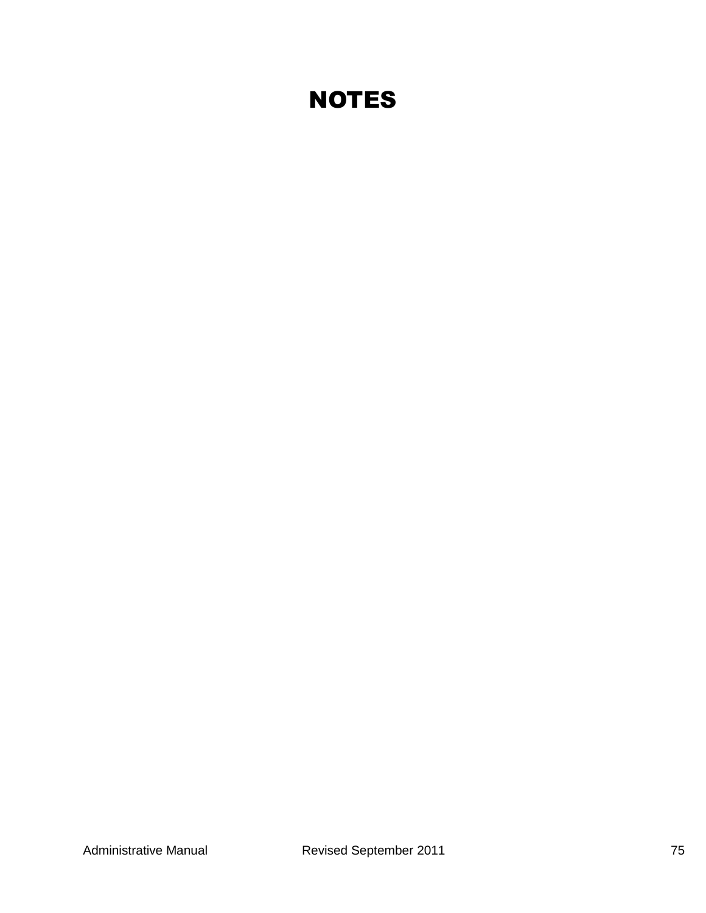# NOTES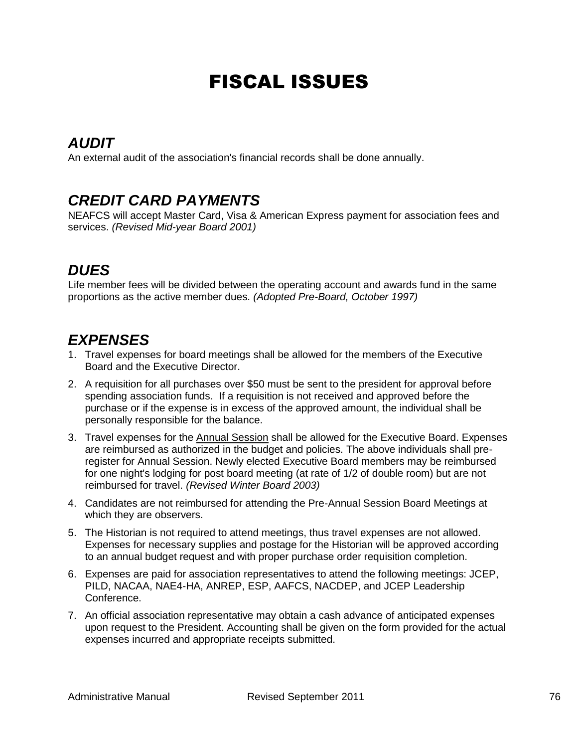# FISCAL ISSUES

## *AUDIT*

An external audit of the association's financial records shall be done annually.

## *CREDIT CARD PAYMENTS*

NEAFCS will accept Master Card, Visa & American Express payment for association fees and services. *(Revised Mid-year Board 2001)*

## *DUES*

Life member fees will be divided between the operating account and awards fund in the same proportions as the active member dues. *(Adopted Pre-Board, October 1997)*

## *EXPENSES*

1. Travel expenses for board meetings shall be allowed for the members of the Executive Board and the Executive Director.
2. A requisition for all purchases over $50 must be sent to the president for approval before spending association funds. If a requisition is not received and approved before the purchase or if the expense is in excess of the approved amount, the individual shall be personally responsible for the balance.
3. Travel expenses for the <u>Annual Session</u> shall be allowed for the Executive Board. Expenses are reimbursed as authorized in the budget and policies. The above individuals shall pre-register for Annual Session. Newly elected Executive Board members may be reimbursed for one night's lodging for post board meeting (at rate of 1/2 of double room) but are not reimbursed for travel. *(Revised Winter Board 2003)*
4. Candidates are not reimbursed for attending the Pre-Annual Session Board Meetings at which they are observers.
5. The Historian is not required to attend meetings, thus travel expenses are not allowed. Expenses for necessary supplies and postage for the Historian will be approved according to an annual budget request and with proper purchase order requisition completion.
6. Expenses are paid for association representatives to attend the following meetings: JCEP, PILD, NACAA, NAE4-HA, ANREP, ESP, AAFCS, NACDEP, and JCEP Leadership Conference.
7. An official association representative may obtain a cash advance of anticipated expenses upon request to the President. Accounting shall be given on the form provided for the actual expenses incurred and appropriate receipts submitted.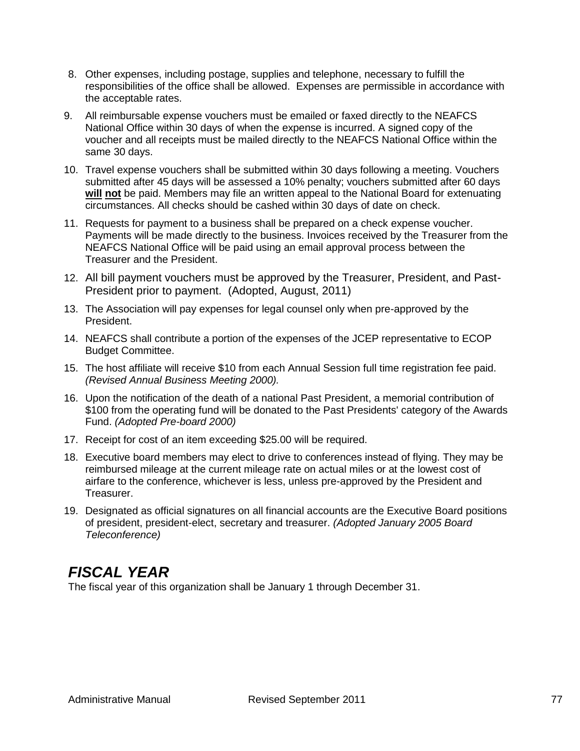8. Other expenses, including postage, supplies and telephone, necessary to fulfill the responsibilities of the office shall be allowed. Expenses are permissible in accordance with the acceptable rates.
9. All reimbursable expense vouchers must be emailed or faxed directly to the NEAFCS National Office within 30 days of when the expense is incurred. A signed copy of the voucher and all receipts must be mailed directly to the NEAFCS National Office within the same 30 days.
10. Travel expense vouchers shall be submitted within 30 days following a meeting. Vouchers submitted after 45 days will be assessed a 10% penalty; vouchers submitted after 60 days **will not** be paid. Members may file an written appeal to the National Board for extenuating circumstances. All checks should be cashed within 30 days of date on check.
11. Requests for payment to a business shall be prepared on a check expense voucher. Payments will be made directly to the business. Invoices received by the Treasurer from the NEAFCS National Office will be paid using an email approval process between the Treasurer and the President.
12. All bill payment vouchers must be approved by the Treasurer, President, and Past-President prior to payment. (Adopted, August, 2011)
13. The Association will pay expenses for legal counsel only when pre-approved by the President.
14. NEAFCS shall contribute a portion of the expenses of the JCEP representative to ECOP Budget Committee.
15. The host affiliate will receive $10 from each Annual Session full time registration fee paid. *(Revised Annual Business Meeting 2000).*
16. Upon the notification of the death of a national Past President, a memorial contribution of $100 from the operating fund will be donated to the Past Presidents' category of the Awards Fund. *(Adopted Pre-board 2000)*
17. Receipt for cost of an item exceeding $25.00 will be required.
18. Executive board members may elect to drive to conferences instead of flying. They may be reimbursed mileage at the current mileage rate on actual miles or at the lowest cost of airfare to the conference, whichever is less, unless pre-approved by the President and Treasurer.
19. Designated as official signatures on all financial accounts are the Executive Board positions of president, president-elect, secretary and treasurer. *(Adopted January 2005 Board Teleconference)*

## *FISCAL YEAR*

The fiscal year of this organization shall be January 1 through December 31.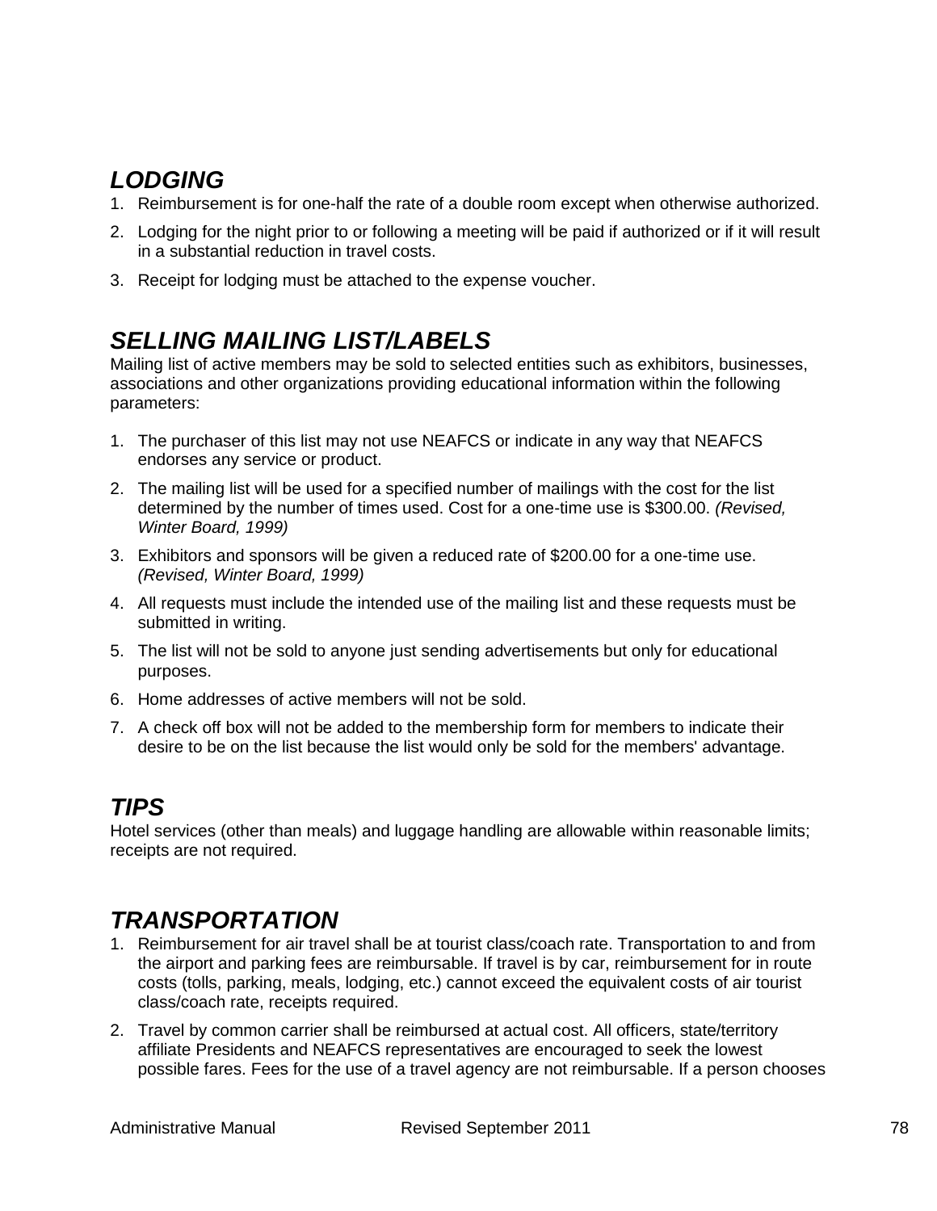## *LODGING*

1. Reimbursement is for one-half the rate of a double room except when otherwise authorized.
2. Lodging for the night prior to or following a meeting will be paid if authorized or if it will result in a substantial reduction in travel costs.
3. Receipt for lodging must be attached to the expense voucher.

## *SELLING MAILING LIST/LABELS*

Mailing list of active members may be sold to selected entities such as exhibitors, businesses, associations and other organizations providing educational information within the following parameters:

1. The purchaser of this list may not use NEAFCS or indicate in any way that NEAFCS endorses any service or product.
2. The mailing list will be used for a specified number of mailings with the cost for the list determined by the number of times used. Cost for a one-time use is $300.00. *(Revised, Winter Board, 1999)*
3. Exhibitors and sponsors will be given a reduced rate of $200.00 for a one-time use. *(Revised, Winter Board, 1999)*
4. All requests must include the intended use of the mailing list and these requests must be submitted in writing.
5. The list will not be sold to anyone just sending advertisements but only for educational purposes.
6. Home addresses of active members will not be sold.
7. A check off box will not be added to the membership form for members to indicate their desire to be on the list because the list would only be sold for the members' advantage.

## *TIPS*

Hotel services (other than meals) and luggage handling are allowable within reasonable limits; receipts are not required.

## *TRANSPORTATION*

1. Reimbursement for air travel shall be at tourist class/coach rate. Transportation to and from the airport and parking fees are reimbursable. If travel is by car, reimbursement for in route costs (tolls, parking, meals, lodging, etc.) cannot exceed the equivalent costs of air tourist class/coach rate, receipts required.
2. Travel by common carrier shall be reimbursed at actual cost. All officers, state/territory affiliate Presidents and NEAFCS representatives are encouraged to seek the lowest possible fares. Fees for the use of a travel agency are not reimbursable. If a person chooses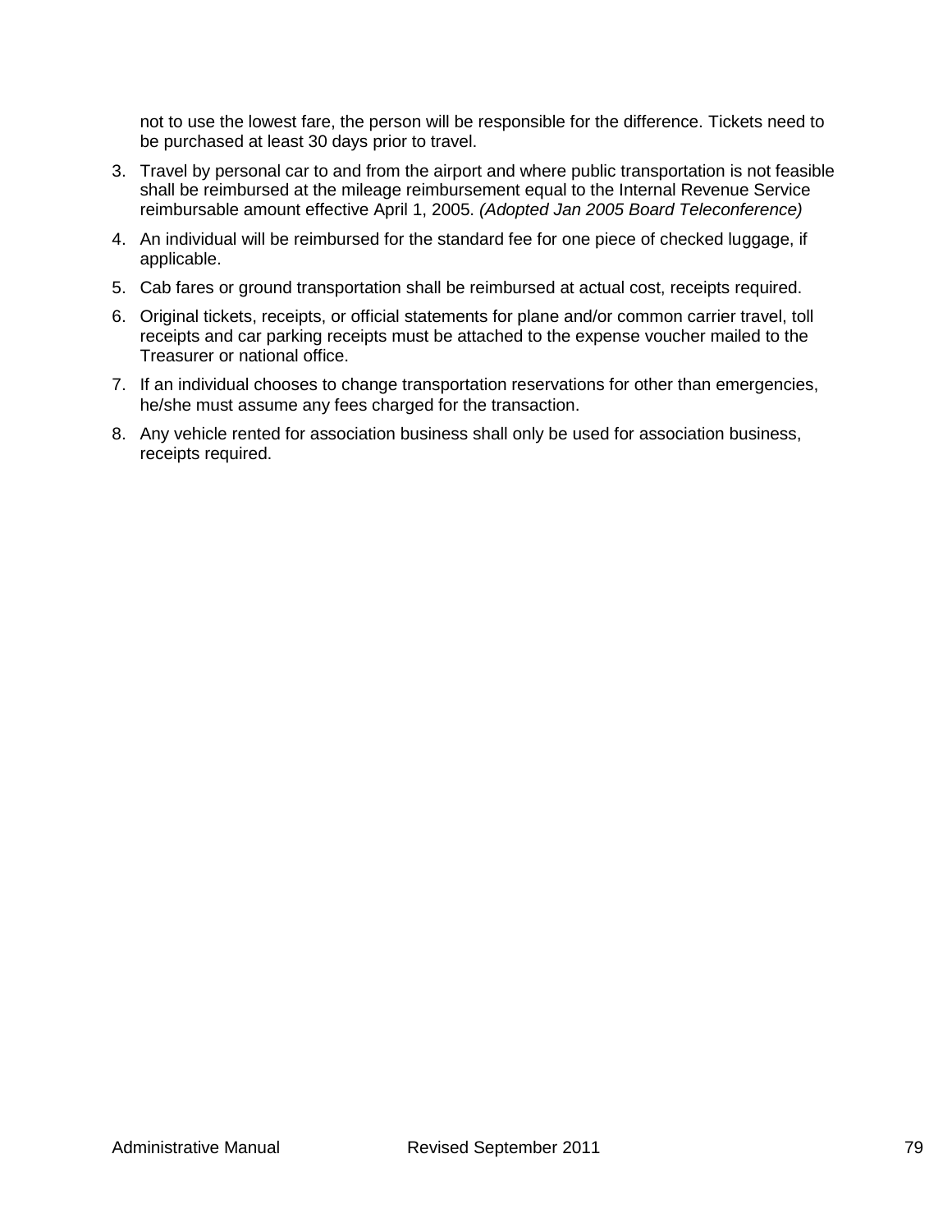not to use the lowest fare, the person will be responsible for the difference. Tickets need to be purchased at least 30 days prior to travel.

3. Travel by personal car to and from the airport and where public transportation is not feasible shall be reimbursed at the mileage reimbursement equal to the Internal Revenue Service reimbursable amount effective April 1, 2005. *(Adopted Jan 2005 Board Teleconference)*
4. An individual will be reimbursed for the standard fee for one piece of checked luggage, if applicable.
5. Cab fares or ground transportation shall be reimbursed at actual cost, receipts required.
6. Original tickets, receipts, or official statements for plane and/or common carrier travel, toll receipts and car parking receipts must be attached to the expense voucher mailed to the Treasurer or national office.
7. If an individual chooses to change transportation reservations for other than emergencies, he/she must assume any fees charged for the transaction.
8. Any vehicle rented for association business shall only be used for association business, receipts required.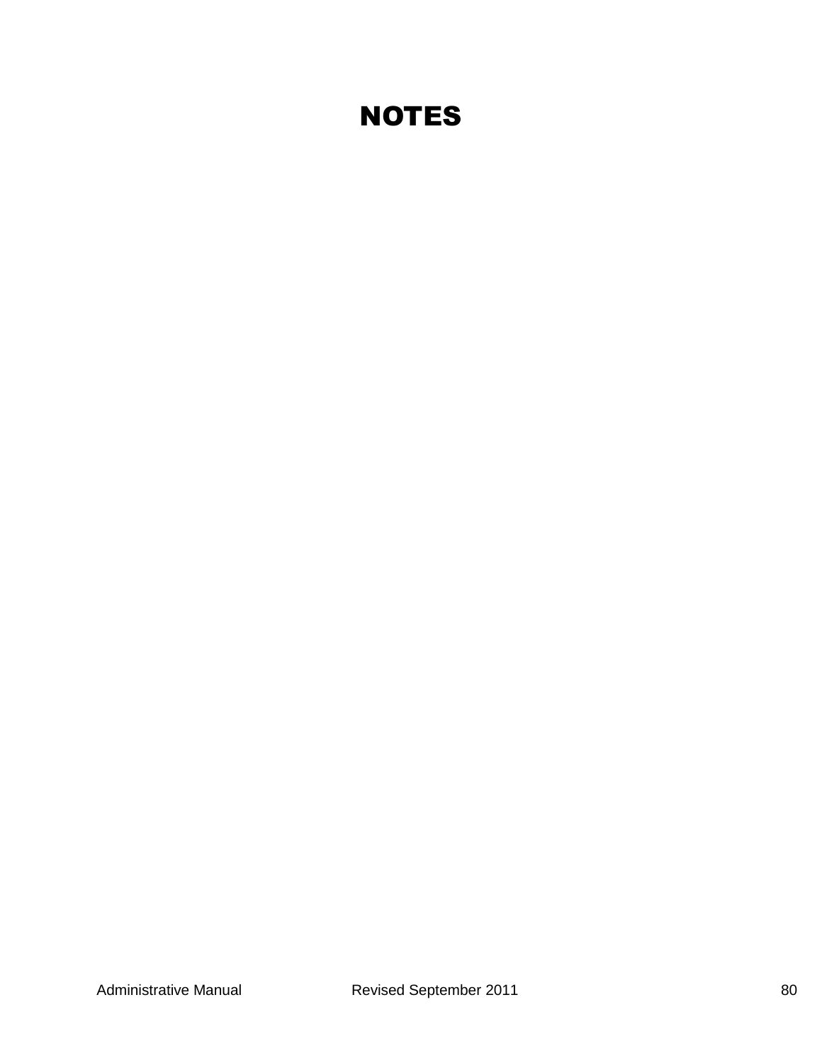# NOTES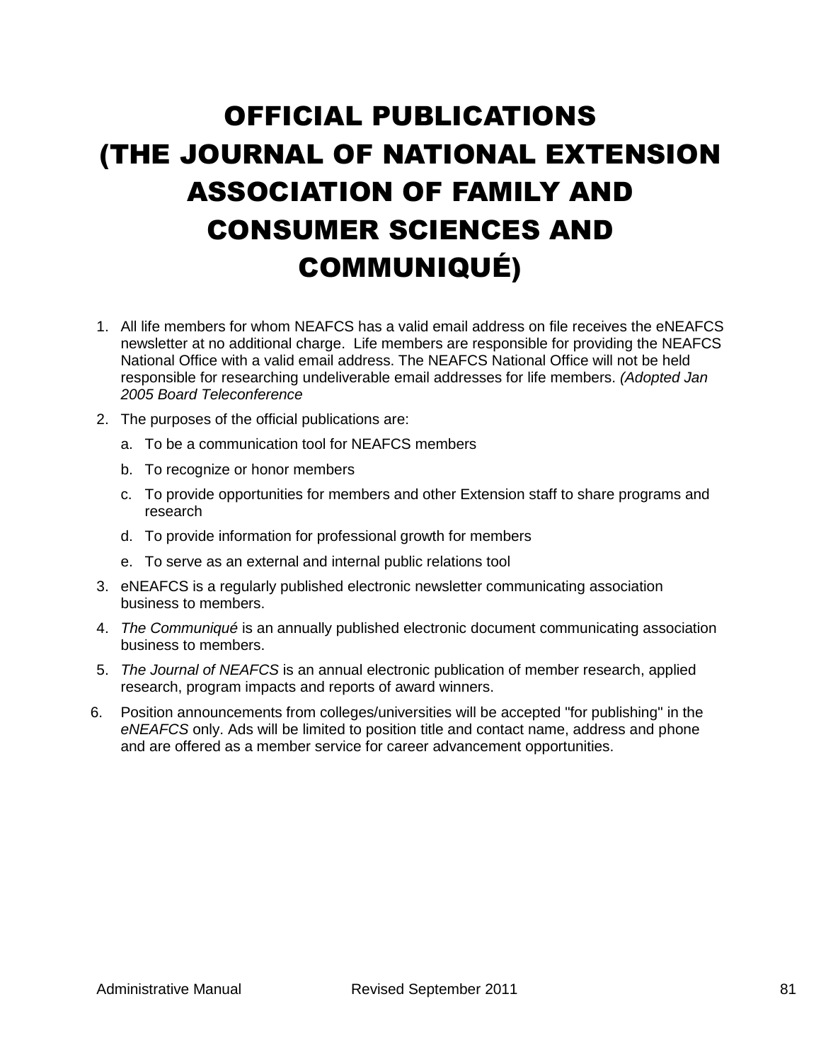# OFFICIAL PUBLICATIONS (THE JOURNAL OF NATIONAL EXTENSION ASSOCIATION OF FAMILY AND CONSUMER SCIENCES AND COMMUNIQUÉ)

1. All life members for whom NEAFCS has a valid email address on file receives the eNEAFCS newsletter at no additional charge. Life members are responsible for providing the NEAFCS National Office with a valid email address. The NEAFCS National Office will not be held responsible for researching undeliverable email addresses for life members. *(Adopted Jan 2005 Board Teleconference*
2. The purposes of the official publications are:
   a. To be a communication tool for NEAFCS members
   b. To recognize or honor members
   c. To provide opportunities for members and other Extension staff to share programs and research
   d. To provide information for professional growth for members
   e. To serve as an external and internal public relations tool
3. eNEAFCS is a regularly published electronic newsletter communicating association business to members.
4. *The Communiqué* is an annually published electronic document communicating association business to members.
5. *The Journal of NEAFCS* is an annual electronic publication of member research, applied research, program impacts and reports of award winners.
6. Position announcements from colleges/universities will be accepted "for publishing" in the *eNEAFCS* only. Ads will be limited to position title and contact name, address and phone and are offered as a member service for career advancement opportunities.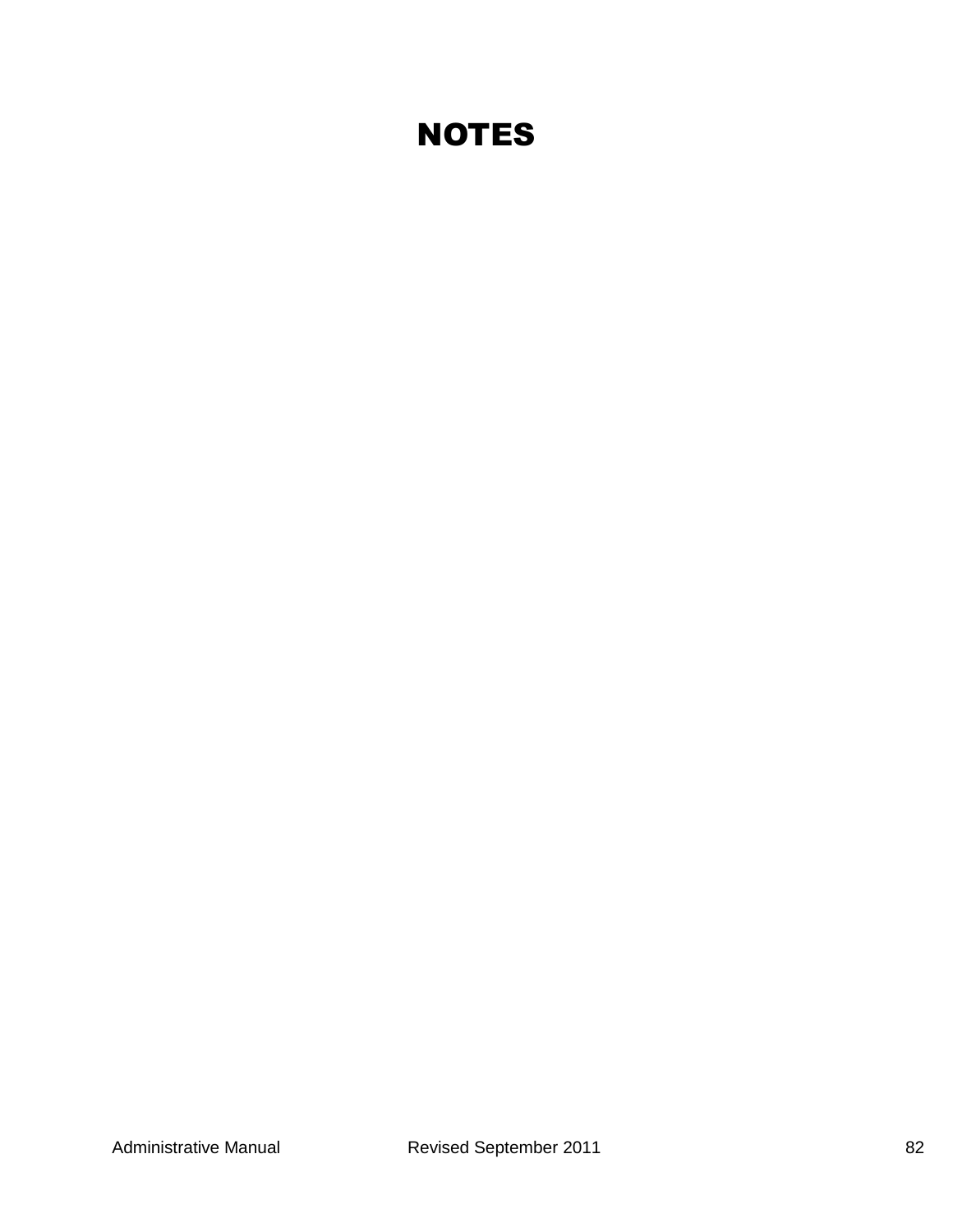# NOTES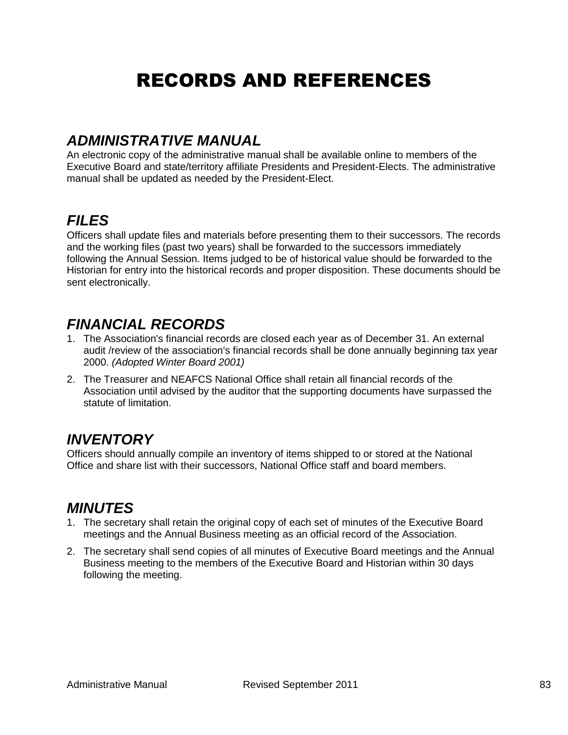# RECORDS AND REFERENCES

## *ADMINISTRATIVE MANUAL*

An electronic copy of the administrative manual shall be available online to members of the Executive Board and state/territory affiliate Presidents and President-Elects. The administrative manual shall be updated as needed by the President-Elect.

## *FILES*

Officers shall update files and materials before presenting them to their successors. The records and the working files (past two years) shall be forwarded to the successors immediately following the Annual Session. Items judged to be of historical value should be forwarded to the Historian for entry into the historical records and proper disposition. These documents should be sent electronically.

## *FINANCIAL RECORDS*

1. The Association's financial records are closed each year as of December 31. An external audit /review of the association's financial records shall be done annually beginning tax year 2000. *(Adopted Winter Board 2001)*
2. The Treasurer and NEAFCS National Office shall retain all financial records of the Association until advised by the auditor that the supporting documents have surpassed the statute of limitation.

## *INVENTORY*

Officers should annually compile an inventory of items shipped to or stored at the National Office and share list with their successors, National Office staff and board members.

## *MINUTES*

1. The secretary shall retain the original copy of each set of minutes of the Executive Board meetings and the Annual Business meeting as an official record of the Association.
2. The secretary shall send copies of all minutes of Executive Board meetings and the Annual Business meeting to the members of the Executive Board and Historian within 30 days following the meeting.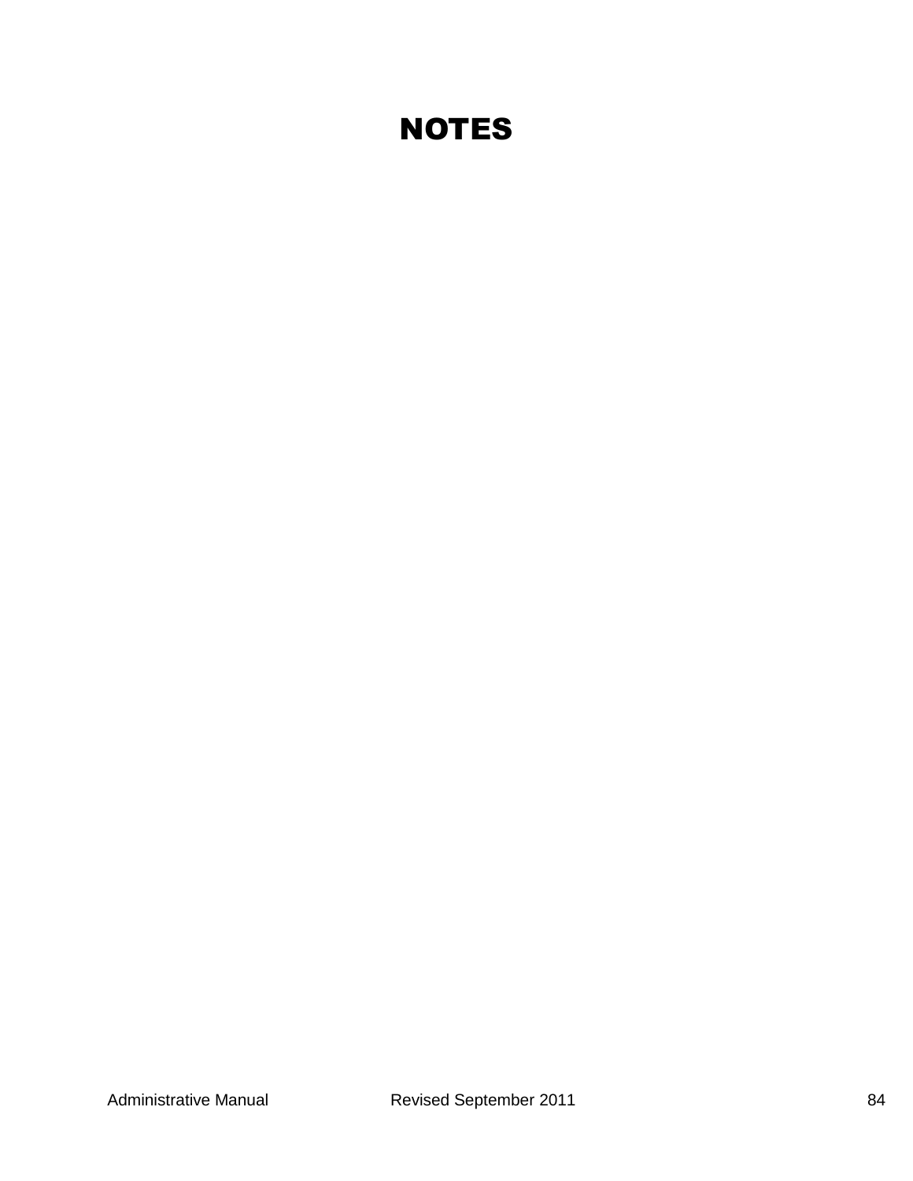# NOTES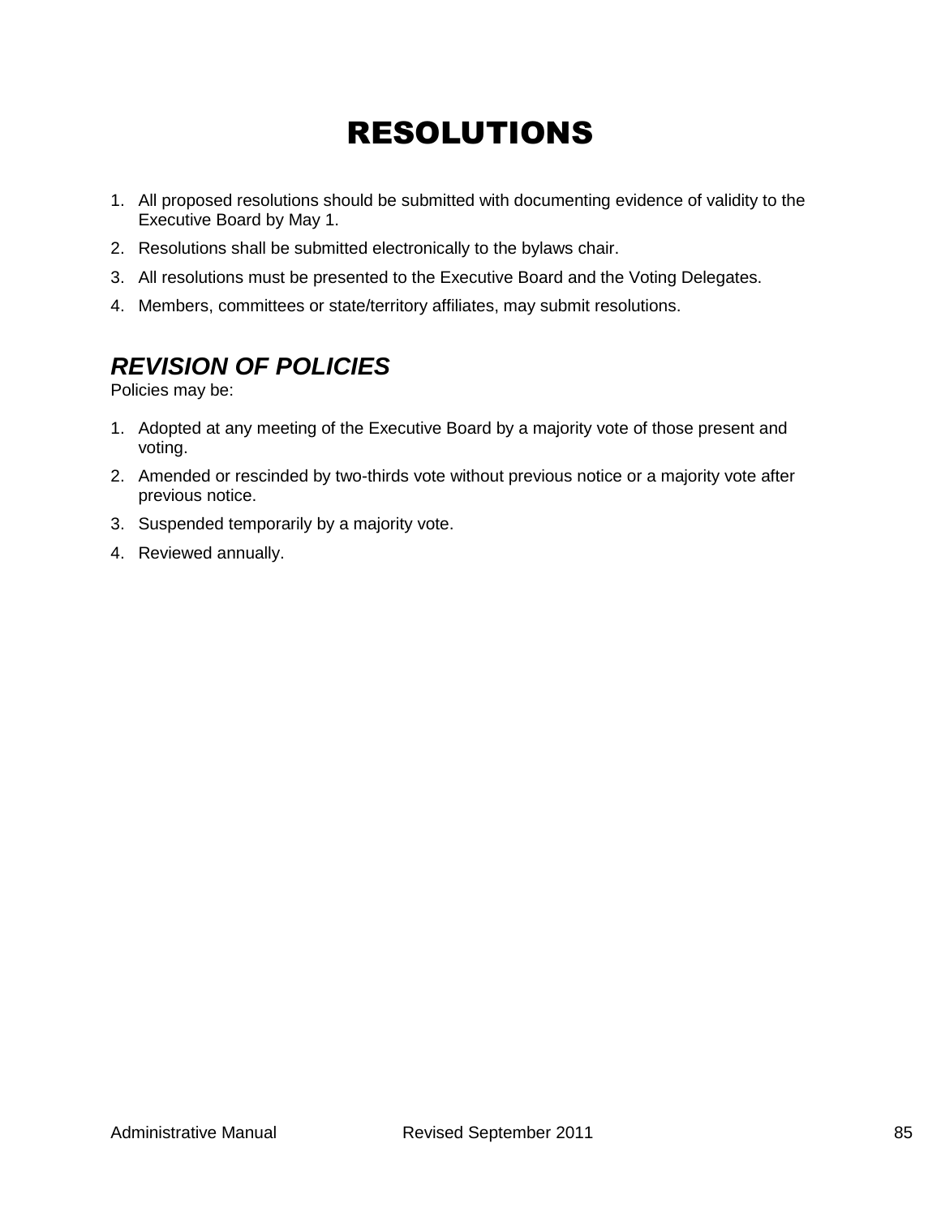# RESOLUTIONS

1. All proposed resolutions should be submitted with documenting evidence of validity to the Executive Board by May 1.
2. Resolutions shall be submitted electronically to the bylaws chair.
3. All resolutions must be presented to the Executive Board and the Voting Delegates.
4. Members, committees or state/territory affiliates, may submit resolutions.

## *REVISION OF POLICIES*

Policies may be:

1. Adopted at any meeting of the Executive Board by a majority vote of those present and voting.
2. Amended or rescinded by two-thirds vote without previous notice or a majority vote after previous notice.
3. Suspended temporarily by a majority vote.
4. Reviewed annually.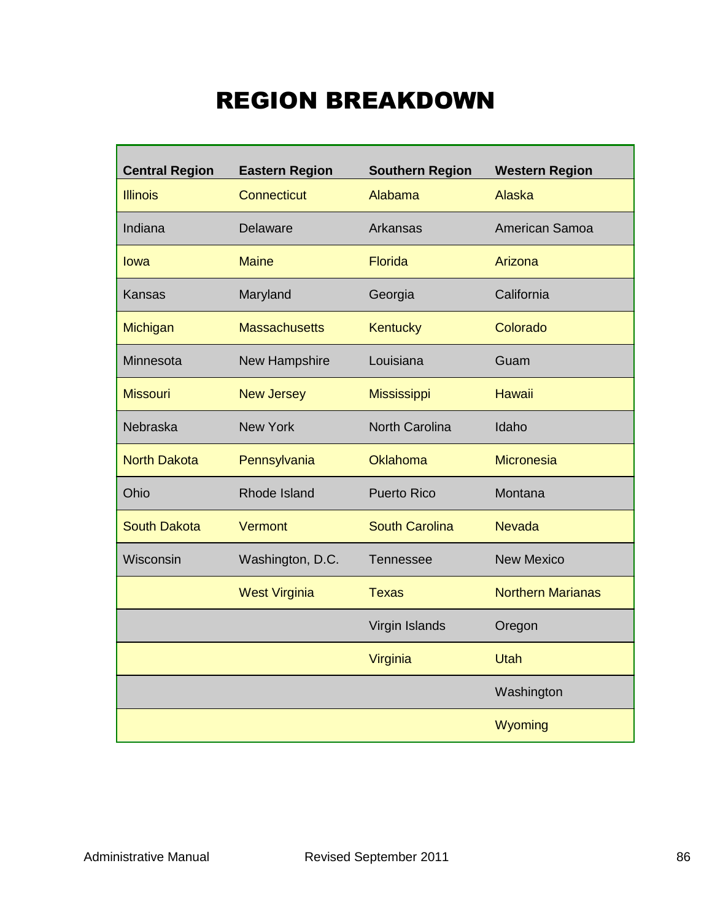# REGION BREAKDOWN

| Central Region | Eastern Region | Southern Region | Western Region |
|---|---|---|---|
| Illinois | Connecticut | Alabama | Alaska |
| Indiana | Delaware | Arkansas | American Samoa |
| Iowa | Maine | Florida | Arizona |
| Kansas | Maryland | Georgia | California |
| Michigan | Massachusetts | Kentucky | Colorado |
| Minnesota | New Hampshire | Louisiana | Guam |
| Missouri | New Jersey | Mississippi | Hawaii |
| Nebraska | New York | North Carolina | Idaho |
| North Dakota | Pennsylvania | Oklahoma | Micronesia |
| Ohio | Rhode Island | Puerto Rico | Montana |
| South Dakota | Vermont | South Carolina | Nevada |
| Wisconsin | Washington, D.C. | Tennessee | New Mexico |
| | West Virginia | Texas | Northern Marianas |
| | | Virgin Islands | Oregon |
| | | Virginia | Utah |
| | | | Washington |
| | | | Wyoming |